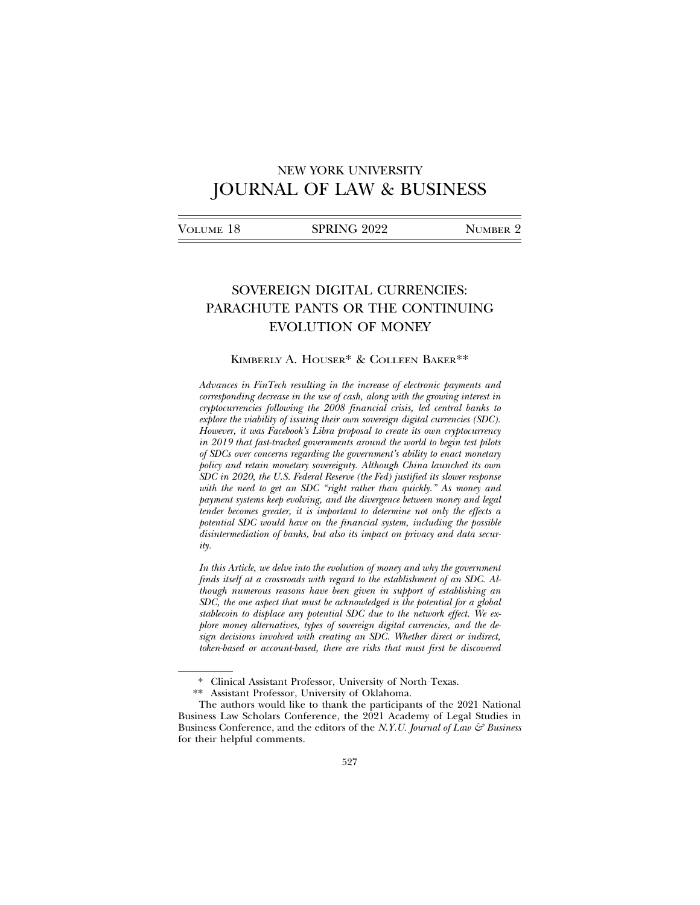NEW YORK UNIVERSITY
# JOURNAL OF LAW & BUSINESS

| VOLUME 18 | SPRING 2022 | NUMBER 2 |
|---|---|---|

## SOVEREIGN DIGITAL CURRENCIES: PARACHUTE PANTS OR THE CONTINUING EVOLUTION OF MONEY

KIMBERLY A. HOUSER* & COLLEEN BAKER**

*Advances in FinTech resulting in the increase of electronic payments and corresponding decrease in the use of cash, along with the growing interest in cryptocurrencies following the 2008 financial crisis, led central banks to explore the viability of issuing their own sovereign digital currencies (SDC). However, it was Facebook's Libra proposal to create its own cryptocurrency in 2019 that fast-tracked governments around the world to begin test pilots of SDCs over concerns regarding the government's ability to enact monetary policy and retain monetary sovereignty. Although China launched its own SDC in 2020, the U.S. Federal Reserve (the Fed) justified its slower response with the need to get an SDC "right rather than quickly." As money and payment systems keep evolving, and the divergence between money and legal tender becomes greater, it is important to determine not only the effects a potential SDC would have on the financial system, including the possible disintermediation of banks, but also its impact on privacy and data security.*

*In this Article, we delve into the evolution of money and why the government finds itself at a crossroads with regard to the establishment of an SDC. Although numerous reasons have been given in support of establishing an SDC, the one aspect that must be acknowledged is the potential for a global stablecoin to displace any potential SDC due to the network effect. We explore money alternatives, types of sovereign digital currencies, and the design decisions involved with creating an SDC. Whether direct or indirect, token-based or account-based, there are risks that must first be discovered*

---

\* Clinical Assistant Professor, University of North Texas.

\*\* Assistant Professor, University of Oklahoma.

The authors would like to thank the participants of the 2021 National Business Law Scholars Conference, the 2021 Academy of Legal Studies in Business Conference, and the editors of the *N.Y.U. Journal of Law & Business* for their helpful comments.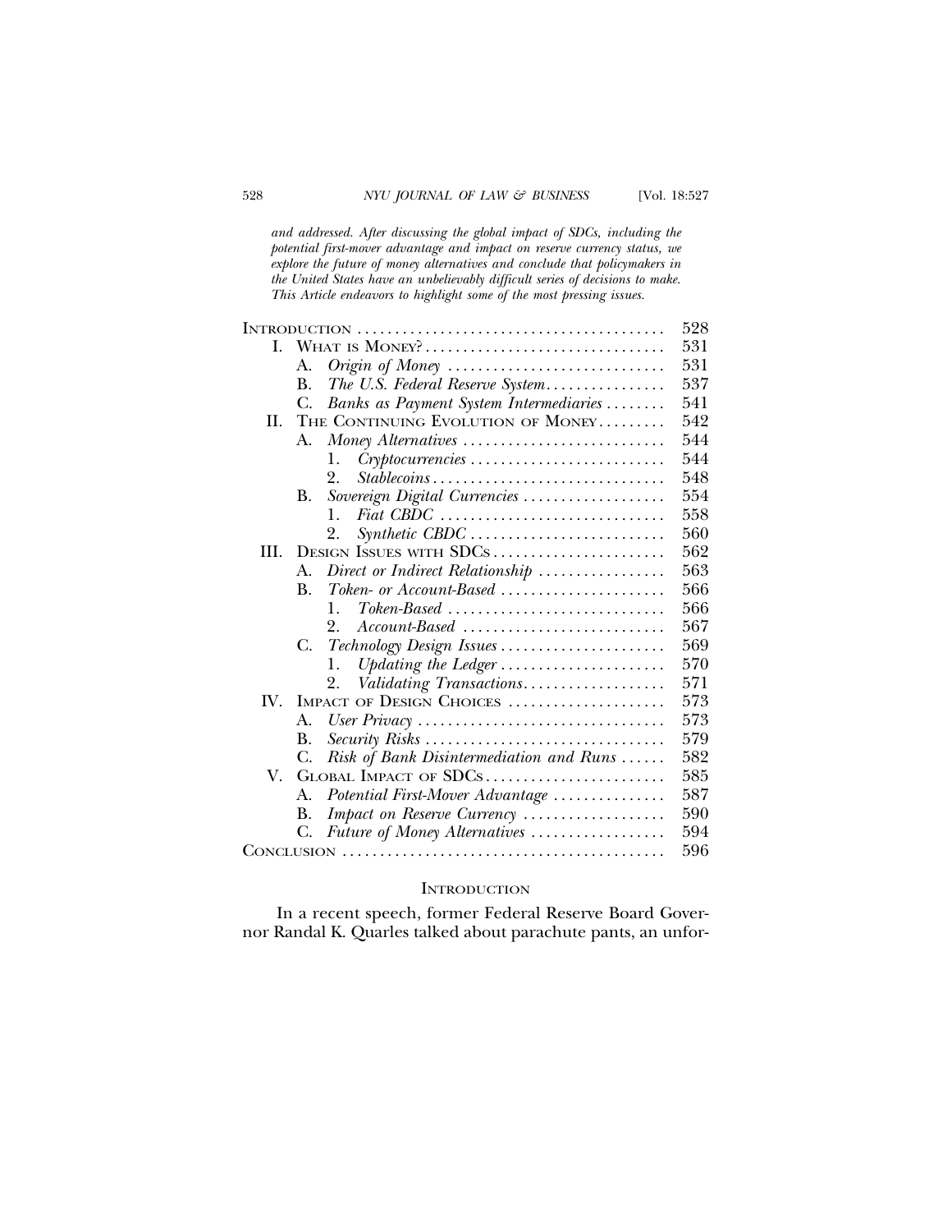*and addressed. After discussing the global impact of SDCs, including the potential first-mover advantage and impact on reserve currency status, we explore the future of money alternatives and conclude that policymakers in the United States have an unbelievably difficult series of decisions to make. This Article endeavors to highlight some of the most pressing issues.*

| | |
|---|---|
| INTRODUCTION | 528 |
| I. WHAT IS MONEY? | 531 |
| A. *Origin of Money* | 531 |
| B. *The U.S. Federal Reserve System* | 537 |
| C. *Banks as Payment System Intermediaries* | 541 |
| II. THE CONTINUING EVOLUTION OF MONEY | 542 |
| A. *Money Alternatives* | 544 |
| 1. *Cryptocurrencies* | 544 |
| 2. *Stablecoins* | 548 |
| B. *Sovereign Digital Currencies* | 554 |
| 1. *Fiat CBDC* | 558 |
| 2. *Synthetic CBDC* | 560 |
| III. DESIGN ISSUES WITH SDCS | 562 |
| A. *Direct or Indirect Relationship* | 563 |
| B. *Token- or Account-Based* | 566 |
| 1. *Token-Based* | 566 |
| 2. *Account-Based* | 567 |
| C. *Technology Design Issues* | 569 |
| 1. *Updating the Ledger* | 570 |
| 2. *Validating Transactions* | 571 |
| IV. IMPACT OF DESIGN CHOICES | 573 |
| A. *User Privacy* | 573 |
| B. *Security Risks* | 579 |
| C. *Risk of Bank Disintermediation and Runs* | 582 |
| V. GLOBAL IMPACT OF SDCS | 585 |
| A. *Potential First-Mover Advantage* | 587 |
| B. *Impact on Reserve Currency* | 590 |
| C. *Future of Money Alternatives* | 594 |
| CONCLUSION | 596 |

## INTRODUCTION

In a recent speech, former Federal Reserve Board Governor Randal K. Quarles talked about parachute pants, an unfor-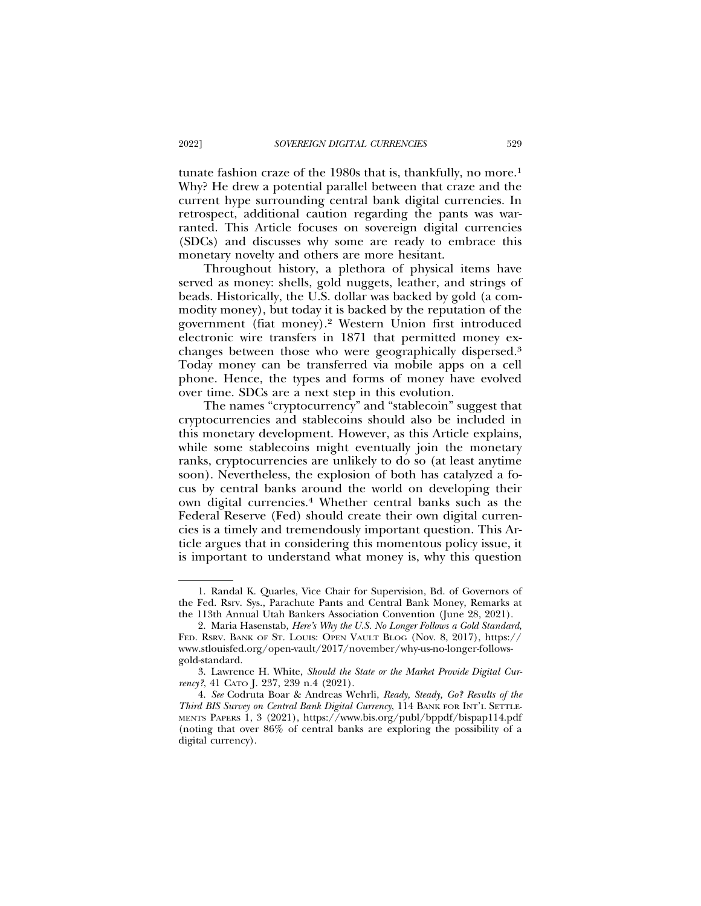tunate fashion craze of the 1980s that is, thankfully, no more.[1] Why? He drew a potential parallel between that craze and the current hype surrounding central bank digital currencies. In retrospect, additional caution regarding the pants was warranted. This Article focuses on sovereign digital currencies (SDCs) and discusses why some are ready to embrace this monetary novelty and others are more hesitant.

Throughout history, a plethora of physical items have served as money: shells, gold nuggets, leather, and strings of beads. Historically, the U.S. dollar was backed by gold (a commodity money), but today it is backed by the reputation of the government (fiat money).[2] Western Union first introduced electronic wire transfers in 1871 that permitted money exchanges between those who were geographically dispersed.[3] Today money can be transferred via mobile apps on a cell phone. Hence, the types and forms of money have evolved over time. SDCs are a next step in this evolution.

The names "cryptocurrency" and "stablecoin" suggest that cryptocurrencies and stablecoins should also be included in this monetary development. However, as this Article explains, while some stablecoins might eventually join the monetary ranks, cryptocurrencies are unlikely to do so (at least anytime soon). Nevertheless, the explosion of both has catalyzed a focus by central banks around the world on developing their own digital currencies.[4] Whether central banks such as the Federal Reserve (Fed) should create their own digital currencies is a timely and tremendously important question. This Article argues that in considering this momentous policy issue, it is important to understand what money is, why this question

---

1. Randal K. Quarles, Vice Chair for Supervision, Bd. of Governors of the Fed. Rsrv. Sys., Parachute Pants and Central Bank Money, Remarks at the 113th Annual Utah Bankers Association Convention (June 28, 2021).

2. Maria Hasenstab, *Here's Why the U.S. No Longer Follows a Gold Standard*, FED. RSRV. BANK OF ST. LOUIS: OPEN VAULT BLOG (Nov. 8, 2017), https://www.stlouisfed.org/open-vault/2017/november/why-us-no-longer-follows-gold-standard.

3. Lawrence H. White, *Should the State or the Market Provide Digital Currency?*, 41 CATO J. 237, 239 n.4 (2021).

4. *See* Codruta Boar & Andreas Wehrli, *Ready, Steady, Go? Results of the Third BIS Survey on Central Bank Digital Currency*, 114 BANK FOR INT'L SETTLEMENTS PAPERS 1, 3 (2021), https://www.bis.org/publ/bppdf/bispap114.pdf (noting that over 86% of central banks are exploring the possibility of a digital currency).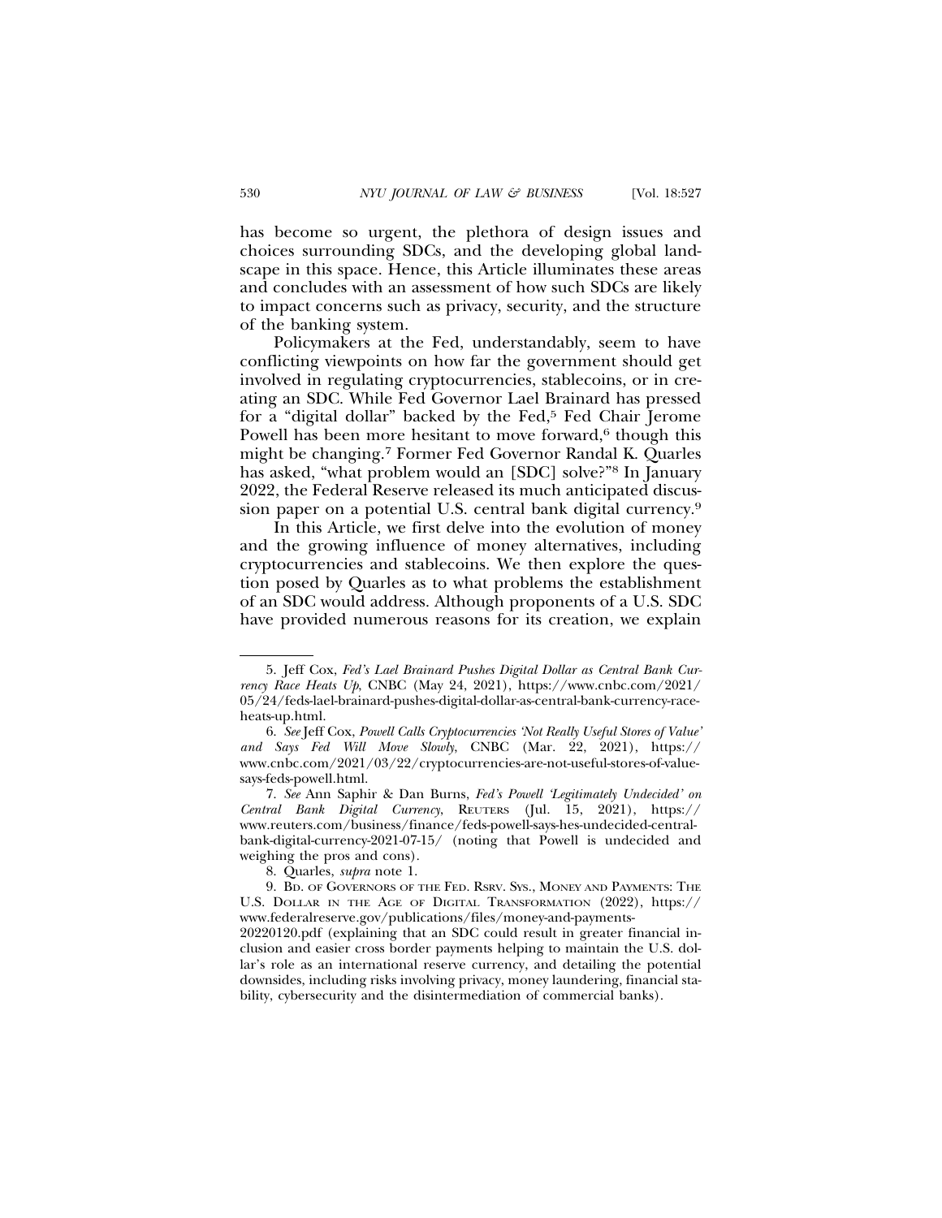has become so urgent, the plethora of design issues and choices surrounding SDCs, and the developing global landscape in this space. Hence, this Article illuminates these areas and concludes with an assessment of how such SDCs are likely to impact concerns such as privacy, security, and the structure of the banking system.

Policymakers at the Fed, understandably, seem to have conflicting viewpoints on how far the government should get involved in regulating cryptocurrencies, stablecoins, or in creating an SDC. While Fed Governor Lael Brainard has pressed for a "digital dollar" backed by the Fed,[5] Fed Chair Jerome Powell has been more hesitant to move forward,[6] though this might be changing.[7] Former Fed Governor Randal K. Quarles has asked, "what problem would an [SDC] solve?"[8] In January 2022, the Federal Reserve released its much anticipated discussion paper on a potential U.S. central bank digital currency.[9]

In this Article, we first delve into the evolution of money and the growing influence of money alternatives, including cryptocurrencies and stablecoins. We then explore the question posed by Quarles as to what problems the establishment of an SDC would address. Although proponents of a U.S. SDC have provided numerous reasons for its creation, we explain

---

5. Jeff Cox, *Fed's Lael Brainard Pushes Digital Dollar as Central Bank Currency Race Heats Up*, CNBC (May 24, 2021), https://www.cnbc.com/2021/05/24/feds-lael-brainard-pushes-digital-dollar-as-central-bank-currency-race-heats-up.html.

6. *See* Jeff Cox, *Powell Calls Cryptocurrencies 'Not Really Useful Stores of Value' and Says Fed Will Move Slowly*, CNBC (Mar. 22, 2021), https://www.cnbc.com/2021/03/22/cryptocurrencies-are-not-useful-stores-of-value-says-feds-powell.html.

7. *See* Ann Saphir & Dan Burns, *Fed's Powell 'Legitimately Undecided' on Central Bank Digital Currency*, REUTERS (Jul. 15, 2021), https://www.reuters.com/business/finance/feds-powell-says-hes-undecided-central-bank-digital-currency-2021-07-15/ (noting that Powell is undecided and weighing the pros and cons).

8. Quarles, *supra* note 1.

9. BD. OF GOVERNORS OF THE FED. RSRV. SYS., MONEY AND PAYMENTS: THE U.S. DOLLAR IN THE AGE OF DIGITAL TRANSFORMATION (2022), https://www.federalreserve.gov/publications/files/money-and-payments-20220120.pdf (explaining that an SDC could result in greater financial inclusion and easier cross border payments helping to maintain the U.S. dollar's role as an international reserve currency, and detailing the potential downsides, including risks involving privacy, money laundering, financial stability, cybersecurity and the disintermediation of commercial banks).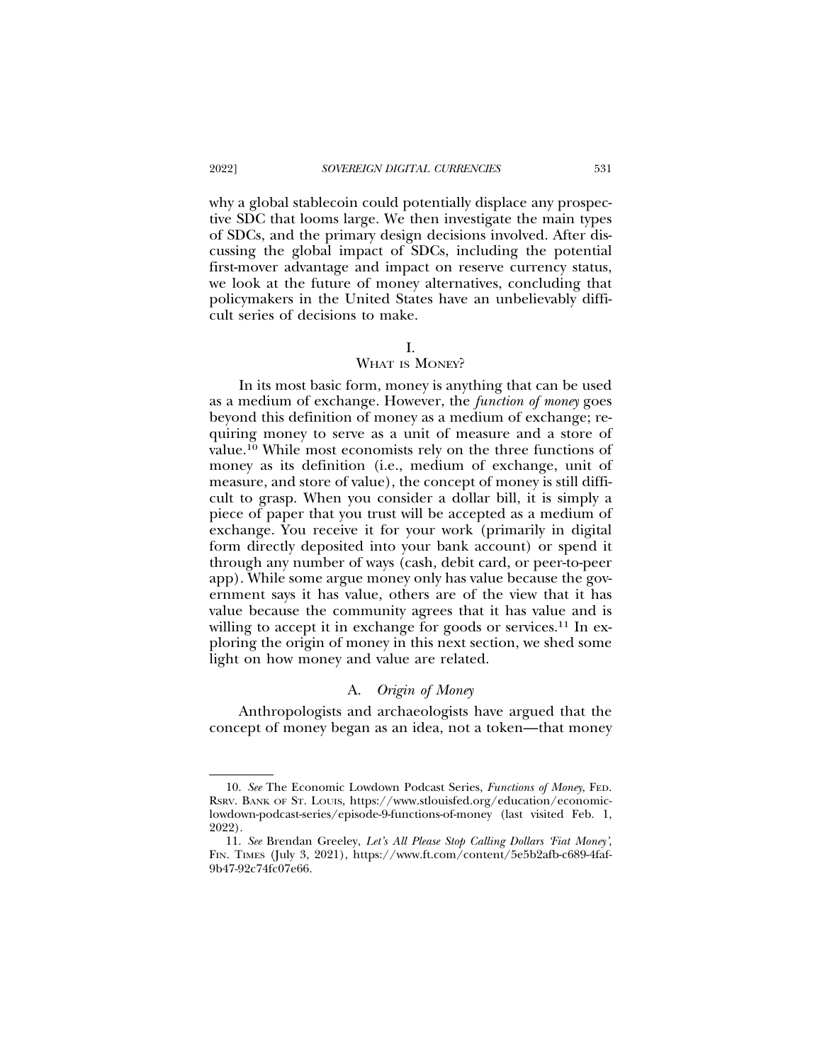why a global stablecoin could potentially displace any prospective SDC that looms large. We then investigate the main types of SDCs, and the primary design decisions involved. After discussing the global impact of SDCs, including the potential first-mover advantage and impact on reserve currency status, we look at the future of money alternatives, concluding that policymakers in the United States have an unbelievably difficult series of decisions to make.

## I. WHAT IS MONEY?

In its most basic form, money is anything that can be used as a medium of exchange. However, the *function of money* goes beyond this definition of money as a medium of exchange; requiring money to serve as a unit of measure and a store of value.[10] While most economists rely on the three functions of money as its definition (i.e., medium of exchange, unit of measure, and store of value), the concept of money is still difficult to grasp. When you consider a dollar bill, it is simply a piece of paper that you trust will be accepted as a medium of exchange. You receive it for your work (primarily in digital form directly deposited into your bank account) or spend it through any number of ways (cash, debit card, or peer-to-peer app). While some argue money only has value because the government says it has value, others are of the view that it has value because the community agrees that it has value and is willing to accept it in exchange for goods or services.[11] In exploring the origin of money in this next section, we shed some light on how money and value are related.

### A. *Origin of Money*

Anthropologists and archaeologists have argued that the concept of money began as an idea, not a token—that money

---

10. *See* The Economic Lowdown Podcast Series, *Functions of Money*, FED. RSRV. BANK OF ST. LOUIS, https://www.stlouisfed.org/education/economic-lowdown-podcast-series/episode-9-functions-of-money (last visited Feb. 1, 2022).

11. *See* Brendan Greeley, *Let's All Please Stop Calling Dollars 'Fiat Money'*, FIN. TIMES (July 3, 2021), https://www.ft.com/content/5e5b2afb-c689-4faf-9b47-92c74fc07e66.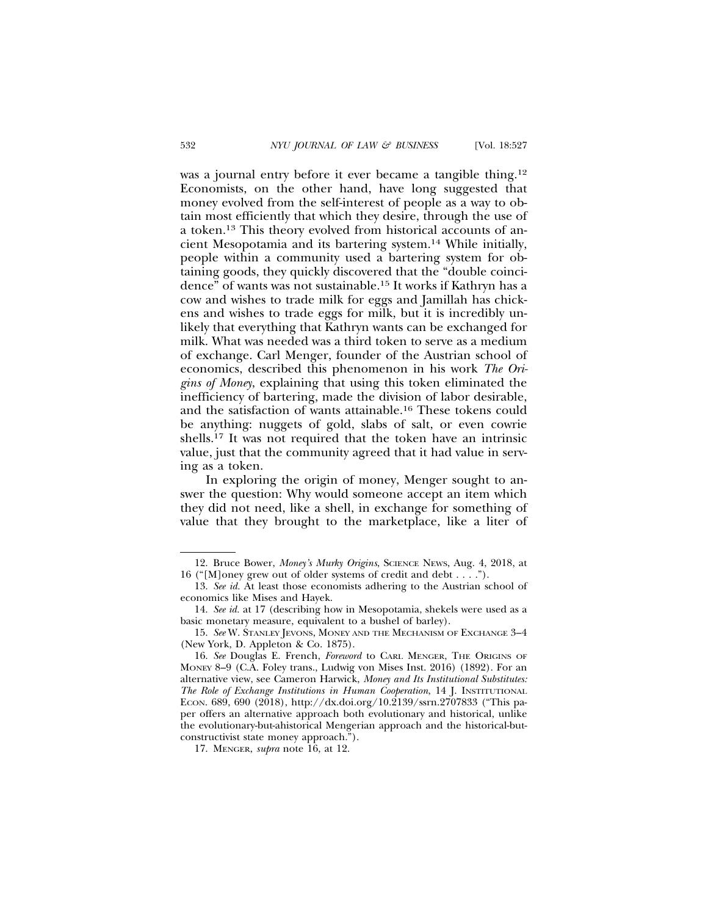was a journal entry before it ever became a tangible thing.[12] Economists, on the other hand, have long suggested that money evolved from the self-interest of people as a way to obtain most efficiently that which they desire, through the use of a token.[13] This theory evolved from historical accounts of ancient Mesopotamia and its bartering system.[14] While initially, people within a community used a bartering system for obtaining goods, they quickly discovered that the "double coincidence" of wants was not sustainable.[15] It works if Kathryn has a cow and wishes to trade milk for eggs and Jamillah has chickens and wishes to trade eggs for milk, but it is incredibly unlikely that everything that Kathryn wants can be exchanged for milk. What was needed was a third token to serve as a medium of exchange. Carl Menger, founder of the Austrian school of economics, described this phenomenon in his work *The Origins of Money*, explaining that using this token eliminated the inefficiency of bartering, made the division of labor desirable, and the satisfaction of wants attainable.[16] These tokens could be anything: nuggets of gold, slabs of salt, or even cowrie shells.[17] It was not required that the token have an intrinsic value, just that the community agreed that it had value in serving as a token.

In exploring the origin of money, Menger sought to answer the question: Why would someone accept an item which they did not need, like a shell, in exchange for something of value that they brought to the marketplace, like a liter of

---

12. Bruce Bower, *Money's Murky Origins*, SCIENCE NEWS, Aug. 4, 2018, at 16 ("[M]oney grew out of older systems of credit and debt . . . .").

13. *See id.* At least those economists adhering to the Austrian school of economics like Mises and Hayek.

14. *See id.* at 17 (describing how in Mesopotamia, shekels were used as a basic monetary measure, equivalent to a bushel of barley).

15. *See* W. STANLEY JEVONS, MONEY AND THE MECHANISM OF EXCHANGE 3–4 (New York, D. Appleton & Co. 1875).

16. *See* Douglas E. French, *Foreword* to CARL MENGER, THE ORIGINS OF MONEY 8–9 (C.A. Foley trans., Ludwig von Mises Inst. 2016) (1892). For an alternative view, see Cameron Harwick, *Money and Its Institutional Substitutes: The Role of Exchange Institutions in Human Cooperation*, 14 J. INSTITUTIONAL ECON. 689, 690 (2018), http://dx.doi.org/10.2139/ssrn.2707833 ("This paper offers an alternative approach both evolutionary and historical, unlike the evolutionary-but-ahistorical Mengerian approach and the historical-but-constructivist state money approach.").

17. MENGER, *supra* note 16, at 12.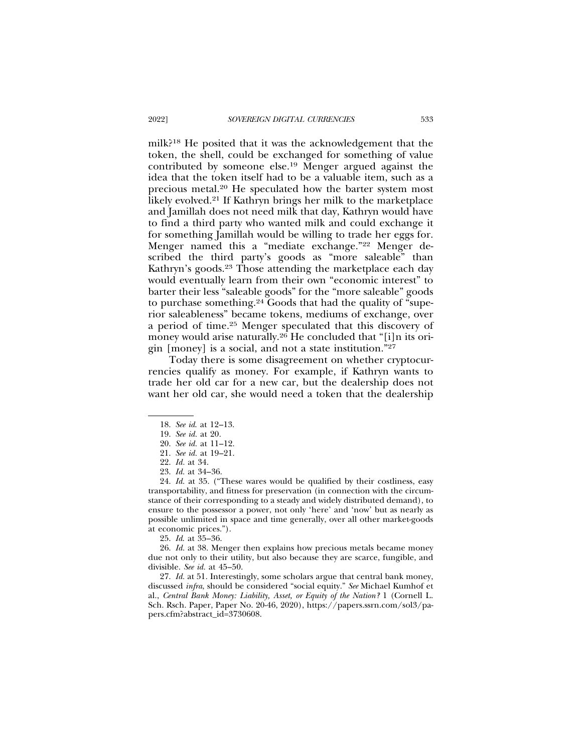milk?[18] He posited that it was the acknowledgement that the token, the shell, could be exchanged for something of value contributed by someone else.[19] Menger argued against the idea that the token itself had to be a valuable item, such as a precious metal.[20] He speculated how the barter system most likely evolved.[21] If Kathryn brings her milk to the marketplace and Jamillah does not need milk that day, Kathryn would have to find a third party who wanted milk and could exchange it for something Jamillah would be willing to trade her eggs for. Menger named this a "mediate exchange."[22] Menger described the third party's goods as "more saleable" than Kathryn's goods.[23] Those attending the marketplace each day would eventually learn from their own "economic interest" to barter their less "saleable goods" for the "more saleable" goods to purchase something.[24] Goods that had the quality of "superior saleableness" became tokens, mediums of exchange, over a period of time.[25] Menger speculated that this discovery of money would arise naturally.[26] He concluded that "[i]n its origin [money] is a social, and not a state institution."[27]

Today there is some disagreement on whether cryptocurrencies qualify as money. For example, if Kathryn wants to trade her old car for a new car, but the dealership does not want her old car, she would need a token that the dealership

---

18. *See id.* at 12–13.

19. *See id.* at 20.

20. *See id.* at 11–12.

21. *See id.* at 19–21.

22. *Id.* at 34.

23. *Id.* at 34–36.

24. *Id.* at 35. ("These wares would be qualified by their costliness, easy transportability, and fitness for preservation (in connection with the circumstance of their corresponding to a steady and widely distributed demand), to ensure to the possessor a power, not only 'here' and 'now' but as nearly as possible unlimited in space and time generally, over all other market-goods at economic prices.").

25. *Id.* at 35–36.

26. *Id.* at 38. Menger then explains how precious metals became money due not only to their utility, but also because they are scarce, fungible, and divisible. *See id.* at 45–50.

27. *Id.* at 51. Interestingly, some scholars argue that central bank money, discussed *infra*, should be considered "social equity." *See* Michael Kumhof et al., *Central Bank Money: Liability, Asset, or Equity of the Nation?* 1 (Cornell L. Sch. Rsch. Paper, Paper No. 20-46, 2020), https://papers.ssrn.com/sol3/papers.cfm?abstract_id=3730608.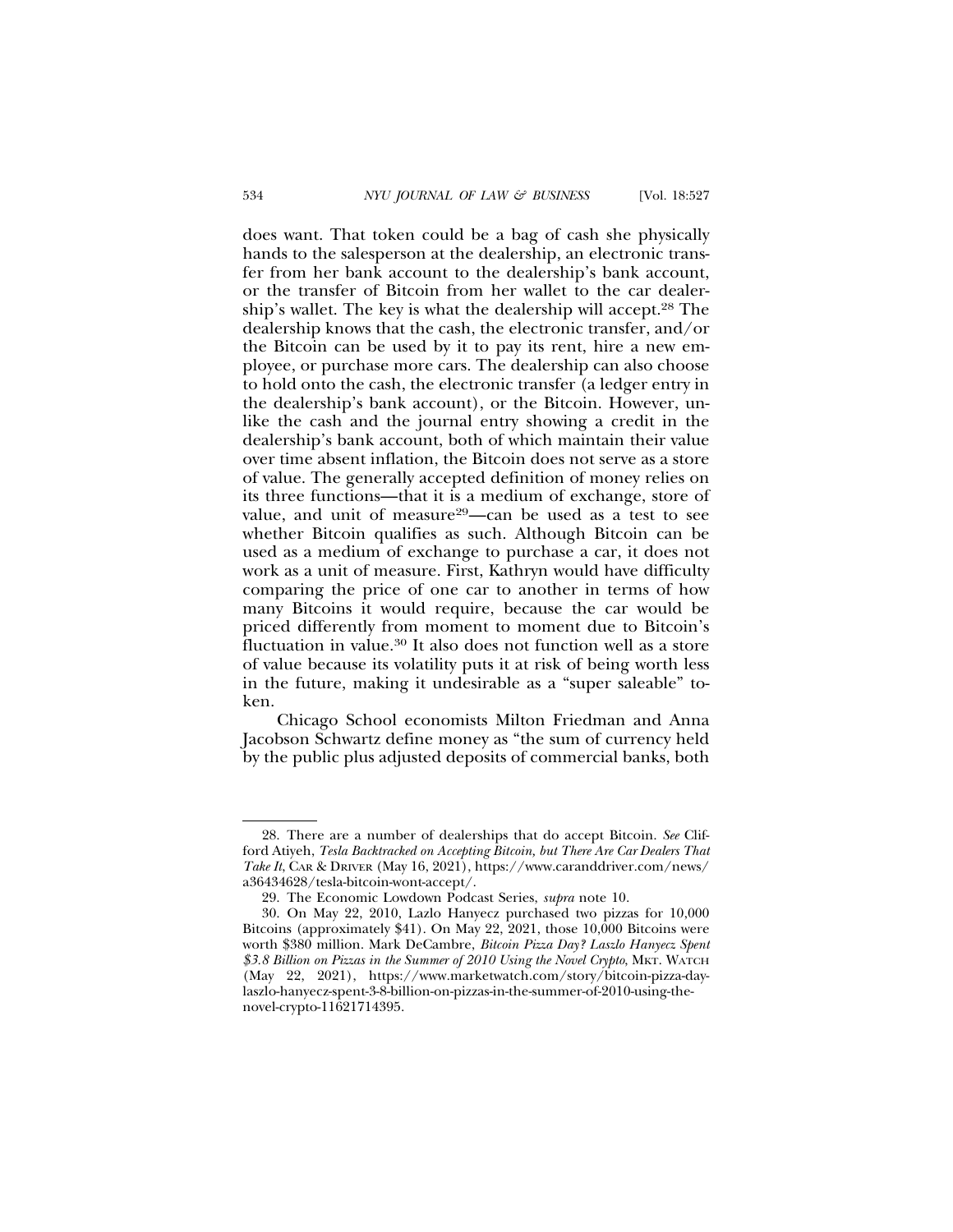does want. That token could be a bag of cash she physically hands to the salesperson at the dealership, an electronic transfer from her bank account to the dealership's bank account, or the transfer of Bitcoin from her wallet to the car dealership's wallet. The key is what the dealership will accept.[28] The dealership knows that the cash, the electronic transfer, and/or the Bitcoin can be used by it to pay its rent, hire a new employee, or purchase more cars. The dealership can also choose to hold onto the cash, the electronic transfer (a ledger entry in the dealership's bank account), or the Bitcoin. However, unlike the cash and the journal entry showing a credit in the dealership's bank account, both of which maintain their value over time absent inflation, the Bitcoin does not serve as a store of value. The generally accepted definition of money relies on its three functions—that it is a medium of exchange, store of value, and unit of measure[29]—can be used as a test to see whether Bitcoin qualifies as such. Although Bitcoin can be used as a medium of exchange to purchase a car, it does not work as a unit of measure. First, Kathryn would have difficulty comparing the price of one car to another in terms of how many Bitcoins it would require, because the car would be priced differently from moment to moment due to Bitcoin's fluctuation in value.[30] It also does not function well as a store of value because its volatility puts it at risk of being worth less in the future, making it undesirable as a "super saleable" token.

Chicago School economists Milton Friedman and Anna Jacobson Schwartz define money as "the sum of currency held by the public plus adjusted deposits of commercial banks, both

---

28. There are a number of dealerships that do accept Bitcoin. *See* Clifford Atiyeh, *Tesla Backtracked on Accepting Bitcoin, but There Are Car Dealers That Take It*, CAR & DRIVER (May 16, 2021), https://www.caranddriver.com/news/a36434628/tesla-bitcoin-wont-accept/.

29. The Economic Lowdown Podcast Series, *supra* note 10.

30. On May 22, 2010, Lazlo Hanyecz purchased two pizzas for 10,000 Bitcoins (approximately $41). On May 22, 2021, those 10,000 Bitcoins were worth $380 million. Mark DeCambre, *Bitcoin Pizza Day? Laszlo Hanyecz Spent $3.8 Billion on Pizzas in the Summer of 2010 Using the Novel Crypto*, MKT. WATCH (May 22, 2021), https://www.marketwatch.com/story/bitcoin-pizza-day-laszlo-hanyecz-spent-3-8-billion-on-pizzas-in-the-summer-of-2010-using-the-novel-crypto-11621714395.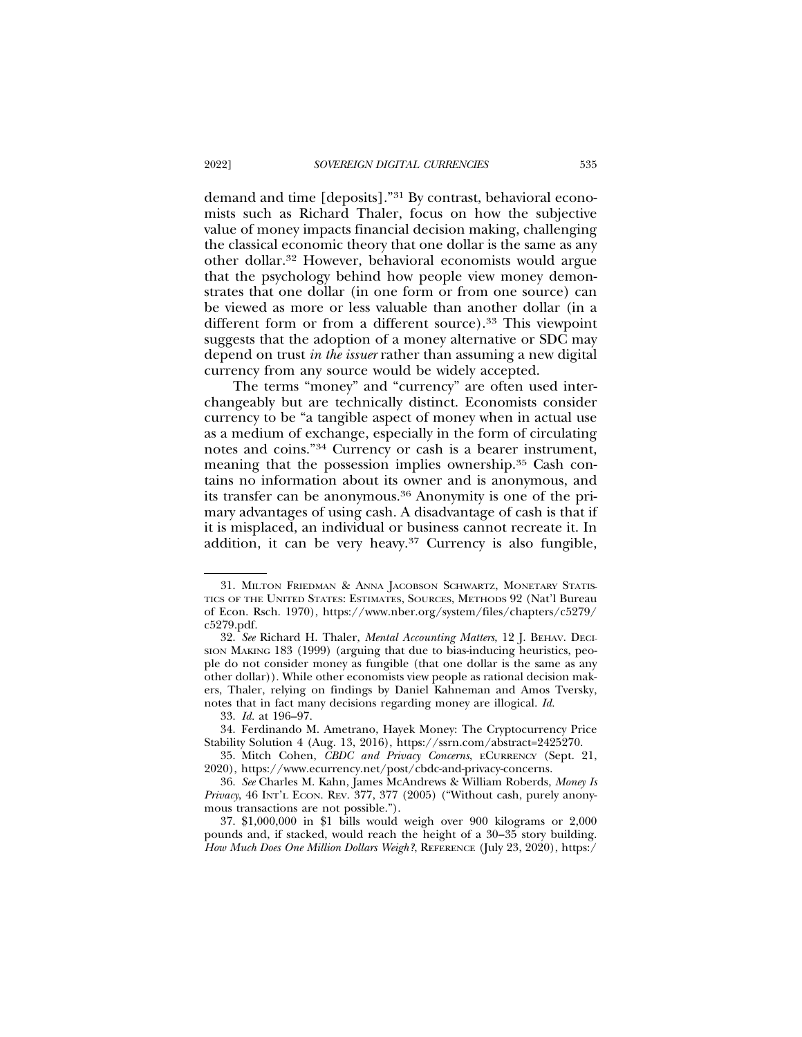demand and time [deposits]."[31] By contrast, behavioral economists such as Richard Thaler, focus on how the subjective value of money impacts financial decision making, challenging the classical economic theory that one dollar is the same as any other dollar.[32] However, behavioral economists would argue that the psychology behind how people view money demonstrates that one dollar (in one form or from one source) can be viewed as more or less valuable than another dollar (in a different form or from a different source).[33] This viewpoint suggests that the adoption of a money alternative or SDC may depend on trust *in the issuer* rather than assuming a new digital currency from any source would be widely accepted.

The terms "money" and "currency" are often used interchangeably but are technically distinct. Economists consider currency to be "a tangible aspect of money when in actual use as a medium of exchange, especially in the form of circulating notes and coins."[34] Currency or cash is a bearer instrument, meaning that the possession implies ownership.[35] Cash contains no information about its owner and is anonymous, and its transfer can be anonymous.[36] Anonymity is one of the primary advantages of using cash. A disadvantage of cash is that if it is misplaced, an individual or business cannot recreate it. In addition, it can be very heavy.[37] Currency is also fungible,

---

31. MILTON FRIEDMAN & ANNA JACOBSON SCHWARTZ, MONETARY STATISTICS OF THE UNITED STATES: ESTIMATES, SOURCES, METHODS 92 (Nat'l Bureau of Econ. Rsch. 1970), https://www.nber.org/system/files/chapters/c5279/c5279.pdf.

32. *See* Richard H. Thaler, *Mental Accounting Matters*, 12 J. BEHAV. DECISION MAKING 183 (1999) (arguing that due to bias-inducing heuristics, people do not consider money as fungible (that one dollar is the same as any other dollar)). While other economists view people as rational decision makers, Thaler, relying on findings by Daniel Kahneman and Amos Tversky, notes that in fact many decisions regarding money are illogical. *Id.*

33. *Id.* at 196–97.

34. Ferdinando M. Ametrano, Hayek Money: The Cryptocurrency Price Stability Solution 4 (Aug. 13, 2016), https://ssrn.com/abstract=2425270.

35. Mitch Cohen, *CBDC and Privacy Concerns*, ECURRENCY (Sept. 21, 2020), https://www.ecurrency.net/post/cbdc-and-privacy-concerns.

36. *See* Charles M. Kahn, James McAndrews & William Roberds, *Money Is Privacy*, 46 INT'L ECON. REV. 377, 377 (2005) ("Without cash, purely anonymous transactions are not possible.").

37. $1,000,000 in $1 bills would weigh over 900 kilograms or 2,000 pounds and, if stacked, would reach the height of a 30–35 story building. *How Much Does One Million Dollars Weigh?*, REFERENCE (July 23, 2020), https:/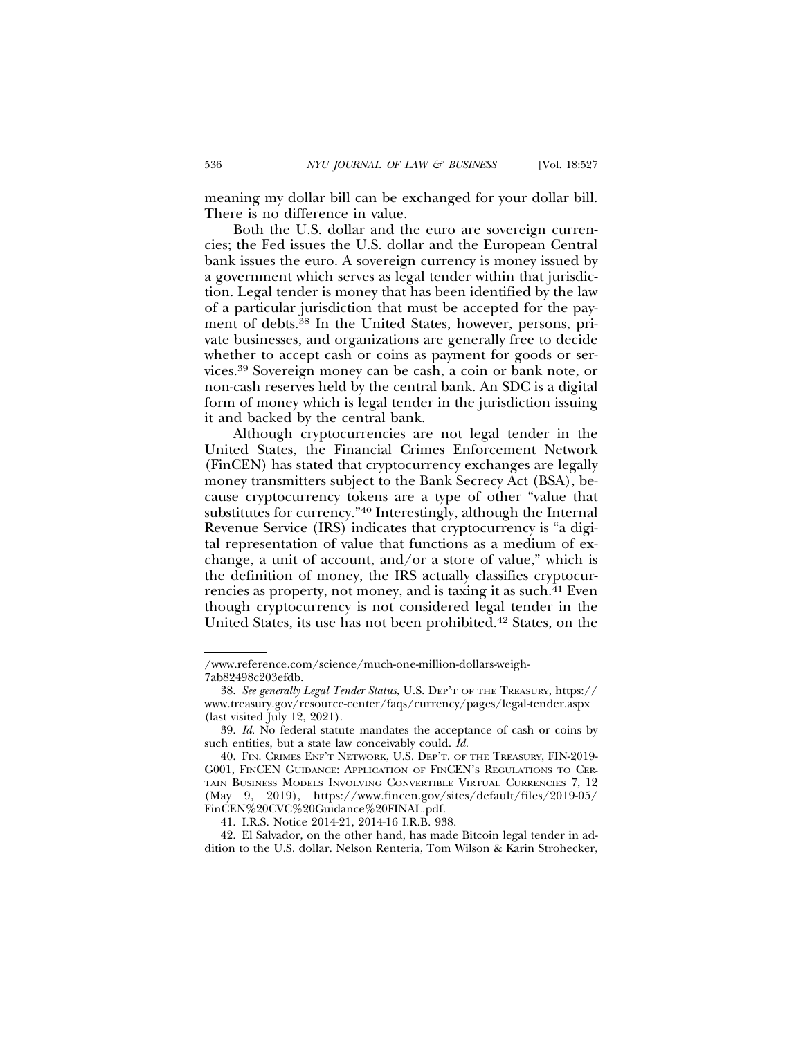meaning my dollar bill can be exchanged for your dollar bill. There is no difference in value.

Both the U.S. dollar and the euro are sovereign currencies; the Fed issues the U.S. dollar and the European Central bank issues the euro. A sovereign currency is money issued by a government which serves as legal tender within that jurisdiction. Legal tender is money that has been identified by the law of a particular jurisdiction that must be accepted for the payment of debts.[38] In the United States, however, persons, private businesses, and organizations are generally free to decide whether to accept cash or coins as payment for goods or services.[39] Sovereign money can be cash, a coin or bank note, or non-cash reserves held by the central bank. An SDC is a digital form of money which is legal tender in the jurisdiction issuing it and backed by the central bank.

Although cryptocurrencies are not legal tender in the United States, the Financial Crimes Enforcement Network (FinCEN) has stated that cryptocurrency exchanges are legally money transmitters subject to the Bank Secrecy Act (BSA), because cryptocurrency tokens are a type of other "value that substitutes for currency."[40] Interestingly, although the Internal Revenue Service (IRS) indicates that cryptocurrency is "a digital representation of value that functions as a medium of exchange, a unit of account, and/or a store of value," which is the definition of money, the IRS actually classifies cryptocurrencies as property, not money, and is taxing it as such.[41] Even though cryptocurrency is not considered legal tender in the United States, its use has not been prohibited.[42] States, on the

---

/www.reference.com/science/much-one-million-dollars-weigh-7ab82498c203efdb.

38. *See generally Legal Tender Status*, U.S. DEP'T OF THE TREASURY, https://www.treasury.gov/resource-center/faqs/currency/pages/legal-tender.aspx (last visited July 12, 2021).

39. *Id.* No federal statute mandates the acceptance of cash or coins by such entities, but a state law conceivably could. *Id.*

40. FIN. CRIMES ENF'T NETWORK, U.S. DEP'T. OF THE TREASURY, FIN-2019-G001, FINCEN GUIDANCE: APPLICATION OF FINCEN'S REGULATIONS TO CERTAIN BUSINESS MODELS INVOLVING CONVERTIBLE VIRTUAL CURRENCIES 7, 12 (May 9, 2019), https://www.fincen.gov/sites/default/files/2019-05/FinCEN%20CVC%20Guidance%20FINAL.pdf.

41. I.R.S. Notice 2014-21, 2014-16 I.R.B. 938.

42. El Salvador, on the other hand, has made Bitcoin legal tender in addition to the U.S. dollar. Nelson Renteria, Tom Wilson & Karin Strohecker,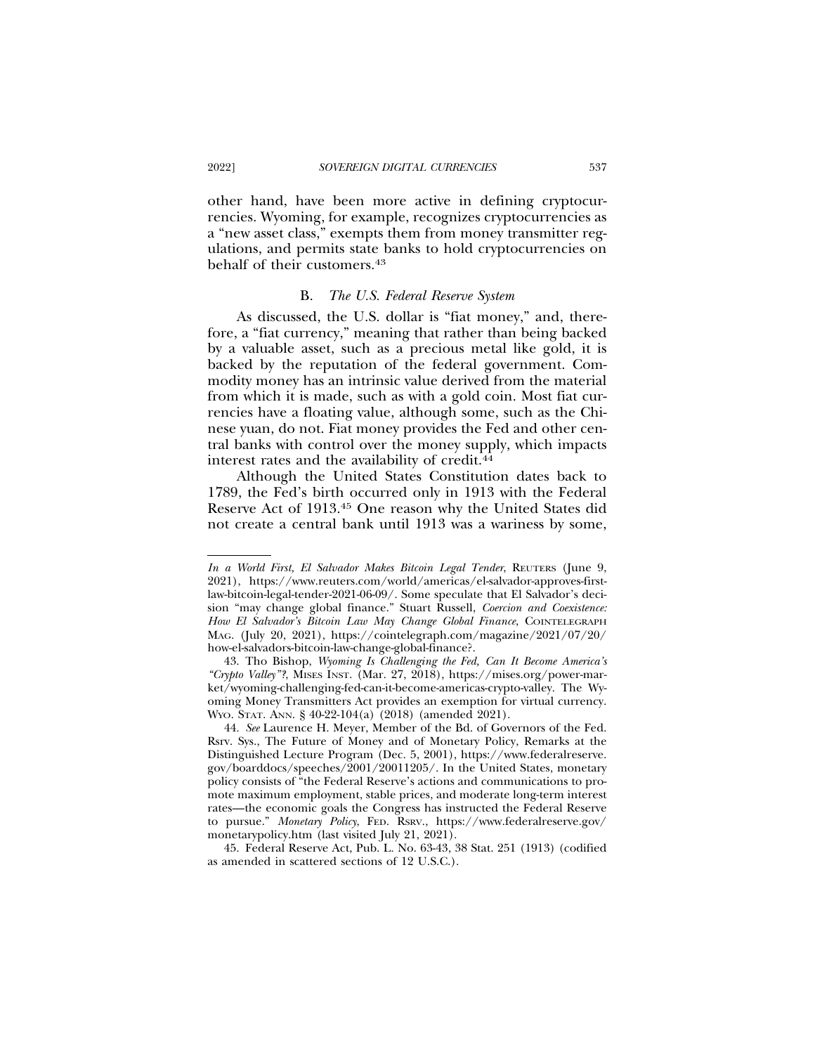other hand, have been more active in defining cryptocurrencies. Wyoming, for example, recognizes cryptocurrencies as a "new asset class," exempts them from money transmitter regulations, and permits state banks to hold cryptocurrencies on behalf of their customers.[43]

### B. *The U.S. Federal Reserve System*

As discussed, the U.S. dollar is "fiat money," and, therefore, a "fiat currency," meaning that rather than being backed by a valuable asset, such as a precious metal like gold, it is backed by the reputation of the federal government. Commodity money has an intrinsic value derived from the material from which it is made, such as with a gold coin. Most fiat currencies have a floating value, although some, such as the Chinese yuan, do not. Fiat money provides the Fed and other central banks with control over the money supply, which impacts interest rates and the availability of credit.[44]

Although the United States Constitution dates back to 1789, the Fed's birth occurred only in 1913 with the Federal Reserve Act of 1913.[45] One reason why the United States did not create a central bank until 1913 was a wariness by some,

---

*In a World First, El Salvador Makes Bitcoin Legal Tender*, REUTERS (June 9, 2021), https://www.reuters.com/world/americas/el-salvador-approves-first-law-bitcoin-legal-tender-2021-06-09/. Some speculate that El Salvador's decision "may change global finance." Stuart Russell, *Coercion and Coexistence: How El Salvador's Bitcoin Law May Change Global Finance*, COINTELEGRAPH MAG. (July 20, 2021), https://cointelegraph.com/magazine/2021/07/20/how-el-salvadors-bitcoin-law-change-global-finance?.

43. Tho Bishop, *Wyoming Is Challenging the Fed, Can It Become America's "Crypto Valley"?*, MISES INST. (Mar. 27, 2018), https://mises.org/power-market/wyoming-challenging-fed-can-it-become-americas-crypto-valley. The Wyoming Money Transmitters Act provides an exemption for virtual currency. WYO. STAT. ANN. § 40-22-104(a) (2018) (amended 2021).

44. *See* Laurence H. Meyer, Member of the Bd. of Governors of the Fed. Rsrv. Sys., The Future of Money and of Monetary Policy, Remarks at the Distinguished Lecture Program (Dec. 5, 2001), https://www.federalreserve.gov/boarddocs/speeches/2001/20011205/. In the United States, monetary policy consists of "the Federal Reserve's actions and communications to promote maximum employment, stable prices, and moderate long-term interest rates—the economic goals the Congress has instructed the Federal Reserve to pursue." *Monetary Policy*, FED. RSRV., https://www.federalreserve.gov/monetarypolicy.htm (last visited July 21, 2021).

45. Federal Reserve Act, Pub. L. No. 63-43, 38 Stat. 251 (1913) (codified as amended in scattered sections of 12 U.S.C.).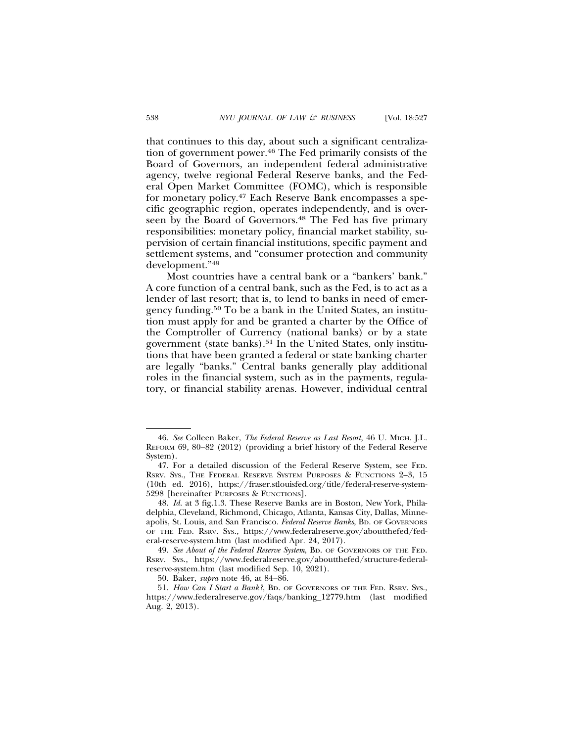that continues to this day, about such a significant centralization of government power.[46] The Fed primarily consists of the Board of Governors, an independent federal administrative agency, twelve regional Federal Reserve banks, and the Federal Open Market Committee (FOMC), which is responsible for monetary policy.[47] Each Reserve Bank encompasses a specific geographic region, operates independently, and is overseen by the Board of Governors.[48] The Fed has five primary responsibilities: monetary policy, financial market stability, supervision of certain financial institutions, specific payment and settlement systems, and "consumer protection and community development."[49]

Most countries have a central bank or a "bankers' bank." A core function of a central bank, such as the Fed, is to act as a lender of last resort; that is, to lend to banks in need of emergency funding.[50] To be a bank in the United States, an institution must apply for and be granted a charter by the Office of the Comptroller of Currency (national banks) or by a state government (state banks).[51] In the United States, only institutions that have been granted a federal or state banking charter are legally "banks." Central banks generally play additional roles in the financial system, such as in the payments, regulatory, or financial stability arenas. However, individual central

---

46. *See* Colleen Baker, *The Federal Reserve as Last Resort*, 46 U. MICH. J.L. REFORM 69, 80–82 (2012) (providing a brief history of the Federal Reserve System).

47. For a detailed discussion of the Federal Reserve System, see FED. RSRV. SYS., THE FEDERAL RESERVE SYSTEM PURPOSES & FUNCTIONS 2–3, 15 (10th ed. 2016), https://fraser.stlouisfed.org/title/federal-reserve-system-5298 [hereinafter PURPOSES & FUNCTIONS].

48. *Id.* at 3 fig.1.3. These Reserve Banks are in Boston, New York, Philadelphia, Cleveland, Richmond, Chicago, Atlanta, Kansas City, Dallas, Minneapolis, St. Louis, and San Francisco. *Federal Reserve Banks*, BD. OF GOVERNORS OF THE FED. RSRV. SYS., https://www.federalreserve.gov/aboutthefed/federal-reserve-system.htm (last modified Apr. 24, 2017).

49. *See About of the Federal Reserve System*, BD. OF GOVERNORS OF THE FED. RSRV. SYS., https://www.federalreserve.gov/aboutthefed/structure-federal-reserve-system.htm (last modified Sep. 10, 2021).

50. Baker, *supra* note 46, at 84–86.

51. *How Can I Start a Bank?*, BD. OF GOVERNORS OF THE FED. RSRV. SYS., https://www.federalreserve.gov/faqs/banking_12779.htm (last modified Aug. 2, 2013).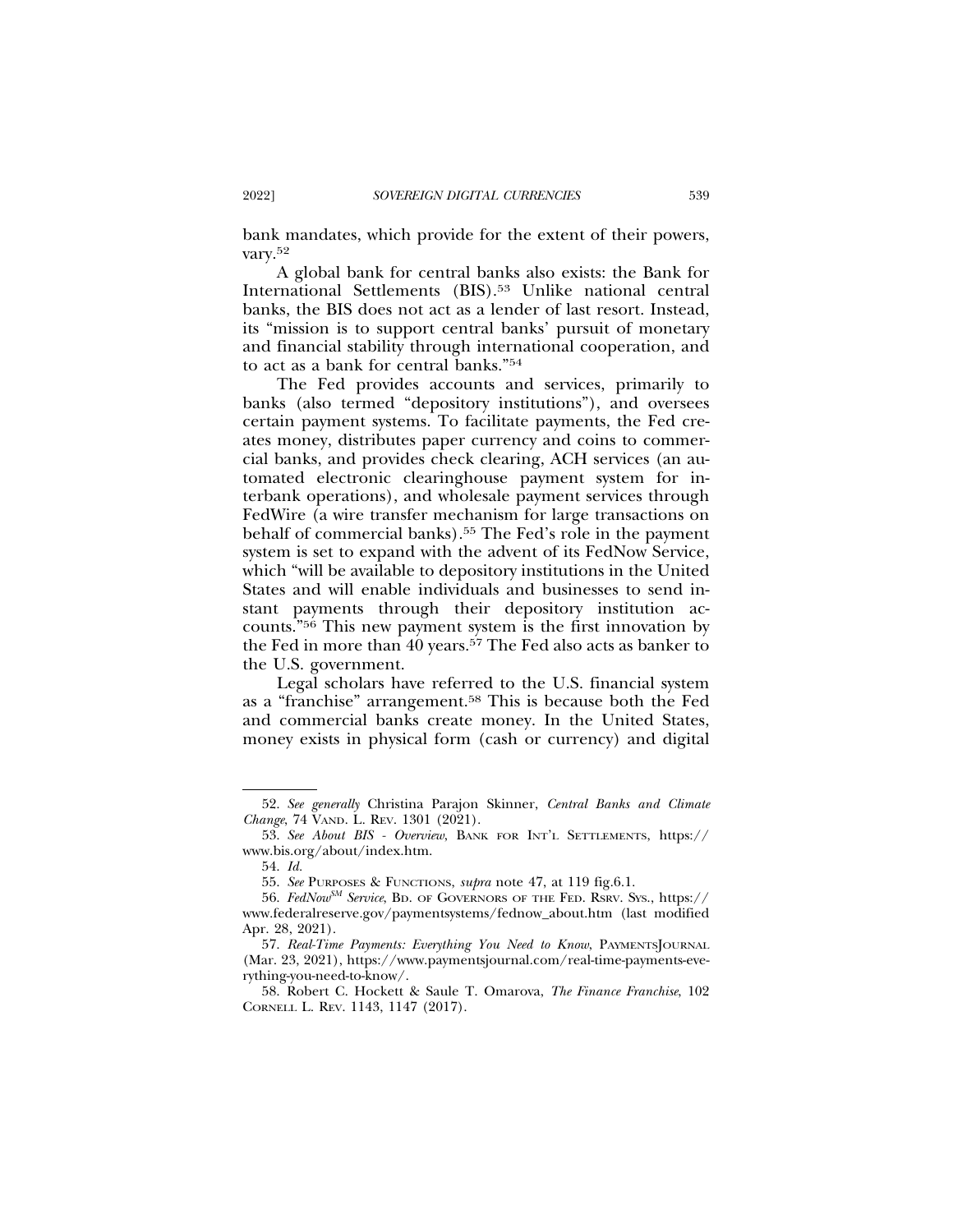bank mandates, which provide for the extent of their powers, vary.[52]

A global bank for central banks also exists: the Bank for International Settlements (BIS).[53] Unlike national central banks, the BIS does not act as a lender of last resort. Instead, its "mission is to support central banks' pursuit of monetary and financial stability through international cooperation, and to act as a bank for central banks."[54]

The Fed provides accounts and services, primarily to banks (also termed "depository institutions"), and oversees certain payment systems. To facilitate payments, the Fed creates money, distributes paper currency and coins to commercial banks, and provides check clearing, ACH services (an automated electronic clearinghouse payment system for interbank operations), and wholesale payment services through FedWire (a wire transfer mechanism for large transactions on behalf of commercial banks).[55] The Fed's role in the payment system is set to expand with the advent of its FedNow Service, which "will be available to depository institutions in the United States and will enable individuals and businesses to send instant payments through their depository institution accounts."[56] This new payment system is the first innovation by the Fed in more than 40 years.[57] The Fed also acts as banker to the U.S. government.

Legal scholars have referred to the U.S. financial system as a "franchise" arrangement.[58] This is because both the Fed and commercial banks create money. In the United States, money exists in physical form (cash or currency) and digital

---

52. *See generally* Christina Parajon Skinner, *Central Banks and Climate Change*, 74 VAND. L. REV. 1301 (2021).

53. *See About BIS - Overview*, BANK FOR INT'L SETTLEMENTS, https://www.bis.org/about/index.htm.

54. *Id.*

55. *See* PURPOSES & FUNCTIONS, *supra* note 47, at 119 fig.6.1.

56. *FedNow*[SM] *Service*, BD. OF GOVERNORS OF THE FED. RSRV. SYS., https://www.federalreserve.gov/paymentsystems/fednow_about.htm (last modified Apr. 28, 2021).

57. *Real-Time Payments: Everything You Need to Know*, PAYMENTSJOURNAL (Mar. 23, 2021), https://www.paymentsjournal.com/real-time-payments-everything-you-need-to-know/.

58. Robert C. Hockett & Saule T. Omarova, *The Finance Franchise*, 102 CORNELL L. REV. 1143, 1147 (2017).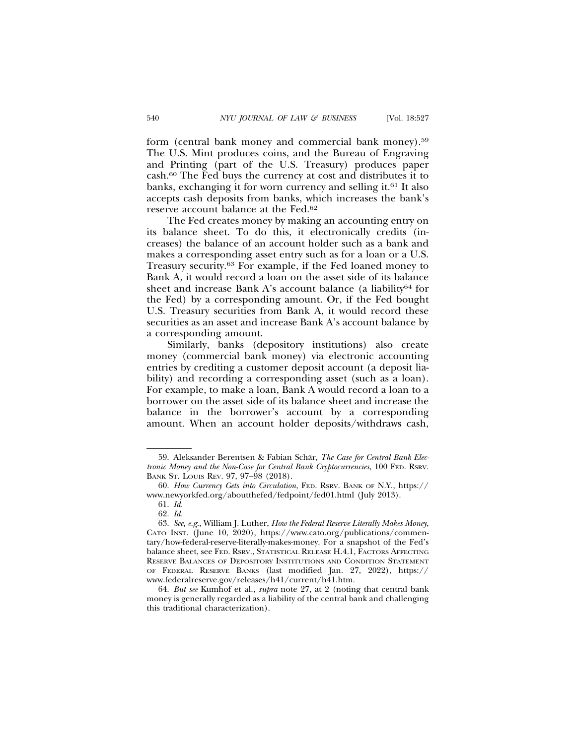form (central bank money and commercial bank money).[59] The U.S. Mint produces coins, and the Bureau of Engraving and Printing (part of the U.S. Treasury) produces paper cash.[60] The Fed buys the currency at cost and distributes it to banks, exchanging it for worn currency and selling it.[61] It also accepts cash deposits from banks, which increases the bank's reserve account balance at the Fed.[62]

The Fed creates money by making an accounting entry on its balance sheet. To do this, it electronically credits (increases) the balance of an account holder such as a bank and makes a corresponding asset entry such as for a loan or a U.S. Treasury security.[63] For example, if the Fed loaned money to Bank A, it would record a loan on the asset side of its balance sheet and increase Bank A's account balance (a liability[64] for the Fed) by a corresponding amount. Or, if the Fed bought U.S. Treasury securities from Bank A, it would record these securities as an asset and increase Bank A's account balance by a corresponding amount.

Similarly, banks (depository institutions) also create money (commercial bank money) via electronic accounting entries by crediting a customer deposit account (a deposit liability) and recording a corresponding asset (such as a loan). For example, to make a loan, Bank A would record a loan to a borrower on the asset side of its balance sheet and increase the balance in the borrower's account by a corresponding amount. When an account holder deposits/withdraws cash,

---

59. Aleksander Berentsen & Fabian Schär, *The Case for Central Bank Electronic Money and the Non-Case for Central Bank Cryptocurrencies*, 100 FED. RSRV. BANK ST. LOUIS REV. 97, 97–98 (2018).

60. *How Currency Gets into Circulation*, FED. RSRV. BANK OF N.Y., https://www.newyorkfed.org/aboutthefed/fedpoint/fed01.html (July 2013).

61. *Id.*

62. *Id.*

63. *See, e.g.*, William J. Luther, *How the Federal Reserve Literally Makes Money*, CATO INST. (June 10, 2020), https://www.cato.org/publications/commentary/how-federal-reserve-literally-makes-money. For a snapshot of the Fed's balance sheet, see FED. RSRV., STATISTICAL RELEASE H.4.1, FACTORS AFFECTING RESERVE BALANCES OF DEPOSITORY INSTITUTIONS AND CONDITION STATEMENT OF FEDERAL RESERVE BANKS (last modified Jan. 27, 2022), https://www.federalreserve.gov/releases/h41/current/h41.htm.

64. *But see* Kumhof et al., *supra* note 27, at 2 (noting that central bank money is generally regarded as a liability of the central bank and challenging this traditional characterization).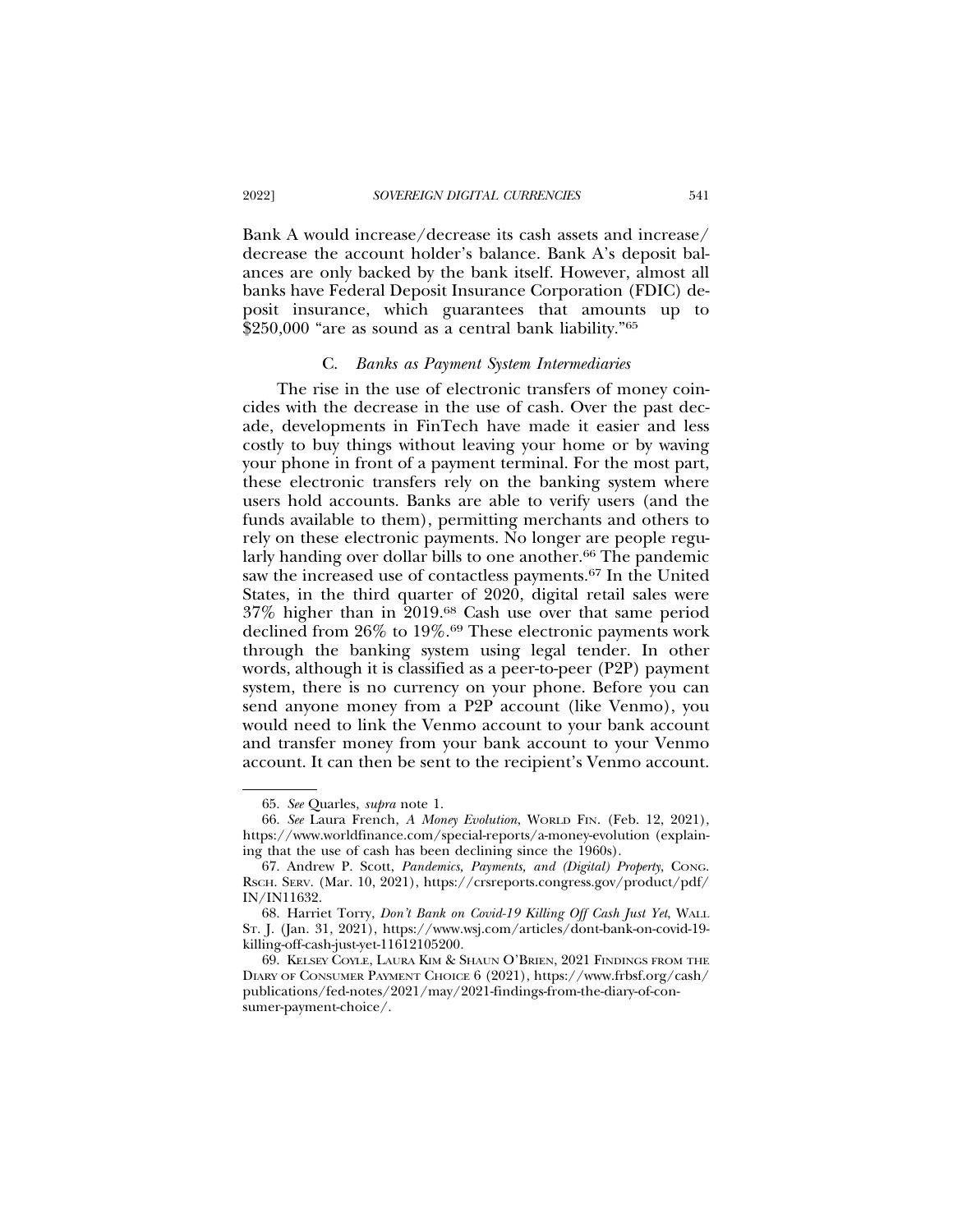Bank A would increase/decrease its cash assets and increase/decrease the account holder's balance. Bank A's deposit balances are only backed by the bank itself. However, almost all banks have Federal Deposit Insurance Corporation (FDIC) deposit insurance, which guarantees that amounts up to $250,000 "are as sound as a central bank liability."[65]

### C. *Banks as Payment System Intermediaries*

The rise in the use of electronic transfers of money coincides with the decrease in the use of cash. Over the past decade, developments in FinTech have made it easier and less costly to buy things without leaving your home or by waving your phone in front of a payment terminal. For the most part, these electronic transfers rely on the banking system where users hold accounts. Banks are able to verify users (and the funds available to them), permitting merchants and others to rely on these electronic payments. No longer are people regularly handing over dollar bills to one another.[66] The pandemic saw the increased use of contactless payments.[67] In the United States, in the third quarter of 2020, digital retail sales were 37% higher than in 2019.[68] Cash use over that same period declined from 26% to 19%.[69] These electronic payments work through the banking system using legal tender. In other words, although it is classified as a peer-to-peer (P2P) payment system, there is no currency on your phone. Before you can send anyone money from a P2P account (like Venmo), you would need to link the Venmo account to your bank account and transfer money from your bank account to your Venmo account. It can then be sent to the recipient's Venmo account.

---

65. *See* Quarles, *supra* note 1.

66. *See* Laura French, *A Money Evolution*, WORLD FIN. (Feb. 12, 2021), https://www.worldfinance.com/special-reports/a-money-evolution (explaining that the use of cash has been declining since the 1960s).

67. Andrew P. Scott, *Pandemics, Payments, and (Digital) Property*, CONG. RSCH. SERV. (Mar. 10, 2021), https://crsreports.congress.gov/product/pdf/IN/IN11632.

68. Harriet Torry, *Don't Bank on Covid-19 Killing Off Cash Just Yet*, WALL ST. J. (Jan. 31, 2021), https://www.wsj.com/articles/dont-bank-on-covid-19-killing-off-cash-just-yet-11612105200.

69. KELSEY COYLE, LAURA KIM & SHAUN O'BRIEN, 2021 FINDINGS FROM THE DIARY OF CONSUMER PAYMENT CHOICE 6 (2021), https://www.frbsf.org/cash/publications/fed-notes/2021/may/2021-findings-from-the-diary-of-consumer-payment-choice/.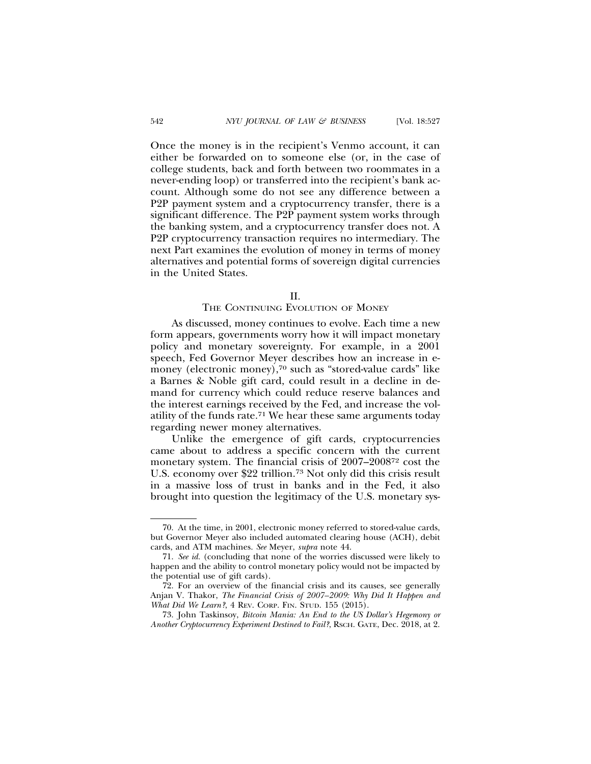Once the money is in the recipient's Venmo account, it can either be forwarded on to someone else (or, in the case of college students, back and forth between two roommates in a never-ending loop) or transferred into the recipient's bank account. Although some do not see any difference between a P2P payment system and a cryptocurrency transfer, there is a significant difference. The P2P payment system works through the banking system, and a cryptocurrency transfer does not. A P2P cryptocurrency transaction requires no intermediary. The next Part examines the evolution of money in terms of money alternatives and potential forms of sovereign digital currencies in the United States.

## II.
## THE CONTINUING EVOLUTION OF MONEY

As discussed, money continues to evolve. Each time a new form appears, governments worry how it will impact monetary policy and monetary sovereignty. For example, in a 2001 speech, Fed Governor Meyer describes how an increase in e-money (electronic money),[70] such as "stored-value cards" like a Barnes & Noble gift card, could result in a decline in demand for currency which could reduce reserve balances and the interest earnings received by the Fed, and increase the volatility of the funds rate.[71] We hear these same arguments today regarding newer money alternatives.

Unlike the emergence of gift cards, cryptocurrencies came about to address a specific concern with the current monetary system. The financial crisis of 2007–2008[72] cost the U.S. economy over $22 trillion.[73] Not only did this crisis result in a massive loss of trust in banks and in the Fed, it also brought into question the legitimacy of the U.S. monetary sys-

---

70. At the time, in 2001, electronic money referred to stored-value cards, but Governor Meyer also included automated clearing house (ACH), debit cards, and ATM machines. *See* Meyer, *supra* note 44.

71. *See id.* (concluding that none of the worries discussed were likely to happen and the ability to control monetary policy would not be impacted by the potential use of gift cards).

72. For an overview of the financial crisis and its causes, see generally Anjan V. Thakor, *The Financial Crisis of 2007–2009: Why Did It Happen and What Did We Learn?*, 4 REV. CORP. FIN. STUD. 155 (2015).

73. John Taskinsoy, *Bitcoin Mania: An End to the US Dollar's Hegemony or Another Cryptocurrency Experiment Destined to Fail?*, RSCH. GATE, Dec. 2018, at 2.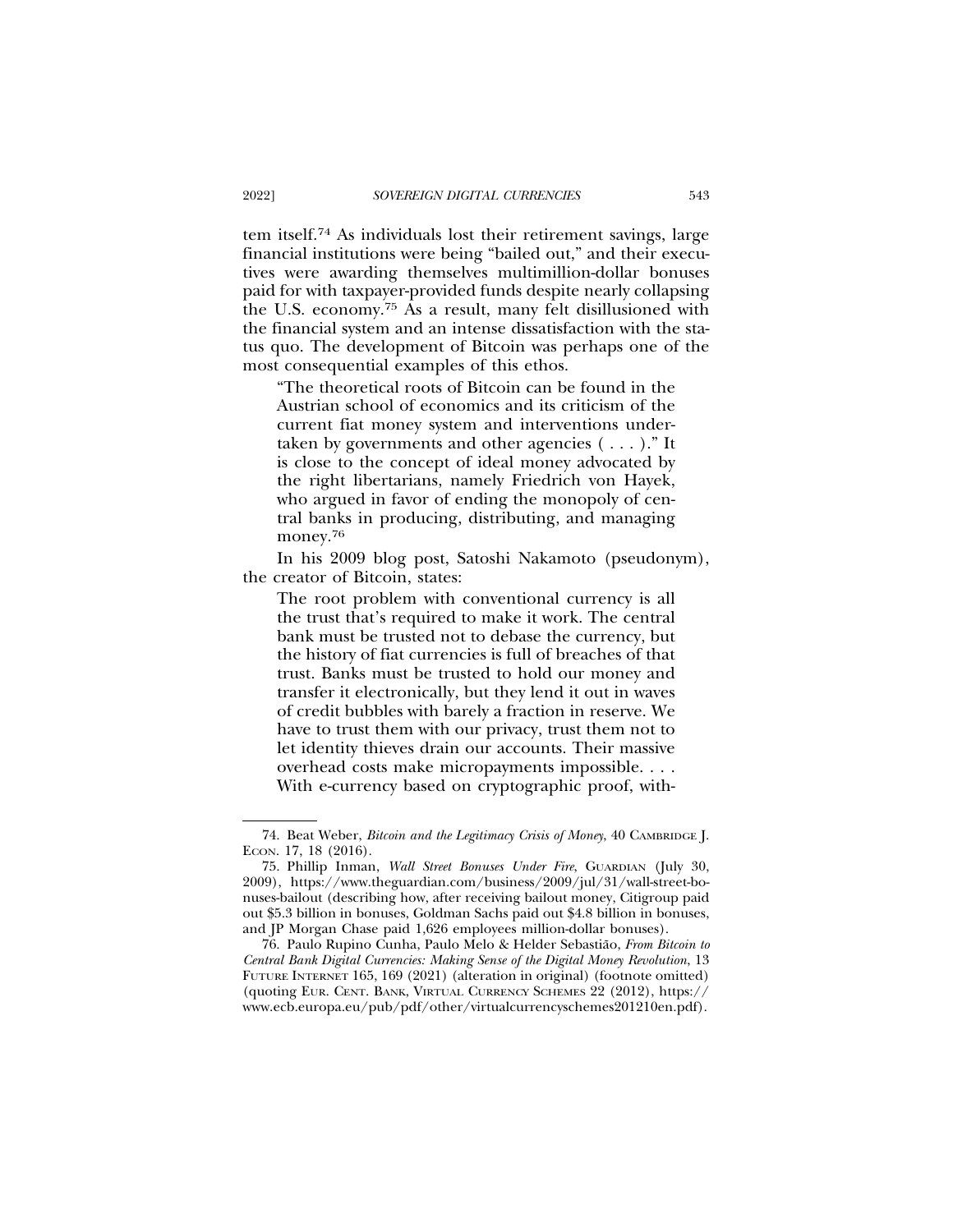tem itself.[74] As individuals lost their retirement savings, large financial institutions were being "bailed out," and their executives were awarding themselves multimillion-dollar bonuses paid for with taxpayer-provided funds despite nearly collapsing the U.S. economy.[75] As a result, many felt disillusioned with the financial system and an intense dissatisfaction with the status quo. The development of Bitcoin was perhaps one of the most consequential examples of this ethos.

> "The theoretical roots of Bitcoin can be found in the Austrian school of economics and its criticism of the current fiat money system and interventions undertaken by governments and other agencies ( . . . )." It is close to the concept of ideal money advocated by the right libertarians, namely Friedrich von Hayek, who argued in favor of ending the monopoly of central banks in producing, distributing, and managing money.[76]

In his 2009 blog post, Satoshi Nakamoto (pseudonym), the creator of Bitcoin, states:

> The root problem with conventional currency is all the trust that's required to make it work. The central bank must be trusted not to debase the currency, but the history of fiat currencies is full of breaches of that trust. Banks must be trusted to hold our money and transfer it electronically, but they lend it out in waves of credit bubbles with barely a fraction in reserve. We have to trust them with our privacy, trust them not to let identity thieves drain our accounts. Their massive overhead costs make micropayments impossible. . . . With e-currency based on cryptographic proof, with-

---

74. Beat Weber, *Bitcoin and the Legitimacy Crisis of Money*, 40 CAMBRIDGE J. ECON. 17, 18 (2016).

75. Phillip Inman, *Wall Street Bonuses Under Fire*, GUARDIAN (July 30, 2009), https://www.theguardian.com/business/2009/jul/31/wall-street-bonuses-bailout (describing how, after receiving bailout money, Citigroup paid out $5.3 billion in bonuses, Goldman Sachs paid out $4.8 billion in bonuses, and JP Morgan Chase paid 1,626 employees million-dollar bonuses).

76. Paulo Rupino Cunha, Paulo Melo & Helder Sebastião, *From Bitcoin to Central Bank Digital Currencies: Making Sense of the Digital Money Revolution*, 13 FUTURE INTERNET 165, 169 (2021) (alteration in original) (footnote omitted) (quoting EUR. CENT. BANK, VIRTUAL CURRENCY SCHEMES 22 (2012), https://www.ecb.europa.eu/pub/pdf/other/virtualcurrencyschemes201210en.pdf).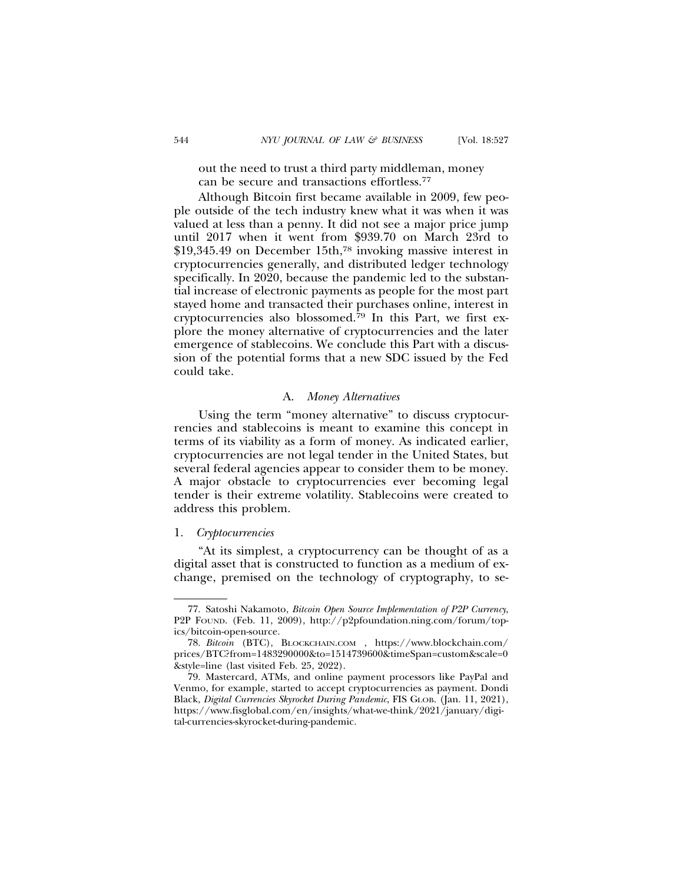out the need to trust a third party middleman, money can be secure and transactions effortless.[77]

Although Bitcoin first became available in 2009, few people outside of the tech industry knew what it was when it was valued at less than a penny. It did not see a major price jump until 2017 when it went from $939.70 on March 23rd to $19,345.49 on December 15th,[78] invoking massive interest in cryptocurrencies generally, and distributed ledger technology specifically. In 2020, because the pandemic led to the substantial increase of electronic payments as people for the most part stayed home and transacted their purchases online, interest in cryptocurrencies also blossomed.[79] In this Part, we first explore the money alternative of cryptocurrencies and the later emergence of stablecoins. We conclude this Part with a discussion of the potential forms that a new SDC issued by the Fed could take.

### A. *Money Alternatives*

Using the term "money alternative" to discuss cryptocurrencies and stablecoins is meant to examine this concept in terms of its viability as a form of money. As indicated earlier, cryptocurrencies are not legal tender in the United States, but several federal agencies appear to consider them to be money. A major obstacle to cryptocurrencies ever becoming legal tender is their extreme volatility. Stablecoins were created to address this problem.

#### 1. *Cryptocurrencies*

"At its simplest, a cryptocurrency can be thought of as a digital asset that is constructed to function as a medium of exchange, premised on the technology of cryptography, to se-

---

77. Satoshi Nakamoto, *Bitcoin Open Source Implementation of P2P Currency*, P2P FOUND. (Feb. 11, 2009), http://p2pfoundation.ning.com/forum/topics/bitcoin-open-source.

78. *Bitcoin* (BTC), BLOCKCHAIN.COM , https://www.blockchain.com/prices/BTC?from=1483290000&to=1514739600&timeSpan=custom&scale=0&style=line (last visited Feb. 25, 2022).

79. Mastercard, ATMs, and online payment processors like PayPal and Venmo, for example, started to accept cryptocurrencies as payment. Dondi Black, *Digital Currencies Skyrocket During Pandemic*, FIS GLOB. (Jan. 11, 2021), https://www.fisglobal.com/en/insights/what-we-think/2021/january/digital-currencies-skyrocket-during-pandemic.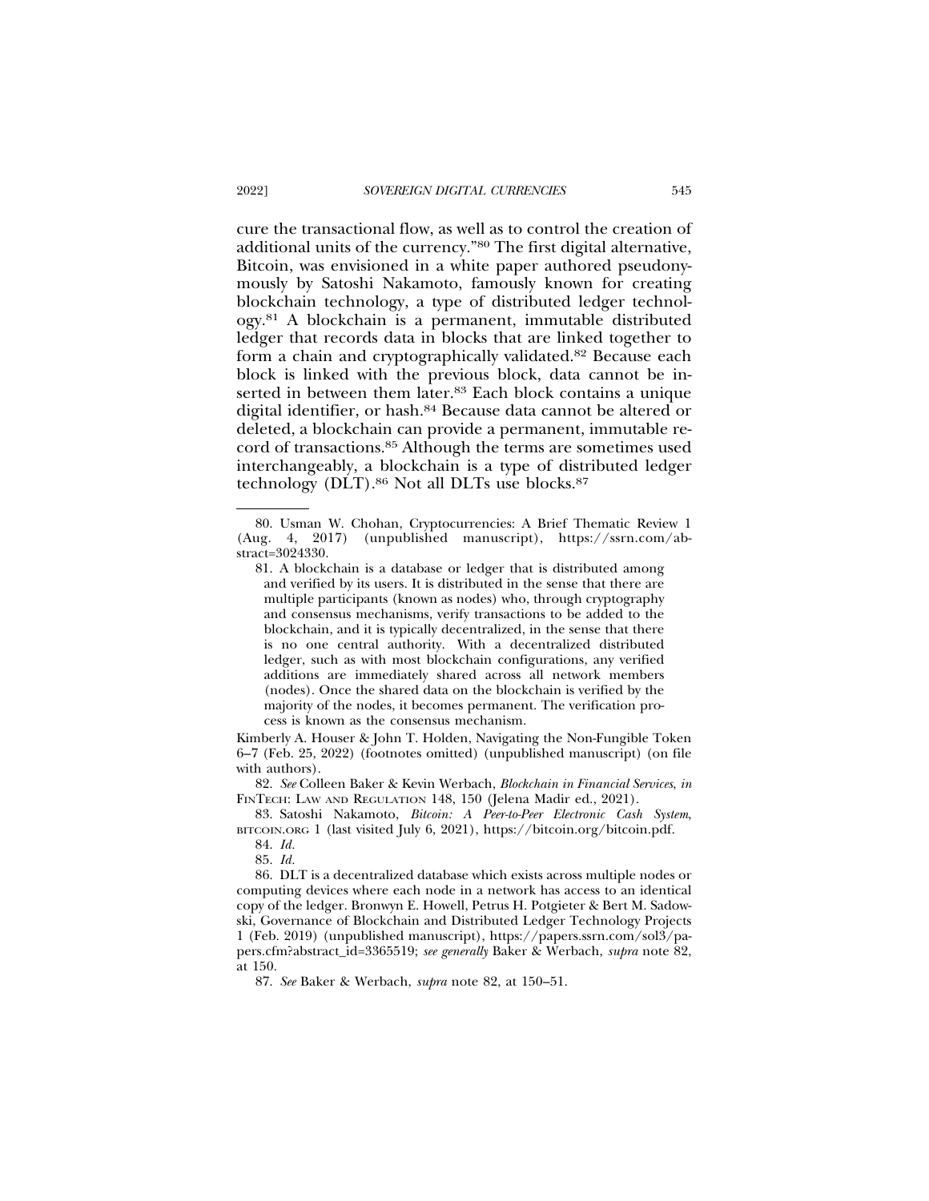cure the transactional flow, as well as to control the creation of additional units of the currency."[80] The first digital alternative, Bitcoin, was envisioned in a white paper authored pseudonymously by Satoshi Nakamoto, famously known for creating blockchain technology, a type of distributed ledger technology.[81] A blockchain is a permanent, immutable distributed ledger that records data in blocks that are linked together to form a chain and cryptographically validated.[82] Because each block is linked with the previous block, data cannot be inserted in between them later.[83] Each block contains a unique digital identifier, or hash.[84] Because data cannot be altered or deleted, a blockchain can provide a permanent, immutable record of transactions.[85] Although the terms are sometimes used interchangeably, a blockchain is a type of distributed ledger technology (DLT).[86] Not all DLTs use blocks.[87]

---

80. Usman W. Chohan, Cryptocurrencies: A Brief Thematic Review 1 (Aug. 4, 2017) (unpublished manuscript), https://ssrn.com/abstract=3024330.

81. A blockchain is a database or ledger that is distributed among and verified by its users. It is distributed in the sense that there are multiple participants (known as nodes) who, through cryptography and consensus mechanisms, verify transactions to be added to the blockchain, and it is typically decentralized, in the sense that there is no one central authority. With a decentralized distributed ledger, such as with most blockchain configurations, any verified additions are immediately shared across all network members (nodes). Once the shared data on the blockchain is verified by the majority of the nodes, it becomes permanent. The verification process is known as the consensus mechanism.

Kimberly A. Houser & John T. Holden, Navigating the Non-Fungible Token 6–7 (Feb. 25, 2022) (footnotes omitted) (unpublished manuscript) (on file with authors).

82. *See* Colleen Baker & Kevin Werbach, *Blockchain in Financial Services*, *in* FINTECH: LAW AND REGULATION 148, 150 (Jelena Madir ed., 2021).

83. Satoshi Nakamoto, *Bitcoin: A Peer-to-Peer Electronic Cash System*, BITCOIN.ORG 1 (last visited July 6, 2021), https://bitcoin.org/bitcoin.pdf.

84. *Id.*

85. *Id.*

86. DLT is a decentralized database which exists across multiple nodes or computing devices where each node in a network has access to an identical copy of the ledger. Bronwyn E. Howell, Petrus H. Potgieter & Bert M. Sadowski, Governance of Blockchain and Distributed Ledger Technology Projects 1 (Feb. 2019) (unpublished manuscript), https://papers.ssrn.com/sol3/papers.cfm?abstract_id=3365519; *see generally* Baker & Werbach, *supra* note 82, at 150.

87. *See* Baker & Werbach, *supra* note 82, at 150–51.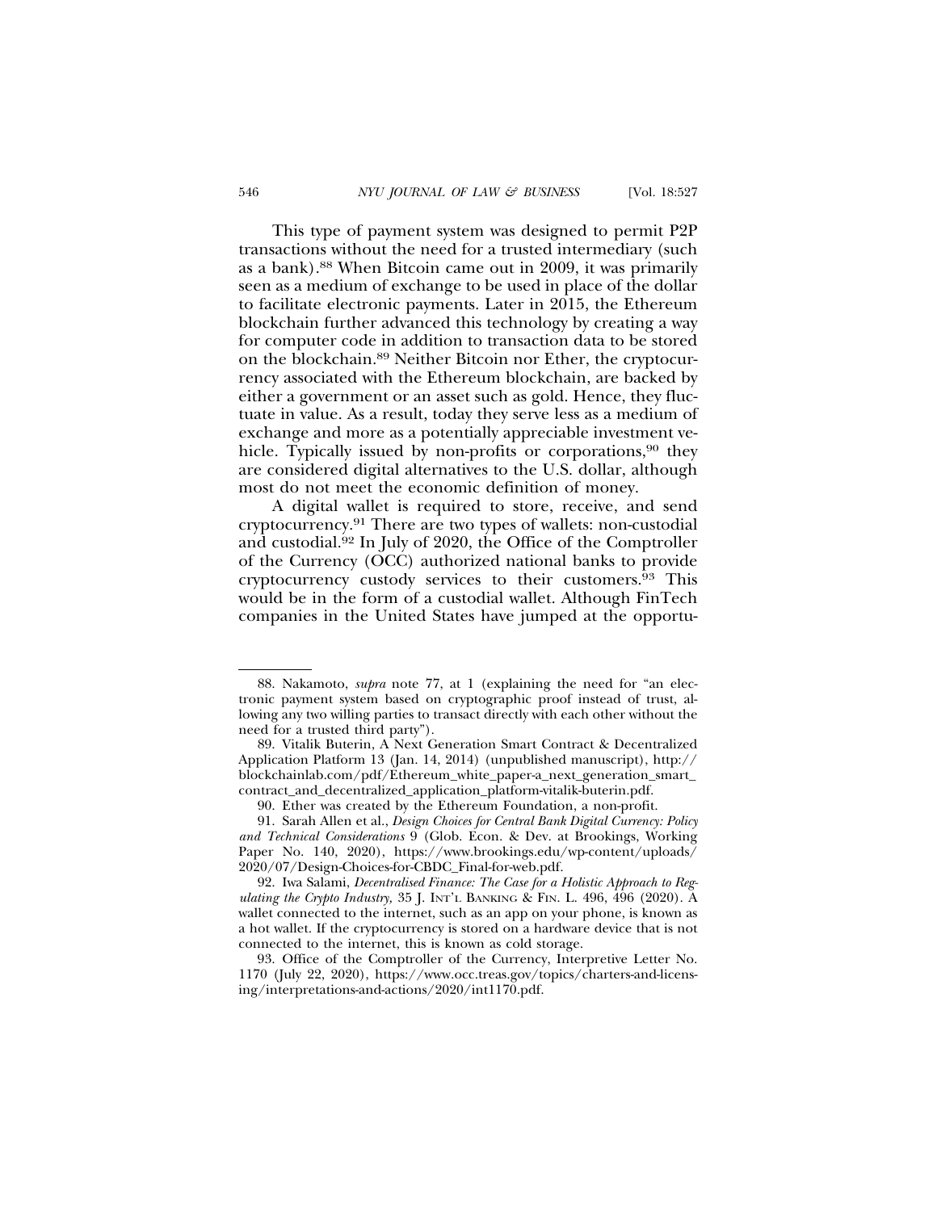This type of payment system was designed to permit P2P transactions without the need for a trusted intermediary (such as a bank).[88] When Bitcoin came out in 2009, it was primarily seen as a medium of exchange to be used in place of the dollar to facilitate electronic payments. Later in 2015, the Ethereum blockchain further advanced this technology by creating a way for computer code in addition to transaction data to be stored on the blockchain.[89] Neither Bitcoin nor Ether, the cryptocurrency associated with the Ethereum blockchain, are backed by either a government or an asset such as gold. Hence, they fluctuate in value. As a result, today they serve less as a medium of exchange and more as a potentially appreciable investment vehicle. Typically issued by non-profits or corporations,[90] they are considered digital alternatives to the U.S. dollar, although most do not meet the economic definition of money.

A digital wallet is required to store, receive, and send cryptocurrency.[91] There are two types of wallets: non-custodial and custodial.[92] In July of 2020, the Office of the Comptroller of the Currency (OCC) authorized national banks to provide cryptocurrency custody services to their customers.[93] This would be in the form of a custodial wallet. Although FinTech companies in the United States have jumped at the opportu-

---

88. Nakamoto, *supra* note 77, at 1 (explaining the need for "an electronic payment system based on cryptographic proof instead of trust, allowing any two willing parties to transact directly with each other without the need for a trusted third party").

89. Vitalik Buterin, A Next Generation Smart Contract & Decentralized Application Platform 13 (Jan. 14, 2014) (unpublished manuscript), http://blockchainlab.com/pdf/Ethereum_white_paper-a_next_generation_smart_contract_and_decentralized_application_platform-vitalik-buterin.pdf.

90. Ether was created by the Ethereum Foundation, a non-profit.

91. Sarah Allen et al., *Design Choices for Central Bank Digital Currency: Policy and Technical Considerations* 9 (Glob. Econ. & Dev. at Brookings, Working Paper No. 140, 2020), https://www.brookings.edu/wp-content/uploads/2020/07/Design-Choices-for-CBDC_Final-for-web.pdf.

92. Iwa Salami, *Decentralised Finance: The Case for a Holistic Approach to Regulating the Crypto Industry,* 35 J. INT'L BANKING & FIN. L. 496, 496 (2020). A wallet connected to the internet, such as an app on your phone, is known as a hot wallet. If the cryptocurrency is stored on a hardware device that is not connected to the internet, this is known as cold storage.

93. Office of the Comptroller of the Currency, Interpretive Letter No. 1170 (July 22, 2020), https://www.occ.treas.gov/topics/charters-and-licensing/interpretations-and-actions/2020/int1170.pdf.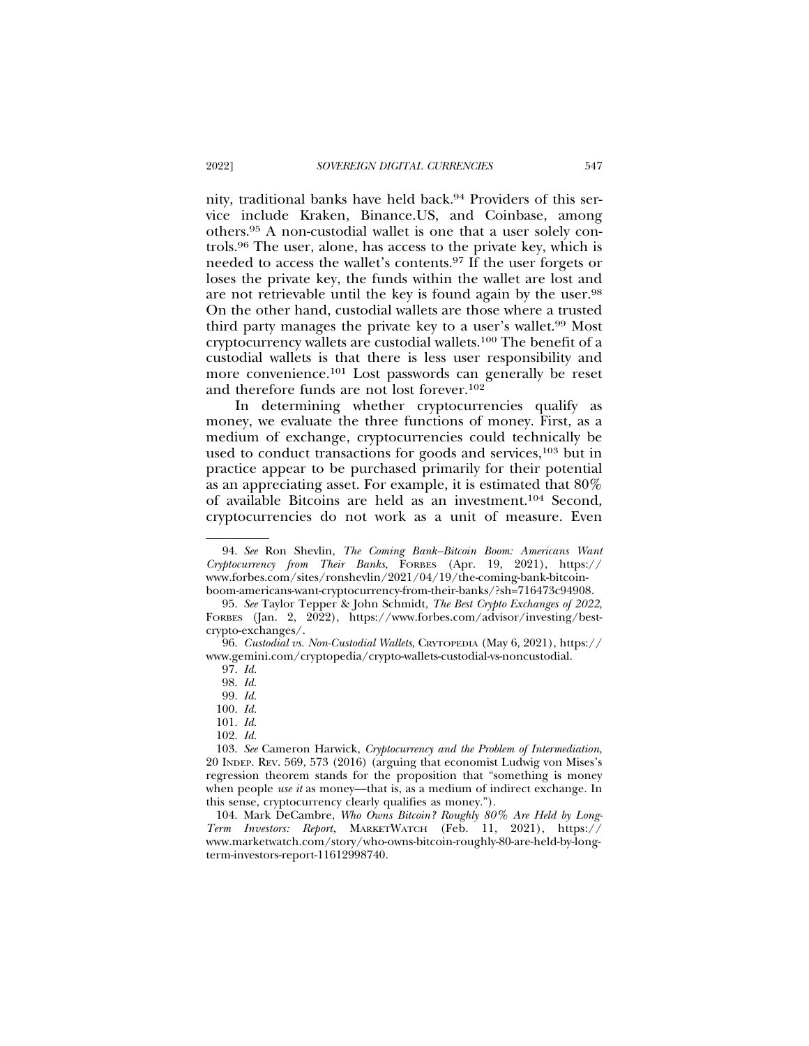nity, traditional banks have held back.[94] Providers of this service include Kraken, Binance.US, and Coinbase, among others.[95] A non-custodial wallet is one that a user solely controls.[96] The user, alone, has access to the private key, which is needed to access the wallet's contents.[97] If the user forgets or loses the private key, the funds within the wallet are lost and are not retrievable until the key is found again by the user.[98] On the other hand, custodial wallets are those where a trusted third party manages the private key to a user's wallet.[99] Most cryptocurrency wallets are custodial wallets.[100] The benefit of a custodial wallets is that there is less user responsibility and more convenience.[101] Lost passwords can generally be reset and therefore funds are not lost forever.[102]

In determining whether cryptocurrencies qualify as money, we evaluate the three functions of money. First, as a medium of exchange, cryptocurrencies could technically be used to conduct transactions for goods and services,[103] but in practice appear to be purchased primarily for their potential as an appreciating asset. For example, it is estimated that 80% of available Bitcoins are held as an investment.[104] Second, cryptocurrencies do not work as a unit of measure. Even

---

94. *See* Ron Shevlin, *The Coming Bank–Bitcoin Boom: Americans Want Cryptocurrency from Their Banks*, FORBES (Apr. 19, 2021), https://www.forbes.com/sites/ronshevlin/2021/04/19/the-coming-bank-bitcoin-boom-americans-want-cryptocurrency-from-their-banks/?sh=716473c94908.

95. *See* Taylor Tepper & John Schmidt, *The Best Crypto Exchanges of 2022*, FORBES (Jan. 2, 2022), https://www.forbes.com/advisor/investing/best-crypto-exchanges/.

96. *Custodial vs. Non-Custodial Wallets*, CRYTOPEDIA (May 6, 2021), https://www.gemini.com/cryptopedia/crypto-wallets-custodial-vs-noncustodial.

97. *Id.*

98. *Id.*

99. *Id.*

100. *Id.*

101. *Id.*

102. *Id.*

103. *See* Cameron Harwick, *Cryptocurrency and the Problem of Intermediation*, 20 INDEP. REV. 569, 573 (2016) (arguing that economist Ludwig von Mises's regression theorem stands for the proposition that "something is money when people *use it* as money—that is, as a medium of indirect exchange. In this sense, cryptocurrency clearly qualifies as money.").

104. Mark DeCambre, *Who Owns Bitcoin? Roughly 80% Are Held by Long-Term Investors: Report*, MARKETWATCH (Feb. 11, 2021), https://www.marketwatch.com/story/who-owns-bitcoin-roughly-80-are-held-by-long-term-investors-report-11612998740.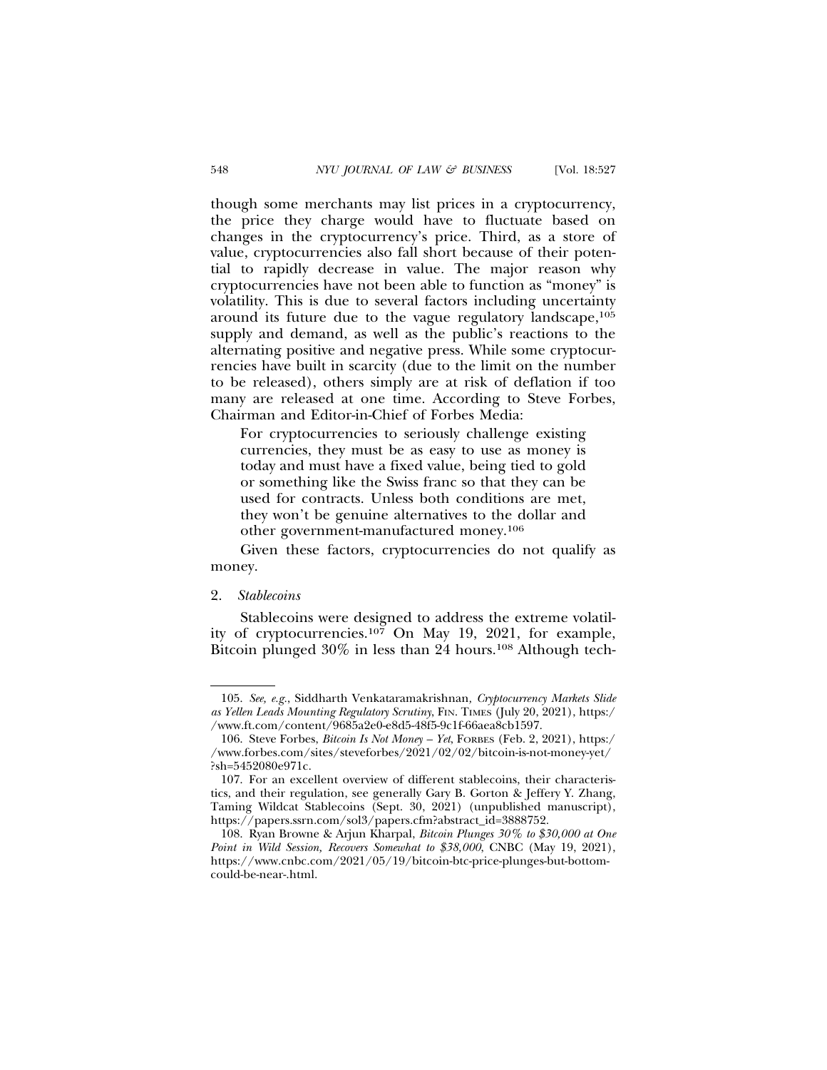though some merchants may list prices in a cryptocurrency, the price they charge would have to fluctuate based on changes in the cryptocurrency's price. Third, as a store of value, cryptocurrencies also fall short because of their potential to rapidly decrease in value. The major reason why cryptocurrencies have not been able to function as "money" is volatility. This is due to several factors including uncertainty around its future due to the vague regulatory landscape,[105] supply and demand, as well as the public's reactions to the alternating positive and negative press. While some cryptocurrencies have built in scarcity (due to the limit on the number to be released), others simply are at risk of deflation if too many are released at one time. According to Steve Forbes, Chairman and Editor-in-Chief of Forbes Media:

> For cryptocurrencies to seriously challenge existing currencies, they must be as easy to use as money is today and must have a fixed value, being tied to gold or something like the Swiss franc so that they can be used for contracts. Unless both conditions are met, they won't be genuine alternatives to the dollar and other government-manufactured money.[106]

Given these factors, cryptocurrencies do not qualify as money.

2. *Stablecoins*

Stablecoins were designed to address the extreme volatility of cryptocurrencies.[107] On May 19, 2021, for example, Bitcoin plunged 30% in less than 24 hours.[108] Although tech-

---

105. *See, e.g.*, Siddharth Venkataramakrishnan*, Cryptocurrency Markets Slide as Yellen Leads Mounting Regulatory Scrutiny*, FIN. TIMES (July 20, 2021), https://www.ft.com/content/9685a2e0-e8d5-48f5-9c1f-66aea8cb1597.

106. Steve Forbes, *Bitcoin Is Not Money – Yet*, FORBES (Feb. 2, 2021), https://www.forbes.com/sites/steveforbes/2021/02/02/bitcoin-is-not-money-yet/?sh=5452080e971c.

107. For an excellent overview of different stablecoins, their characteristics, and their regulation, see generally Gary B. Gorton & Jeffery Y. Zhang, Taming Wildcat Stablecoins (Sept. 30, 2021) (unpublished manuscript), https://papers.ssrn.com/sol3/papers.cfm?abstract_id=3888752.

108. Ryan Browne & Arjun Kharpal, *Bitcoin Plunges 30% to $30,000 at One Point in Wild Session, Recovers Somewhat to $38,000*, CNBC (May 19, 2021), https://www.cnbc.com/2021/05/19/bitcoin-btc-price-plunges-but-bottom-could-be-near-.html.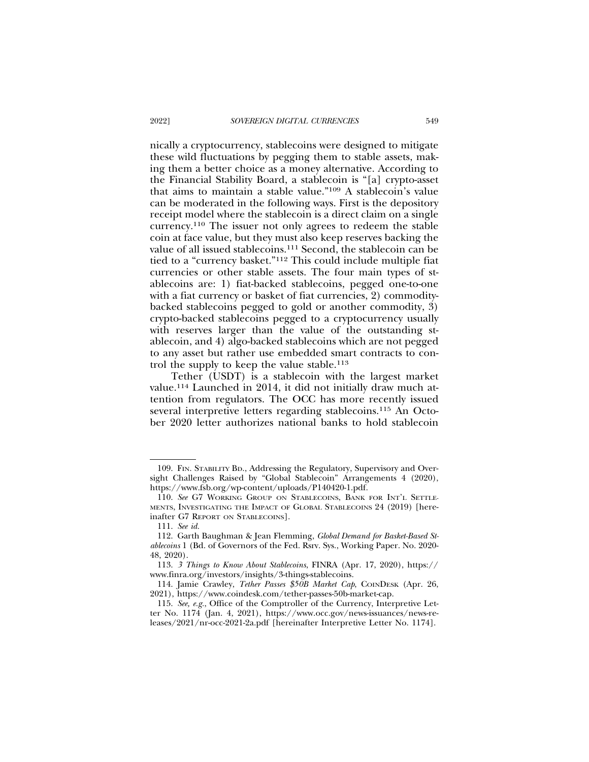nically a cryptocurrency, stablecoins were designed to mitigate these wild fluctuations by pegging them to stable assets, making them a better choice as a money alternative. According to the Financial Stability Board, a stablecoin is "[a] crypto-asset that aims to maintain a stable value."[109] A stablecoin's value can be moderated in the following ways. First is the depository receipt model where the stablecoin is a direct claim on a single currency.[110] The issuer not only agrees to redeem the stable coin at face value, but they must also keep reserves backing the value of all issued stablecoins.[111] Second, the stablecoin can be tied to a "currency basket."[112] This could include multiple fiat currencies or other stable assets. The four main types of stablecoins are: 1) fiat-backed stablecoins, pegged one-to-one with a fiat currency or basket of fiat currencies, 2) commodity-backed stablecoins pegged to gold or another commodity, 3) crypto-backed stablecoins pegged to a cryptocurrency usually with reserves larger than the value of the outstanding stablecoin, and 4) algo-backed stablecoins which are not pegged to any asset but rather use embedded smart contracts to control the supply to keep the value stable.[113]

Tether (USDT) is a stablecoin with the largest market value.[114] Launched in 2014, it did not initially draw much attention from regulators. The OCC has more recently issued several interpretive letters regarding stablecoins.[115] An October 2020 letter authorizes national banks to hold stablecoin

---

109. Fin. Stability Bd., Addressing the Regulatory, Supervisory and Oversight Challenges Raised by "Global Stablecoin" Arrangements 4 (2020), https://www.fsb.org/wp-content/uploads/P140420-1.pdf.

110. *See* G7 Working Group on Stablecoins, Bank for Int'l Settlements, Investigating the Impact of Global Stablecoins 24 (2019) [hereinafter G7 Report on Stablecoins].

111. *See id.*

112. Garth Baughman & Jean Flemming, *Global Demand for Basket-Based Stablecoins* 1 (Bd. of Governors of the Fed. Rsrv. Sys., Working Paper. No. 2020-48, 2020).

113. *3 Things to Know About Stablecoins*, FINRA (Apr. 17, 2020), https://www.finra.org/investors/insights/3-things-stablecoins.

114. Jamie Crawley, *Tether Passes $50B Market Cap*, CoinDesk (Apr. 26, 2021), https://www.coindesk.com/tether-passes-50b-market-cap.

115. *See, e.g.*, Office of the Comptroller of the Currency, Interpretive Letter No. 1174 (Jan. 4, 2021), https://www.occ.gov/news-issuances/news-releases/2021/nr-occ-2021-2a.pdf [hereinafter Interpretive Letter No. 1174].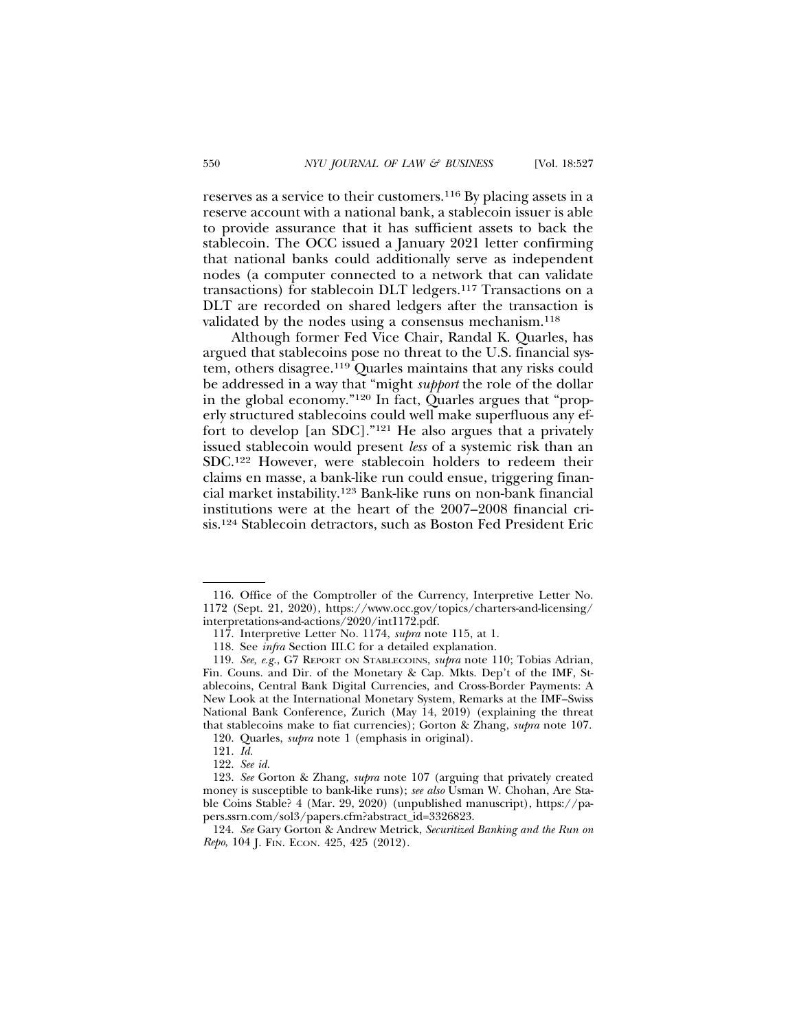reserves as a service to their customers.[116] By placing assets in a reserve account with a national bank, a stablecoin issuer is able to provide assurance that it has sufficient assets to back the stablecoin. The OCC issued a January 2021 letter confirming that national banks could additionally serve as independent nodes (a computer connected to a network that can validate transactions) for stablecoin DLT ledgers.[117] Transactions on a DLT are recorded on shared ledgers after the transaction is validated by the nodes using a consensus mechanism.[118]

Although former Fed Vice Chair, Randal K. Quarles, has argued that stablecoins pose no threat to the U.S. financial system, others disagree.[119] Quarles maintains that any risks could be addressed in a way that "might *support* the role of the dollar in the global economy."[120] In fact, Quarles argues that "properly structured stablecoins could well make superfluous any effort to develop [an SDC]."[121] He also argues that a privately issued stablecoin would present *less* of a systemic risk than an SDC.[122] However, were stablecoin holders to redeem their claims en masse, a bank-like run could ensue, triggering financial market instability.[123] Bank-like runs on non-bank financial institutions were at the heart of the 2007–2008 financial crisis.[124] Stablecoin detractors, such as Boston Fed President Eric

---

116. Office of the Comptroller of the Currency, Interpretive Letter No. 1172 (Sept. 21, 2020), https://www.occ.gov/topics/charters-and-licensing/interpretations-and-actions/2020/int1172.pdf.

117. Interpretive Letter No. 1174, *supra* note 115, at 1.

118. See *infra* Section III.C for a detailed explanation.

119. *See, e.g.*, G7 Report on Stablecoins, *supra* note 110; Tobias Adrian, Fin. Couns. and Dir. of the Monetary & Cap. Mkts. Dep't of the IMF, Stablecoins, Central Bank Digital Currencies, and Cross-Border Payments: A New Look at the International Monetary System, Remarks at the IMF–Swiss National Bank Conference, Zurich (May 14, 2019) (explaining the threat that stablecoins make to fiat currencies); Gorton & Zhang, *supra* note 107.

120. Quarles, *supra* note 1 (emphasis in original).

121. *Id.*

122. *See id.*

123. *See* Gorton & Zhang, *supra* note 107 (arguing that privately created money is susceptible to bank-like runs); *see also* Usman W. Chohan, Are Stable Coins Stable? 4 (Mar. 29, 2020) (unpublished manuscript), https://papers.ssrn.com/sol3/papers.cfm?abstract_id=3326823.

124. *See* Gary Gorton & Andrew Metrick, *Securitized Banking and the Run on Repo*, 104 J. Fin. Econ. 425, 425 (2012).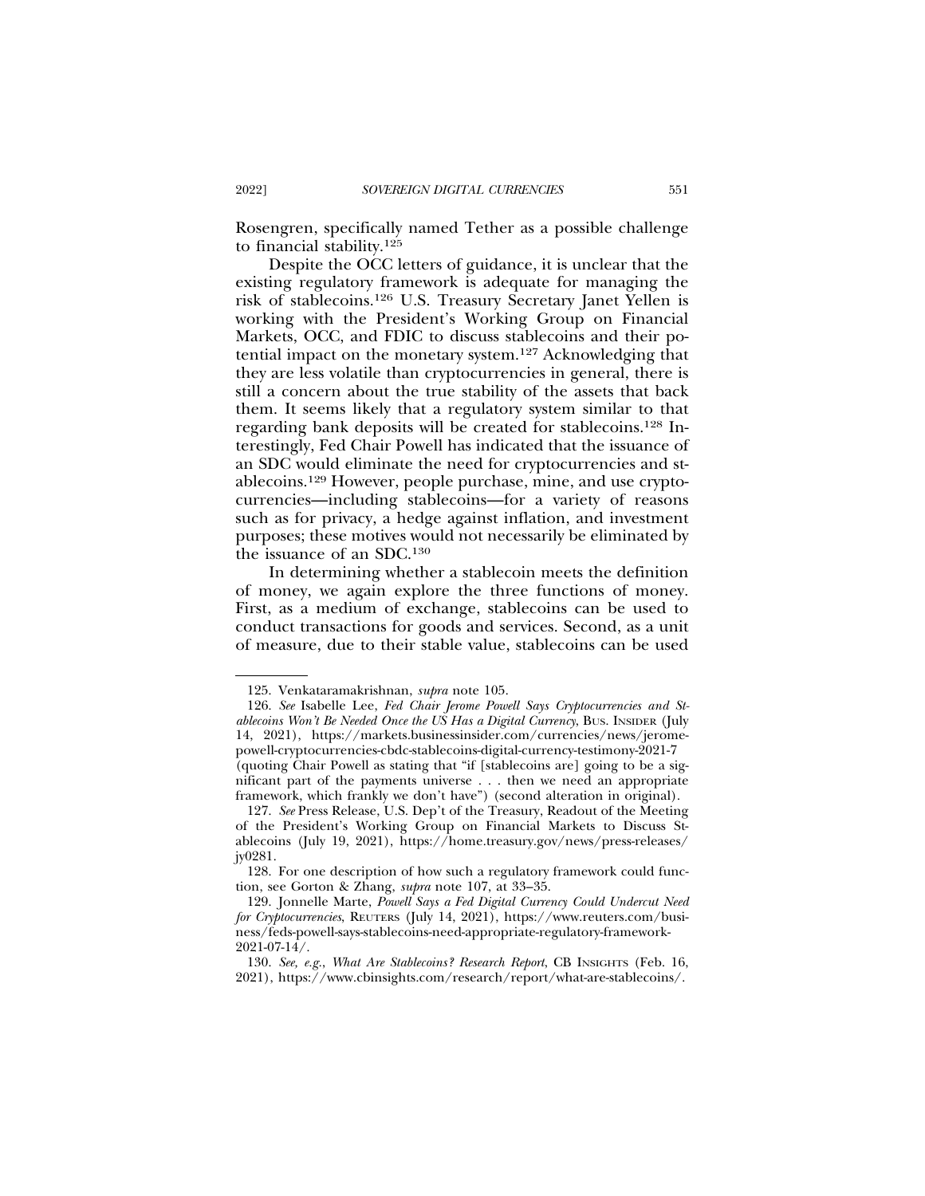Rosengren, specifically named Tether as a possible challenge to financial stability.[125]

Despite the OCC letters of guidance, it is unclear that the existing regulatory framework is adequate for managing the risk of stablecoins.[126] U.S. Treasury Secretary Janet Yellen is working with the President's Working Group on Financial Markets, OCC, and FDIC to discuss stablecoins and their potential impact on the monetary system.[127] Acknowledging that they are less volatile than cryptocurrencies in general, there is still a concern about the true stability of the assets that back them. It seems likely that a regulatory system similar to that regarding bank deposits will be created for stablecoins.[128] Interestingly, Fed Chair Powell has indicated that the issuance of an SDC would eliminate the need for cryptocurrencies and stablecoins.[129] However, people purchase, mine, and use cryptocurrencies—including stablecoins—for a variety of reasons such as for privacy, a hedge against inflation, and investment purposes; these motives would not necessarily be eliminated by the issuance of an SDC.[130]

In determining whether a stablecoin meets the definition of money, we again explore the three functions of money. First, as a medium of exchange, stablecoins can be used to conduct transactions for goods and services. Second, as a unit of measure, due to their stable value, stablecoins can be used

---

125. Venkataramakrishnan, *supra* note 105.

126. *See* Isabelle Lee, *Fed Chair Jerome Powell Says Cryptocurrencies and Stablecoins Won't Be Needed Once the US Has a Digital Currency*, BUS. INSIDER (July 14, 2021), https://markets.businessinsider.com/currencies/news/jerome-powell-cryptocurrencies-cbdc-stablecoins-digital-currency-testimony-2021-7 (quoting Chair Powell as stating that "if [stablecoins are] going to be a significant part of the payments universe . . . then we need an appropriate framework, which frankly we don't have") (second alteration in original).

127. *See* Press Release, U.S. Dep't of the Treasury, Readout of the Meeting of the President's Working Group on Financial Markets to Discuss Stablecoins (July 19, 2021), https://home.treasury.gov/news/press-releases/jy0281.

128. For one description of how such a regulatory framework could function, see Gorton & Zhang, *supra* note 107, at 33–35.

129. Jonnelle Marte, *Powell Says a Fed Digital Currency Could Undercut Need for Cryptocurrencies*, REUTERS (July 14, 2021), https://www.reuters.com/business/feds-powell-says-stablecoins-need-appropriate-regulatory-framework-2021-07-14/.

130. *See, e.g.*, *What Are Stablecoins? Research Report*, CB INSIGHTS (Feb. 16, 2021), https://www.cbinsights.com/research/report/what-are-stablecoins/.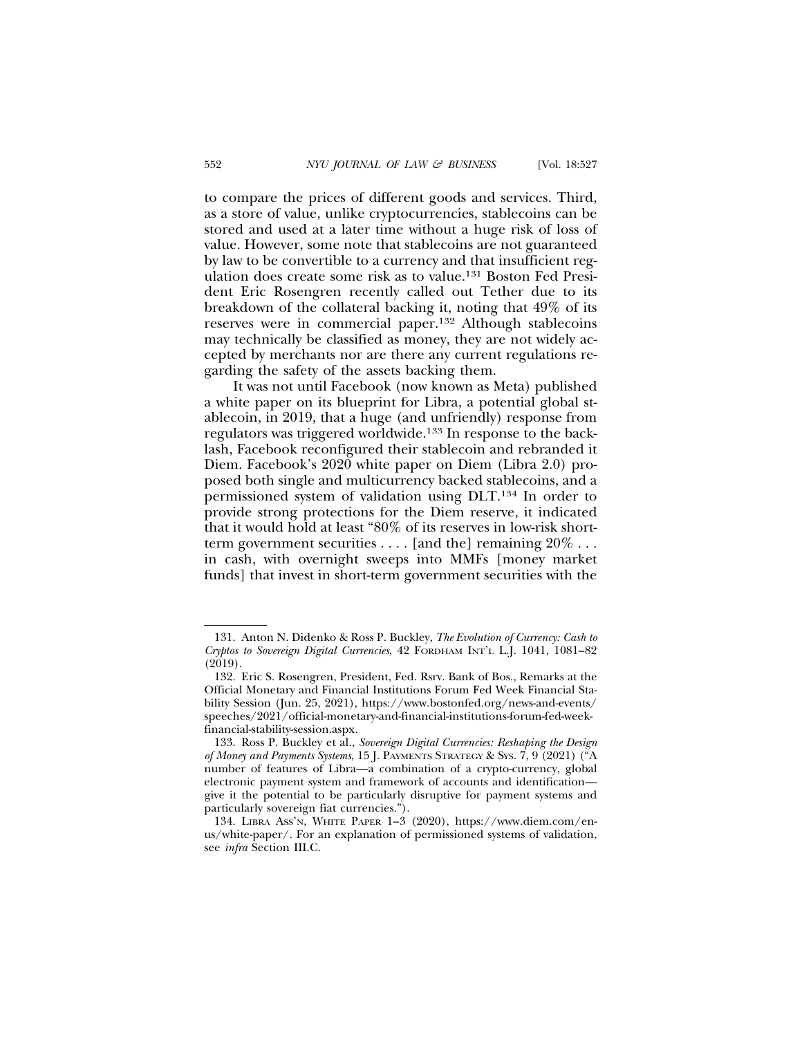to compare the prices of different goods and services. Third, as a store of value, unlike cryptocurrencies, stablecoins can be stored and used at a later time without a huge risk of loss of value. However, some note that stablecoins are not guaranteed by law to be convertible to a currency and that insufficient regulation does create some risk as to value.[131] Boston Fed President Eric Rosengren recently called out Tether due to its breakdown of the collateral backing it, noting that 49% of its reserves were in commercial paper.[132] Although stablecoins may technically be classified as money, they are not widely accepted by merchants nor are there any current regulations regarding the safety of the assets backing them.

It was not until Facebook (now known as Meta) published a white paper on its blueprint for Libra, a potential global stablecoin, in 2019, that a huge (and unfriendly) response from regulators was triggered worldwide.[133] In response to the backlash, Facebook reconfigured their stablecoin and rebranded it Diem. Facebook's 2020 white paper on Diem (Libra 2.0) proposed both single and multicurrency backed stablecoins, and a permissioned system of validation using DLT.[134] In order to provide strong protections for the Diem reserve, it indicated that it would hold at least "80% of its reserves in low-risk short-term government securities . . . . [and the] remaining 20% . . . in cash, with overnight sweeps into MMFs [money market funds] that invest in short-term government securities with the

---

131. Anton N. Didenko & Ross P. Buckley, *The Evolution of Currency: Cash to Cryptos to Sovereign Digital Currencies*, 42 FORDHAM INT'L L.J. 1041, 1081–82 (2019).

132. Eric S. Rosengren, President, Fed. Rsrv. Bank of Bos., Remarks at the Official Monetary and Financial Institutions Forum Fed Week Financial Stability Session (Jun. 25, 2021), https://www.bostonfed.org/news-and-events/speeches/2021/official-monetary-and-financial-institutions-forum-fed-week-financial-stability-session.aspx.

133. Ross P. Buckley et al., *Sovereign Digital Currencies: Reshaping the Design of Money and Payments Systems*, 15 J. PAYMENTS STRATEGY & SYS. 7, 9 (2021) ("A number of features of Libra—a combination of a crypto-currency, global electronic payment system and framework of accounts and identification—give it the potential to be particularly disruptive for payment systems and particularly sovereign fiat currencies.").

134. LIBRA ASS'N, WHITE PAPER 1–3 (2020), https://www.diem.com/en-us/white-paper/. For an explanation of permissioned systems of validation, see *infra* Section III.C.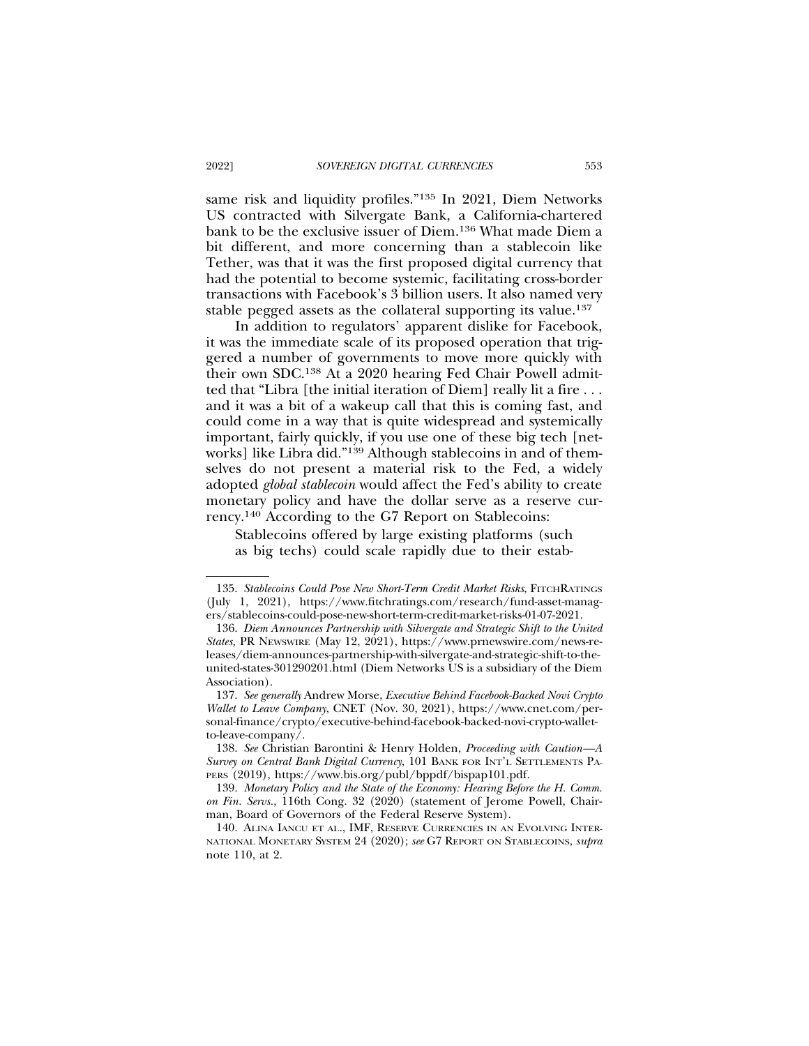same risk and liquidity profiles."[135] In 2021, Diem Networks US contracted with Silvergate Bank, a California-chartered bank to be the exclusive issuer of Diem.[136] What made Diem a bit different, and more concerning than a stablecoin like Tether, was that it was the first proposed digital currency that had the potential to become systemic, facilitating cross-border transactions with Facebook's 3 billion users. It also named very stable pegged assets as the collateral supporting its value.[137]

In addition to regulators' apparent dislike for Facebook, it was the immediate scale of its proposed operation that triggered a number of governments to move more quickly with their own SDC.[138] At a 2020 hearing Fed Chair Powell admitted that "Libra [the initial iteration of Diem] really lit a fire . . . and it was a bit of a wakeup call that this is coming fast, and could come in a way that is quite widespread and systemically important, fairly quickly, if you use one of these big tech [networks] like Libra did."[139] Although stablecoins in and of themselves do not present a material risk to the Fed, a widely adopted *global stablecoin* would affect the Fed's ability to create monetary policy and have the dollar serve as a reserve currency.[140] According to the G7 Report on Stablecoins:

> Stablecoins offered by large existing platforms (such as big techs) could scale rapidly due to their estab-

---

135. *Stablecoins Could Pose New Short-Term Credit Market Risks*, FITCHRATINGS (July 1, 2021), https://www.fitchratings.com/research/fund-asset-managers/stablecoins-could-pose-new-short-term-credit-market-risks-01-07-2021.

136. *Diem Announces Partnership with Silvergate and Strategic Shift to the United States,* PR NEWSWIRE (May 12, 2021), https://www.prnewswire.com/news-releases/diem-announces-partnership-with-silvergate-and-strategic-shift-to-the-united-states-301290201.html (Diem Networks US is a subsidiary of the Diem Association).

137. *See generally* Andrew Morse, *Executive Behind Facebook-Backed Novi Crypto Wallet to Leave Company*, CNET (Nov. 30, 2021), https://www.cnet.com/personal-finance/crypto/executive-behind-facebook-backed-novi-crypto-wallet-to-leave-company/.

138. *See* Christian Barontini & Henry Holden, *Proceeding with Caution—A Survey on Central Bank Digital Currency*, 101 BANK FOR INT'L SETTLEMENTS PAPERS (2019), https://www.bis.org/publ/bppdf/bispap101.pdf.

139. *Monetary Policy and the State of the Economy: Hearing Before the H. Comm. on Fin. Servs.*, 116th Cong. 32 (2020) (statement of Jerome Powell, Chairman, Board of Governors of the Federal Reserve System).

140. ALINA IANCU ET AL., IMF, RESERVE CURRENCIES IN AN EVOLVING INTERNATIONAL MONETARY SYSTEM 24 (2020); *see* G7 REPORT ON STABLECOINS, *supra* note 110, at 2.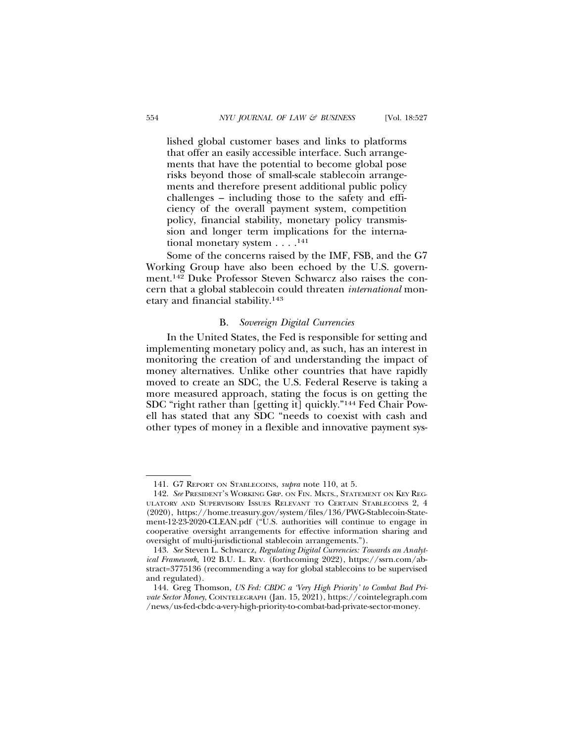> lished global customer bases and links to platforms that offer an easily accessible interface. Such arrangements that have the potential to become global pose risks beyond those of small-scale stablecoin arrangements and therefore present additional public policy challenges – including those to the safety and efficiency of the overall payment system, competition policy, financial stability, monetary policy transmission and longer term implications for the international monetary system . . . .[141]

Some of the concerns raised by the IMF, FSB, and the G7 Working Group have also been echoed by the U.S. government.[142] Duke Professor Steven Schwarcz also raises the concern that a global stablecoin could threaten *international* monetary and financial stability.[143]

### B. *Sovereign Digital Currencies*

In the United States, the Fed is responsible for setting and implementing monetary policy and, as such, has an interest in monitoring the creation of and understanding the impact of money alternatives. Unlike other countries that have rapidly moved to create an SDC, the U.S. Federal Reserve is taking a more measured approach, stating the focus is on getting the SDC "right rather than [getting it] quickly."[144] Fed Chair Powell has stated that any SDC "needs to coexist with cash and other types of money in a flexible and innovative payment sys-

---

141. G7 REPORT ON STABLECOINS, *supra* note 110, at 5.

142. *See* PRESIDENT'S WORKING GRP. ON FIN. MKTS., STATEMENT ON KEY REGULATORY AND SUPERVISORY ISSUES RELEVANT TO CERTAIN STABLECOINS 2, 4 (2020), https://home.treasury.gov/system/files/136/PWG-Stablecoin-Statement-12-23-2020-CLEAN.pdf ("U.S. authorities will continue to engage in cooperative oversight arrangements for effective information sharing and oversight of multi-jurisdictional stablecoin arrangements.").

143. *See* Steven L. Schwarcz, *Regulating Digital Currencies: Towards an Analytical Framework*, 102 B.U. L. REV. (forthcoming 2022), https://ssrn.com/abstract=3775136 (recommending a way for global stablecoins to be supervised and regulated).

144. Greg Thomson, *US Fed: CBDC a 'Very High Priority' to Combat Bad Private Sector Money*, COINTELEGRAPH (Jan. 15, 2021), https://cointelegraph.com/news/us-fed-cbdc-a-very-high-priority-to-combat-bad-private-sector-money.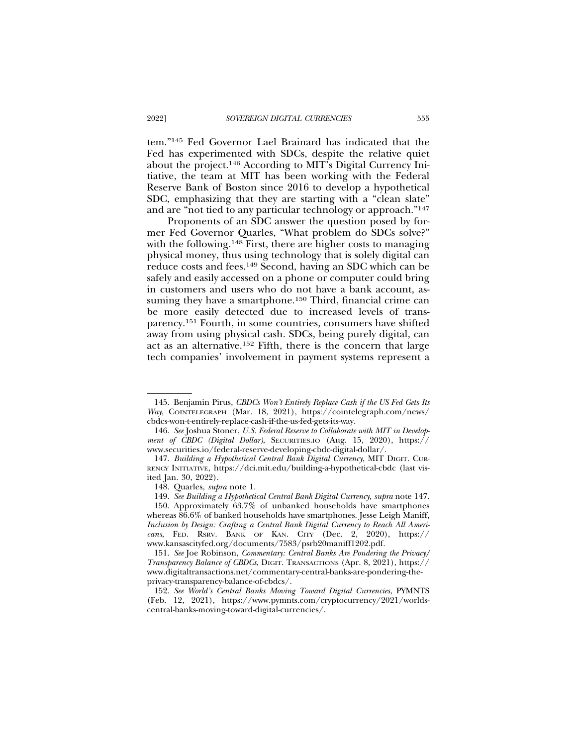tem."[145] Fed Governor Lael Brainard has indicated that the Fed has experimented with SDCs, despite the relative quiet about the project.[146] According to MIT's Digital Currency Initiative, the team at MIT has been working with the Federal Reserve Bank of Boston since 2016 to develop a hypothetical SDC, emphasizing that they are starting with a "clean slate" and are "not tied to any particular technology or approach."[147]

Proponents of an SDC answer the question posed by former Fed Governor Quarles, "What problem do SDCs solve?" with the following.[148] First, there are higher costs to managing physical money, thus using technology that is solely digital can reduce costs and fees.[149] Second, having an SDC which can be safely and easily accessed on a phone or computer could bring in customers and users who do not have a bank account, assuming they have a smartphone.[150] Third, financial crime can be more easily detected due to increased levels of transparency.[151] Fourth, in some countries, consumers have shifted away from using physical cash. SDCs, being purely digital, can act as an alternative.[152] Fifth, there is the concern that large tech companies' involvement in payment systems represent a

---

145. Benjamin Pirus, *CBDCs Won't Entirely Replace Cash if the US Fed Gets Its Way*, COINTELEGRAPH (Mar. 18, 2021), https://cointelegraph.com/news/cbdcs-won-t-entirely-replace-cash-if-the-us-fed-gets-its-way.

146. *See* Joshua Stoner, *U.S. Federal Reserve to Collaborate with MIT in Development of CBDC (Digital Dollar)*, SECURITIES.IO (Aug. 15, 2020), https://www.securities.io/federal-reserve-developing-cbdc-digital-dollar/.

147. *Building a Hypothetical Central Bank Digital Currency*, MIT DIGIT. CURRENCY INITIATIVE, https://dci.mit.edu/building-a-hypothetical-cbdc (last visited Jan. 30, 2022).

148. Quarles, *supra* note 1.

149. *See Building a Hypothetical Central Bank Digital Currency*, *supra* note 147.

150. Approximately 63.7% of unbanked households have smartphones whereas 86.6% of banked households have smartphones. Jesse Leigh Maniff, *Inclusion by Design: Crafting a Central Bank Digital Currency to Reach All Americans*, FED. RSRV. BANK OF KAN. CITY (Dec. 2, 2020), https://www.kansascityfed.org/documents/7583/psrb20maniff1202.pdf.

151. *See* Joe Robinson, *Commentary: Central Banks Are Pondering the Privacy/Transparency Balance of CBDCs*, DIGIT. TRANSACTIONS (Apr. 8, 2021), https://www.digitaltransactions.net/commentary-central-banks-are-pondering-the-privacy-transparency-balance-of-cbdcs/.

152. *See World's Central Banks Moving Toward Digital Currencies*, PYMNTS (Feb. 12, 2021), https://www.pymnts.com/cryptocurrency/2021/worlds-central-banks-moving-toward-digital-currencies/.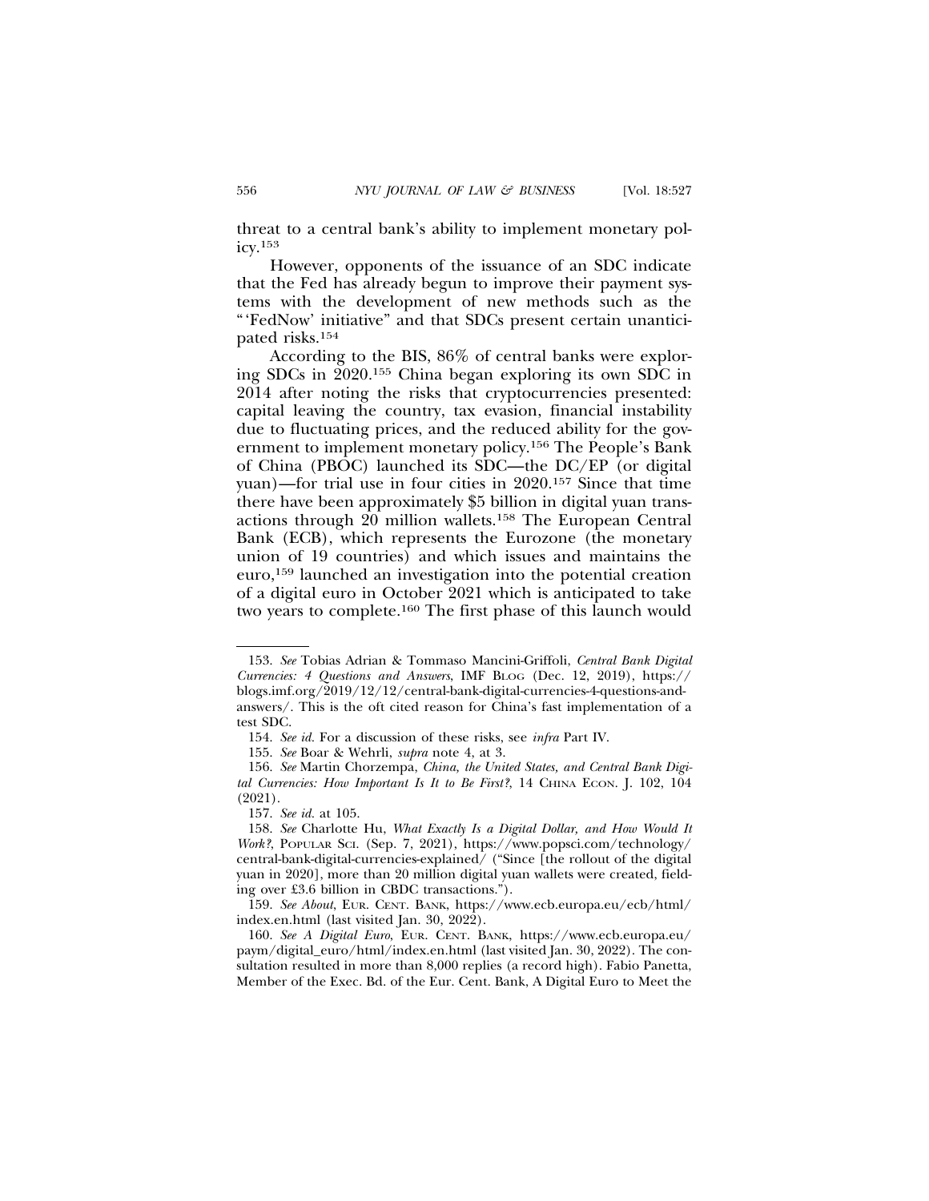threat to a central bank's ability to implement monetary policy.[153]

However, opponents of the issuance of an SDC indicate that the Fed has already begun to improve their payment systems with the development of new methods such as the "'FedNow' initiative" and that SDCs present certain unanticipated risks.[154]

According to the BIS, 86% of central banks were exploring SDCs in 2020.[155] China began exploring its own SDC in 2014 after noting the risks that cryptocurrencies presented: capital leaving the country, tax evasion, financial instability due to fluctuating prices, and the reduced ability for the government to implement monetary policy.[156] The People's Bank of China (PBOC) launched its SDC—the DC/EP (or digital yuan)—for trial use in four cities in 2020.[157] Since that time there have been approximately $5 billion in digital yuan transactions through 20 million wallets.[158] The European Central Bank (ECB), which represents the Eurozone (the monetary union of 19 countries) and which issues and maintains the euro,[159] launched an investigation into the potential creation of a digital euro in October 2021 which is anticipated to take two years to complete.[160] The first phase of this launch would

---

153. *See* Tobias Adrian & Tommaso Mancini-Griffoli, *Central Bank Digital Currencies: 4 Questions and Answers*, IMF BLOG (Dec. 12, 2019), https://blogs.imf.org/2019/12/12/central-bank-digital-currencies-4-questions-and-answers/. This is the oft cited reason for China's fast implementation of a test SDC.

154. *See id.* For a discussion of these risks, see *infra* Part IV.

155. *See* Boar & Wehrli, *supra* note 4, at 3.

156. *See* Martin Chorzempa, *China, the United States, and Central Bank Digital Currencies: How Important Is It to Be First?*, 14 CHINA ECON. J. 102, 104 (2021).

157. *See id.* at 105.

158. *See* Charlotte Hu, *What Exactly Is a Digital Dollar, and How Would It Work?*, POPULAR SCI. (Sep. 7, 2021), https://www.popsci.com/technology/central-bank-digital-currencies-explained/ ("Since [the rollout of the digital yuan in 2020], more than 20 million digital yuan wallets were created, fielding over £3.6 billion in CBDC transactions.").

159. *See About*, EUR. CENT. BANK, https://www.ecb.europa.eu/ecb/html/index.en.html (last visited Jan. 30, 2022).

160. *See A Digital Euro*, EUR. CENT. BANK, https://www.ecb.europa.eu/paym/digital_euro/html/index.en.html (last visited Jan. 30, 2022). The consultation resulted in more than 8,000 replies (a record high). Fabio Panetta, Member of the Exec. Bd. of the Eur. Cent. Bank, A Digital Euro to Meet the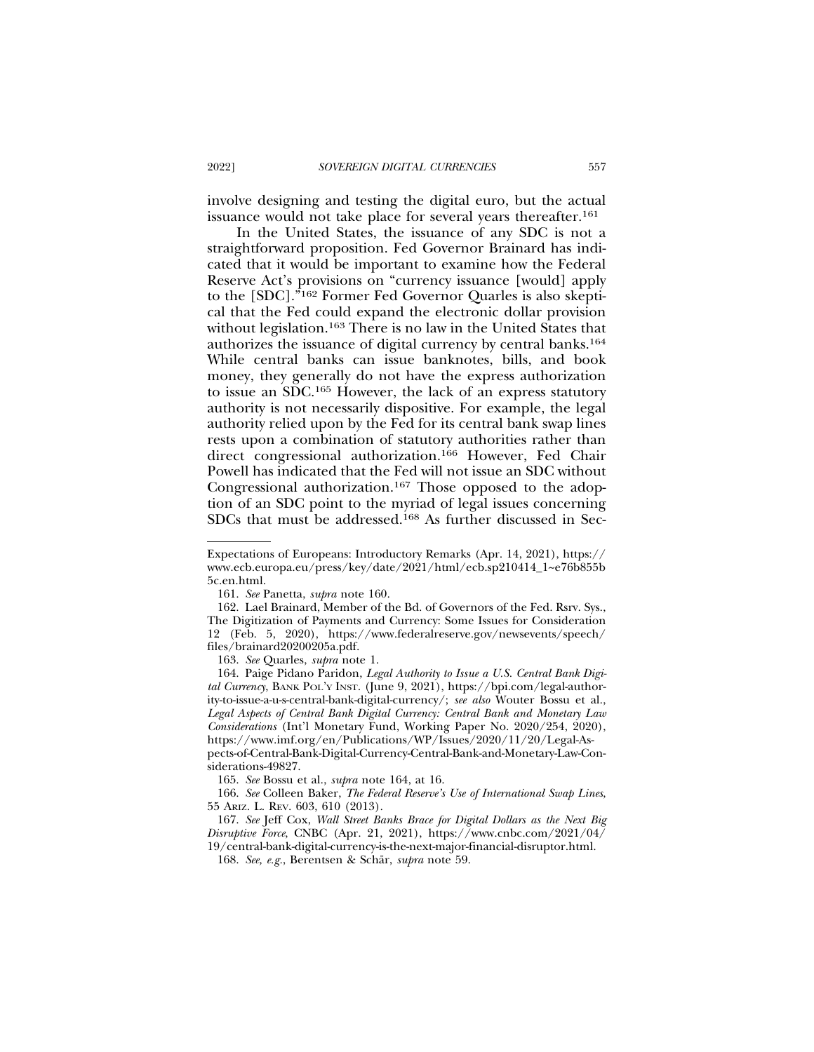involve designing and testing the digital euro, but the actual issuance would not take place for several years thereafter.[161]

In the United States, the issuance of any SDC is not a straightforward proposition. Fed Governor Brainard has indicated that it would be important to examine how the Federal Reserve Act's provisions on "currency issuance [would] apply to the [SDC]."[162] Former Fed Governor Quarles is also skeptical that the Fed could expand the electronic dollar provision without legislation.[163] There is no law in the United States that authorizes the issuance of digital currency by central banks.[164] While central banks can issue banknotes, bills, and book money, they generally do not have the express authorization to issue an SDC.[165] However, the lack of an express statutory authority is not necessarily dispositive. For example, the legal authority relied upon by the Fed for its central bank swap lines rests upon a combination of statutory authorities rather than direct congressional authorization.[166] However, Fed Chair Powell has indicated that the Fed will not issue an SDC without Congressional authorization.[167] Those opposed to the adoption of an SDC point to the myriad of legal issues concerning SDCs that must be addressed.[168] As further discussed in Sec-

---

Expectations of Europeans: Introductory Remarks (Apr. 14, 2021), https://www.ecb.europa.eu/press/key/date/2021/html/ecb.sp210414_1~e76b855b5c.en.html.

161. *See* Panetta, *supra* note 160.

162. Lael Brainard, Member of the Bd. of Governors of the Fed. Rsrv. Sys., The Digitization of Payments and Currency: Some Issues for Consideration 12 (Feb. 5, 2020), https://www.federalreserve.gov/newsevents/speech/files/brainard20200205a.pdf.

163. *See* Quarles, *supra* note 1.

164. Paige Pidano Paridon, *Legal Authority to Issue a U.S. Central Bank Digital Currency*, BANK POL'Y INST. (June 9, 2021), https://bpi.com/legal-authority-to-issue-a-u-s-central-bank-digital-currency/; *see also* Wouter Bossu et al., *Legal Aspects of Central Bank Digital Currency: Central Bank and Monetary Law Considerations* (Int'l Monetary Fund, Working Paper No. 2020/254, 2020), https://www.imf.org/en/Publications/WP/Issues/2020/11/20/Legal-Aspects-of-Central-Bank-Digital-Currency-Central-Bank-and-Monetary-Law-Considerations-49827.

165. *See* Bossu et al., *supra* note 164, at 16.

166. *See* Colleen Baker, *The Federal Reserve's Use of International Swap Lines*, 55 ARIZ. L. REV. 603, 610 (2013).

167. *See* Jeff Cox, *Wall Street Banks Brace for Digital Dollars as the Next Big Disruptive Force*, CNBC (Apr. 21, 2021), https://www.cnbc.com/2021/04/19/central-bank-digital-currency-is-the-next-major-financial-disruptor.html.

168. *See, e.g.*, Berentsen & Schär, *supra* note 59.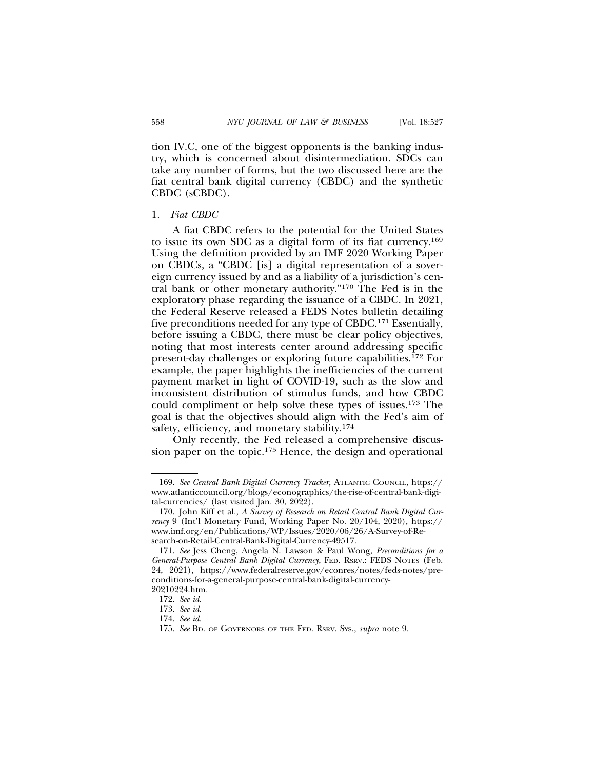tion IV.C, one of the biggest opponents is the banking industry, which is concerned about disintermediation. SDCs can take any number of forms, but the two discussed here are the fiat central bank digital currency (CBDC) and the synthetic CBDC (sCBDC).

### 1. *Fiat CBDC*

A fiat CBDC refers to the potential for the United States to issue its own SDC as a digital form of its fiat currency.[169] Using the definition provided by an IMF 2020 Working Paper on CBDCs, a "CBDC [is] a digital representation of a sovereign currency issued by and as a liability of a jurisdiction's central bank or other monetary authority."[170] The Fed is in the exploratory phase regarding the issuance of a CBDC. In 2021, the Federal Reserve released a FEDS Notes bulletin detailing five preconditions needed for any type of CBDC.[171] Essentially, before issuing a CBDC, there must be clear policy objectives, noting that most interests center around addressing specific present-day challenges or exploring future capabilities.[172] For example, the paper highlights the inefficiencies of the current payment market in light of COVID-19, such as the slow and inconsistent distribution of stimulus funds, and how CBDC could compliment or help solve these types of issues.[173] The goal is that the objectives should align with the Fed's aim of safety, efficiency, and monetary stability.[174]

Only recently, the Fed released a comprehensive discussion paper on the topic.[175] Hence, the design and operational

---

169. *See Central Bank Digital Currency Tracker*, ATLANTIC COUNCIL, https://www.atlanticcouncil.org/blogs/econographics/the-rise-of-central-bank-digital-currencies/ (last visited Jan. 30, 2022).

170. John Kiff et al., *A Survey of Research on Retail Central Bank Digital Currency* 9 (Int'l Monetary Fund, Working Paper No. 20/104, 2020), https://www.imf.org/en/Publications/WP/Issues/2020/06/26/A-Survey-of-Research-on-Retail-Central-Bank-Digital-Currency-49517.

171. *See* Jess Cheng, Angela N. Lawson & Paul Wong, *Preconditions for a General-Purpose Central Bank Digital Currency*, FED. RSRV.: FEDS NOTES (Feb. 24, 2021), https://www.federalreserve.gov/econres/notes/feds-notes/preconditions-for-a-general-purpose-central-bank-digital-currency-20210224.htm.

172. *See id.*

173. *See id.*

174. *See id.*

175. *See* BD. OF GOVERNORS OF THE FED. RSRV. SYS., *supra* note 9.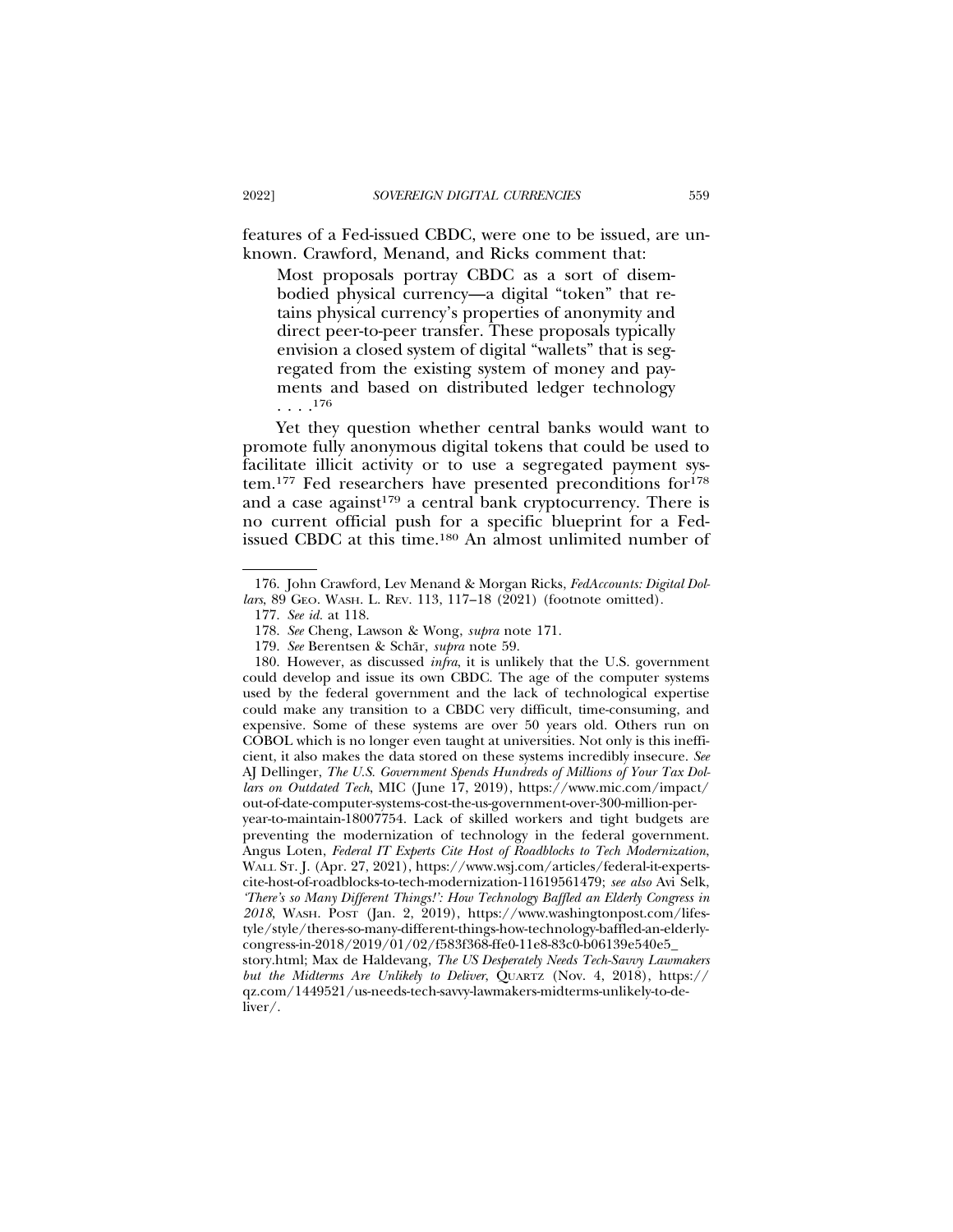features of a Fed-issued CBDC, were one to be issued, are unknown. Crawford, Menand, and Ricks comment that:

> Most proposals portray CBDC as a sort of disembodied physical currency—a digital "token" that retains physical currency's properties of anonymity and direct peer-to-peer transfer. These proposals typically envision a closed system of digital "wallets" that is segregated from the existing system of money and payments and based on distributed ledger technology . . . .[176]

Yet they question whether central banks would want to promote fully anonymous digital tokens that could be used to facilitate illicit activity or to use a segregated payment system.[177] Fed researchers have presented preconditions for[178] and a case against[179] a central bank cryptocurrency. There is no current official push for a specific blueprint for a Fed-issued CBDC at this time.[180] An almost unlimited number of

---

176. John Crawford, Lev Menand & Morgan Ricks, *FedAccounts: Digital Dollars*, 89 GEO. WASH. L. REV. 113, 117–18 (2021) (footnote omitted).

177. *See id.* at 118.

178. *See* Cheng, Lawson & Wong, *supra* note 171.

179. *See* Berentsen & Schär, *supra* note 59.

180. However, as discussed *infra*, it is unlikely that the U.S. government could develop and issue its own CBDC. The age of the computer systems used by the federal government and the lack of technological expertise could make any transition to a CBDC very difficult, time-consuming, and expensive. Some of these systems are over 50 years old. Others run on COBOL which is no longer even taught at universities. Not only is this inefficient, it also makes the data stored on these systems incredibly insecure. *See* AJ Dellinger, *The U.S. Government Spends Hundreds of Millions of Your Tax Dollars on Outdated Tech*, MIC (June 17, 2019), https://www.mic.com/impact/out-of-date-computer-systems-cost-the-us-government-over-300-million-per-year-to-maintain-18007754. Lack of skilled workers and tight budgets are preventing the modernization of technology in the federal government. Angus Loten, *Federal IT Experts Cite Host of Roadblocks to Tech Modernization*, WALL ST. J. (Apr. 27, 2021), https://www.wsj.com/articles/federal-it-experts-cite-host-of-roadblocks-to-tech-modernization-11619561479; *see also* Avi Selk, *'There's so Many Different Things!': How Technology Baffled an Elderly Congress in 2018*, WASH. POST (Jan. 2, 2019), https://www.washingtonpost.com/lifestyle/style/theres-so-many-different-things-how-technology-baffled-an-elderly-congress-in-2018/2019/01/02/f583f368-ffe0-11e8-83c0-b06139e540e5_story.html; Max de Haldevang, *The US Desperately Needs Tech-Savvy Lawmakers but the Midterms Are Unlikely to Deliver*, QUARTZ (Nov. 4, 2018), https://qz.com/1449521/us-needs-tech-savvy-lawmakers-midterms-unlikely-to-deliver/.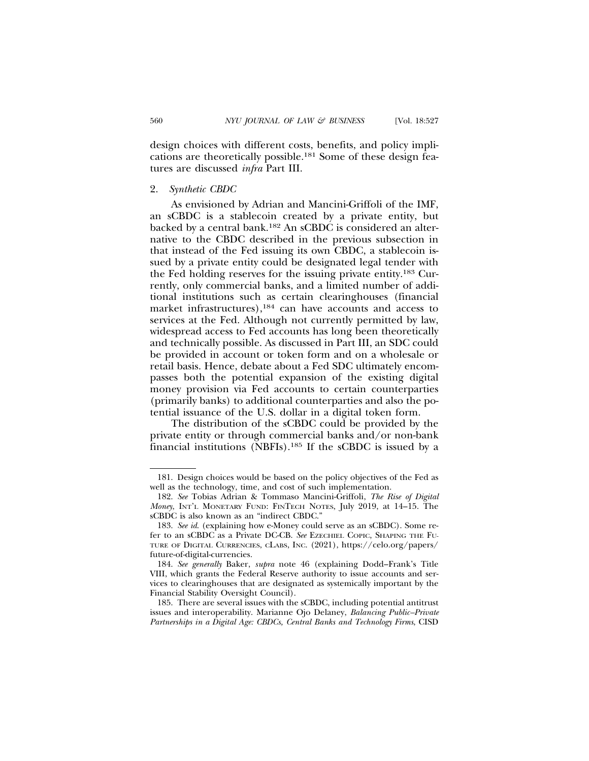design choices with different costs, benefits, and policy implications are theoretically possible.[181] Some of these design features are discussed *infra* Part III.

### 2. *Synthetic CBDC*

As envisioned by Adrian and Mancini-Griffoli of the IMF, an sCBDC is a stablecoin created by a private entity, but backed by a central bank.[182] An sCBDC is considered an alternative to the CBDC described in the previous subsection in that instead of the Fed issuing its own CBDC, a stablecoin issued by a private entity could be designated legal tender with the Fed holding reserves for the issuing private entity.[183] Currently, only commercial banks, and a limited number of additional institutions such as certain clearinghouses (financial market infrastructures),[184] can have accounts and access to services at the Fed. Although not currently permitted by law, widespread access to Fed accounts has long been theoretically and technically possible. As discussed in Part III, an SDC could be provided in account or token form and on a wholesale or retail basis. Hence, debate about a Fed SDC ultimately encompasses both the potential expansion of the existing digital money provision via Fed accounts to certain counterparties (primarily banks) to additional counterparties and also the potential issuance of the U.S. dollar in a digital token form.

The distribution of the sCBDC could be provided by the private entity or through commercial banks and/or non-bank financial institutions (NBFIs).[185] If the sCBDC is issued by a

---

181. Design choices would be based on the policy objectives of the Fed as well as the technology, time, and cost of such implementation.

182. *See* Tobias Adrian & Tommaso Mancini-Griffoli, *The Rise of Digital Money*, INT'L MONETARY FUND: FINTECH NOTES, July 2019, at 14–15. The sCBDC is also known as an "indirect CBDC."

183. *See id.* (explaining how e-Money could serve as an sCBDC). Some refer to an sCBDC as a Private DC-CB. *See* EZECHIEL COPIC, SHAPING THE FUTURE OF DIGITAL CURRENCIES, CLABS, INC. (2021), https://celo.org/papers/future-of-digital-currencies.

184. *See generally* Baker, *supra* note 46 (explaining Dodd–Frank's Title VIII, which grants the Federal Reserve authority to issue accounts and services to clearinghouses that are designated as systemically important by the Financial Stability Oversight Council).

185. There are several issues with the sCBDC, including potential antitrust issues and interoperability. Marianne Ojo Delaney, *Balancing Public–Private Partnerships in a Digital Age: CBDCs, Central Banks and Technology Firms*, CISD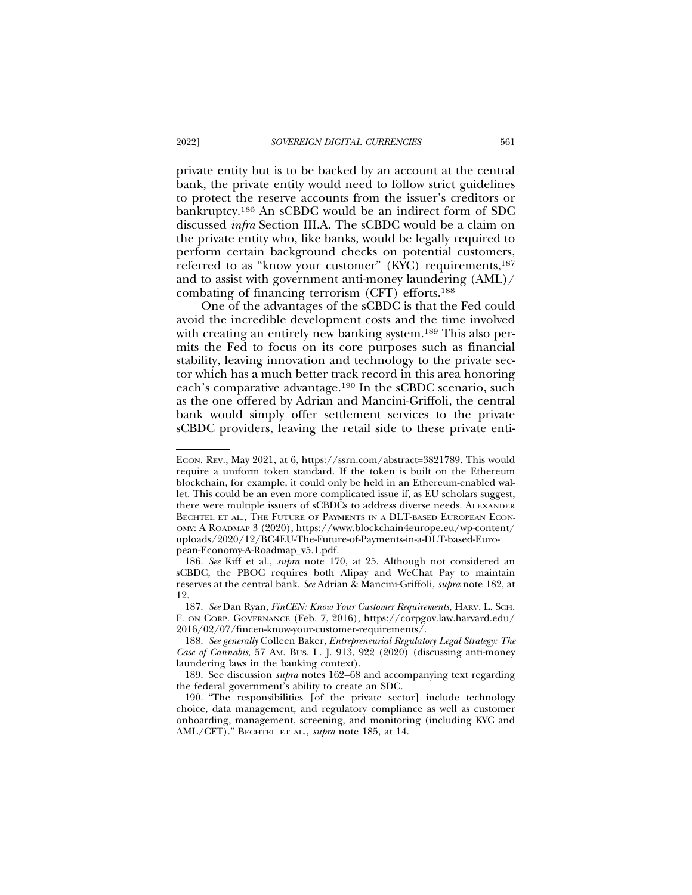private entity but is to be backed by an account at the central bank, the private entity would need to follow strict guidelines to protect the reserve accounts from the issuer's creditors or bankruptcy.[186] An sCBDC would be an indirect form of SDC discussed *infra* Section III.A. The sCBDC would be a claim on the private entity who, like banks, would be legally required to perform certain background checks on potential customers, referred to as "know your customer" (KYC) requirements,[187] and to assist with government anti-money laundering (AML)/combating of financing terrorism (CFT) efforts.[188]

One of the advantages of the sCBDC is that the Fed could avoid the incredible development costs and the time involved with creating an entirely new banking system.[189] This also permits the Fed to focus on its core purposes such as financial stability, leaving innovation and technology to the private sector which has a much better track record in this area honoring each's comparative advantage.[190] In the sCBDC scenario, such as the one offered by Adrian and Mancini-Griffoli, the central bank would simply offer settlement services to the private sCBDC providers, leaving the retail side to these private enti-

---

ECON. REV., May 2021, at 6, https://ssrn.com/abstract=3821789. This would require a uniform token standard. If the token is built on the Ethereum blockchain, for example, it could only be held in an Ethereum-enabled wallet. This could be an even more complicated issue if, as EU scholars suggest, there were multiple issuers of sCBDCs to address diverse needs. ALEXANDER BECHTEL ET AL., THE FUTURE OF PAYMENTS IN A DLT-BASED EUROPEAN ECONOMY: A ROADMAP 3 (2020), https://www.blockchain4europe.eu/wp-content/uploads/2020/12/BC4EU-The-Future-of-Payments-in-a-DLT-based-European-Economy-A-Roadmap_v5.1.pdf.

186. *See* Kiff et al., *supra* note 170, at 25. Although not considered an sCBDC, the PBOC requires both Alipay and WeChat Pay to maintain reserves at the central bank. *See* Adrian & Mancini-Griffoli, *supra* note 182, at 12.

187. *See* Dan Ryan, *FinCEN: Know Your Customer Requirements*, HARV. L. SCH. F. ON CORP. GOVERNANCE (Feb. 7, 2016), https://corpgov.law.harvard.edu/2016/02/07/fincen-know-your-customer-requirements/.

188. *See generally* Colleen Baker, *Entrepreneurial Regulatory Legal Strategy: The Case of Cannabis*, 57 AM. BUS. L. J. 913, 922 (2020) (discussing anti-money laundering laws in the banking context).

189. See discussion *supra* notes 162–68 and accompanying text regarding the federal government's ability to create an SDC.

190. "The responsibilities [of the private sector] include technology choice, data management, and regulatory compliance as well as customer onboarding, management, screening, and monitoring (including KYC and AML/CFT)." BECHTEL ET AL., *supra* note 185, at 14.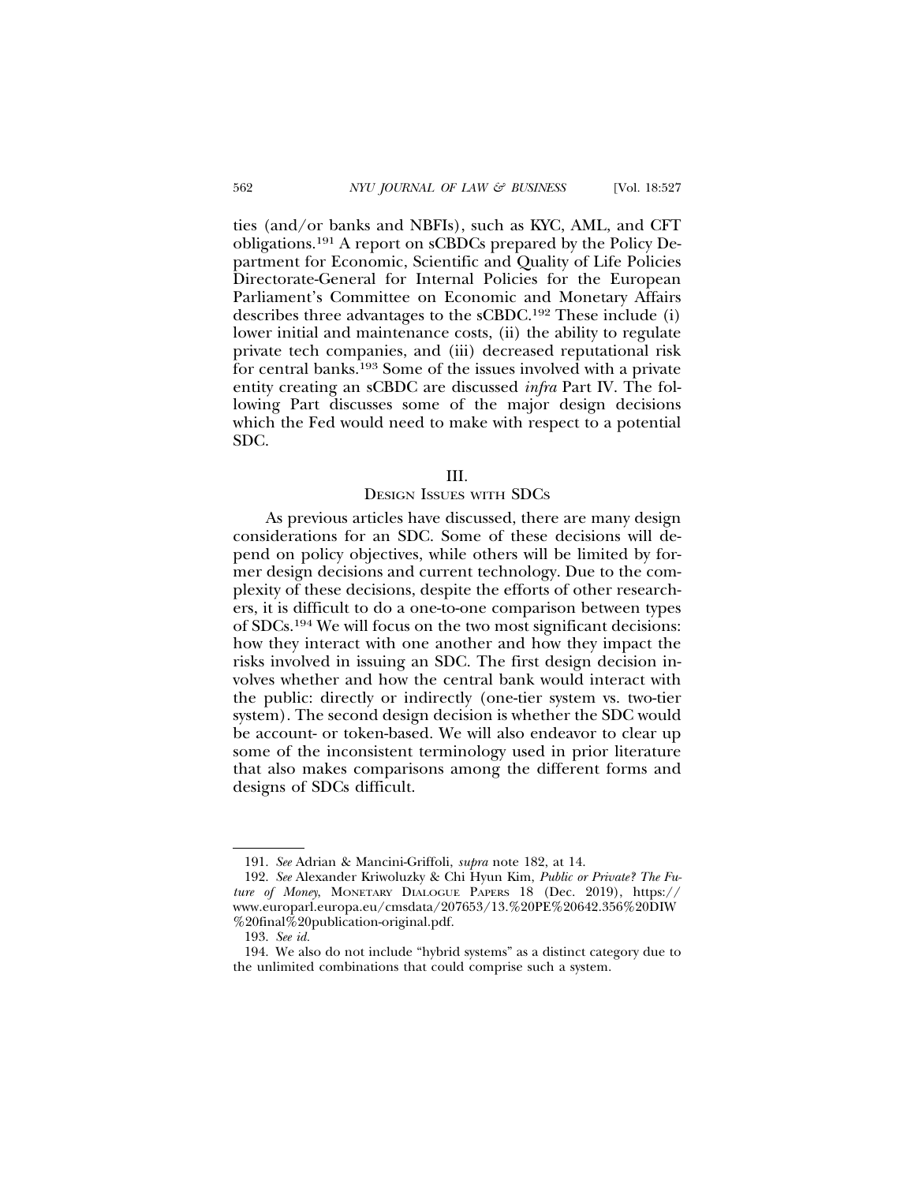ties (and/or banks and NBFIs), such as KYC, AML, and CFT obligations.[191] A report on sCBDCs prepared by the Policy Department for Economic, Scientific and Quality of Life Policies Directorate-General for Internal Policies for the European Parliament's Committee on Economic and Monetary Affairs describes three advantages to the sCBDC.[192] These include (i) lower initial and maintenance costs, (ii) the ability to regulate private tech companies, and (iii) decreased reputational risk for central banks.[193] Some of the issues involved with a private entity creating an sCBDC are discussed *infra* Part IV. The following Part discusses some of the major design decisions which the Fed would need to make with respect to a potential SDC.

## III.
## Design Issues with SDCs

As previous articles have discussed, there are many design considerations for an SDC. Some of these decisions will depend on policy objectives, while others will be limited by former design decisions and current technology. Due to the complexity of these decisions, despite the efforts of other researchers, it is difficult to do a one-to-one comparison between types of SDCs.[194] We will focus on the two most significant decisions: how they interact with one another and how they impact the risks involved in issuing an SDC. The first design decision involves whether and how the central bank would interact with the public: directly or indirectly (one-tier system vs. two-tier system). The second design decision is whether the SDC would be account- or token-based. We will also endeavor to clear up some of the inconsistent terminology used in prior literature that also makes comparisons among the different forms and designs of SDCs difficult.

---

191. *See* Adrian & Mancini-Griffoli, *supra* note 182, at 14.

192. *See* Alexander Kriwoluzky & Chi Hyun Kim, *Public or Private? The Future of Money,* Monetary Dialogue Papers 18 (Dec. 2019), https://www.europarl.europa.eu/cmsdata/207653/13.%20PE%20642.356%20DIW%20final%20publication-original.pdf.

193. *See id.*

194. We also do not include "hybrid systems" as a distinct category due to the unlimited combinations that could comprise such a system.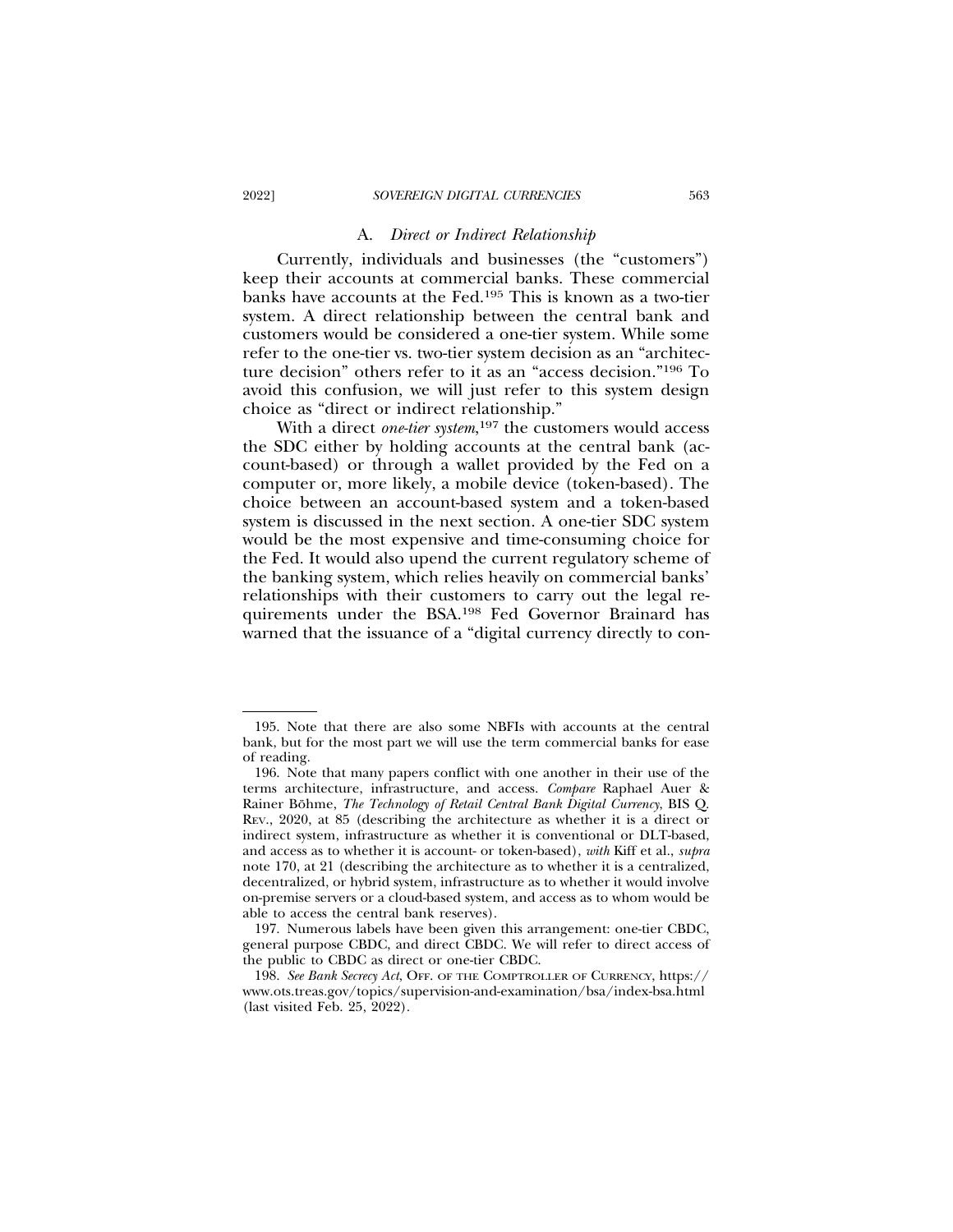### A. *Direct or Indirect Relationship*

Currently, individuals and businesses (the "customers") keep their accounts at commercial banks. These commercial banks have accounts at the Fed.[195] This is known as a two-tier system. A direct relationship between the central bank and customers would be considered a one-tier system. While some refer to the one-tier vs. two-tier system decision as an "architecture decision" others refer to it as an "access decision."[196] To avoid this confusion, we will just refer to this system design choice as "direct or indirect relationship."

With a direct *one-tier system*,[197] the customers would access the SDC either by holding accounts at the central bank (account-based) or through a wallet provided by the Fed on a computer or, more likely, a mobile device (token-based). The choice between an account-based system and a token-based system is discussed in the next section. A one-tier SDC system would be the most expensive and time-consuming choice for the Fed. It would also upend the current regulatory scheme of the banking system, which relies heavily on commercial banks' relationships with their customers to carry out the legal requirements under the BSA.[198] Fed Governor Brainard has warned that the issuance of a "digital currency directly to con-

---

195. Note that there are also some NBFIs with accounts at the central bank, but for the most part we will use the term commercial banks for ease of reading.

196. Note that many papers conflict with one another in their use of the terms architecture, infrastructure, and access. *Compare* Raphael Auer & Rainer Böhme, *The Technology of Retail Central Bank Digital Currency*, BIS Q. REV., 2020, at 85 (describing the architecture as whether it is a direct or indirect system, infrastructure as whether it is conventional or DLT-based, and access as to whether it is account- or token-based), *with* Kiff et al., *supra* note 170, at 21 (describing the architecture as to whether it is a centralized, decentralized, or hybrid system, infrastructure as to whether it would involve on-premise servers or a cloud-based system, and access as to whom would be able to access the central bank reserves).

197. Numerous labels have been given this arrangement: one-tier CBDC, general purpose CBDC, and direct CBDC. We will refer to direct access of the public to CBDC as direct or one-tier CBDC.

198. *See Bank Secrecy Act*, OFF. OF THE COMPTROLLER OF CURRENCY, https://www.ots.treas.gov/topics/supervision-and-examination/bsa/index-bsa.html (last visited Feb. 25, 2022).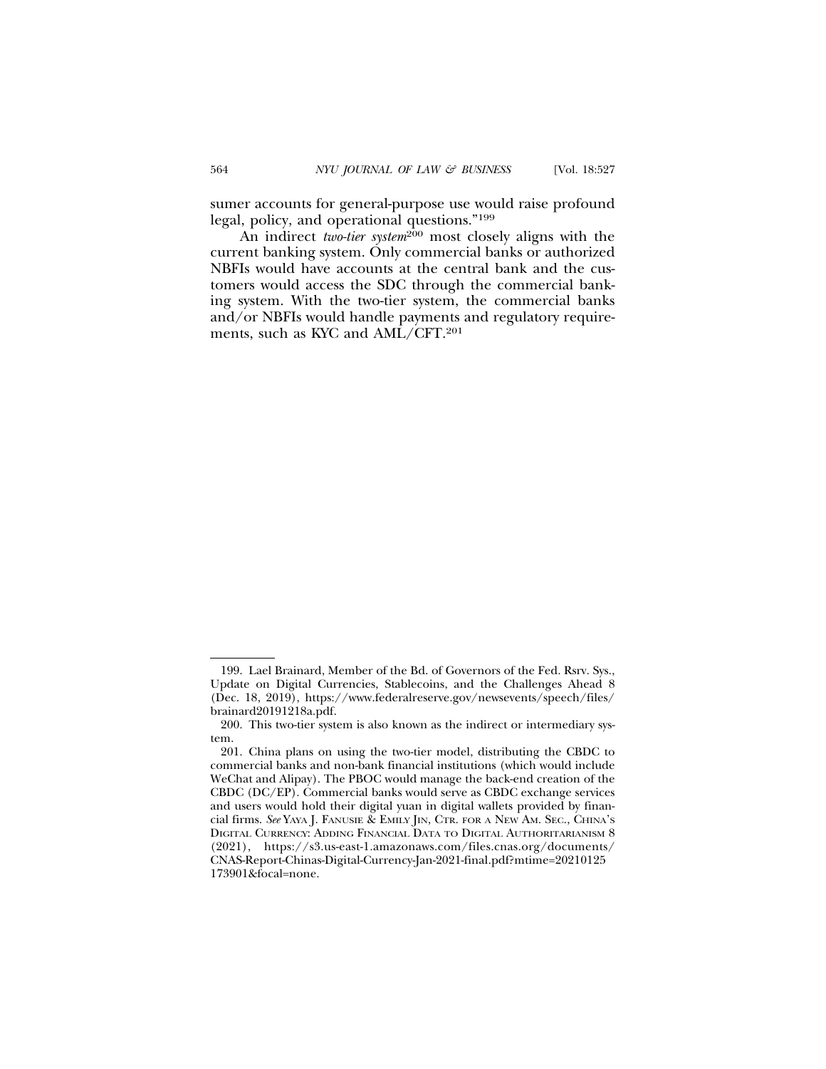sumer accounts for general-purpose use would raise profound legal, policy, and operational questions."[199]

An indirect *two-tier system*[200] most closely aligns with the current banking system. Only commercial banks or authorized NBFIs would have accounts at the central bank and the customers would access the SDC through the commercial banking system. With the two-tier system, the commercial banks and/or NBFIs would handle payments and regulatory requirements, such as KYC and AML/CFT.[201]

---

199. Lael Brainard, Member of the Bd. of Governors of the Fed. Rsrv. Sys., Update on Digital Currencies, Stablecoins, and the Challenges Ahead 8 (Dec. 18, 2019), https://www.federalreserve.gov/newsevents/speech/files/brainard20191218a.pdf.

200. This two-tier system is also known as the indirect or intermediary system.

201. China plans on using the two-tier model, distributing the CBDC to commercial banks and non-bank financial institutions (which would include WeChat and Alipay). The PBOC would manage the back-end creation of the CBDC (DC/EP). Commercial banks would serve as CBDC exchange services and users would hold their digital yuan in digital wallets provided by financial firms. *See* YAYA J. FANUSIE & EMILY JIN, CTR. FOR A NEW AM. SEC., CHINA'S DIGITAL CURRENCY: ADDING FINANCIAL DATA TO DIGITAL AUTHORITARIANISM 8 (2021), https://s3.us-east-1.amazonaws.com/files.cnas.org/documents/CNAS-Report-Chinas-Digital-Currency-Jan-2021-final.pdf?mtime=20210125173901&focal=none.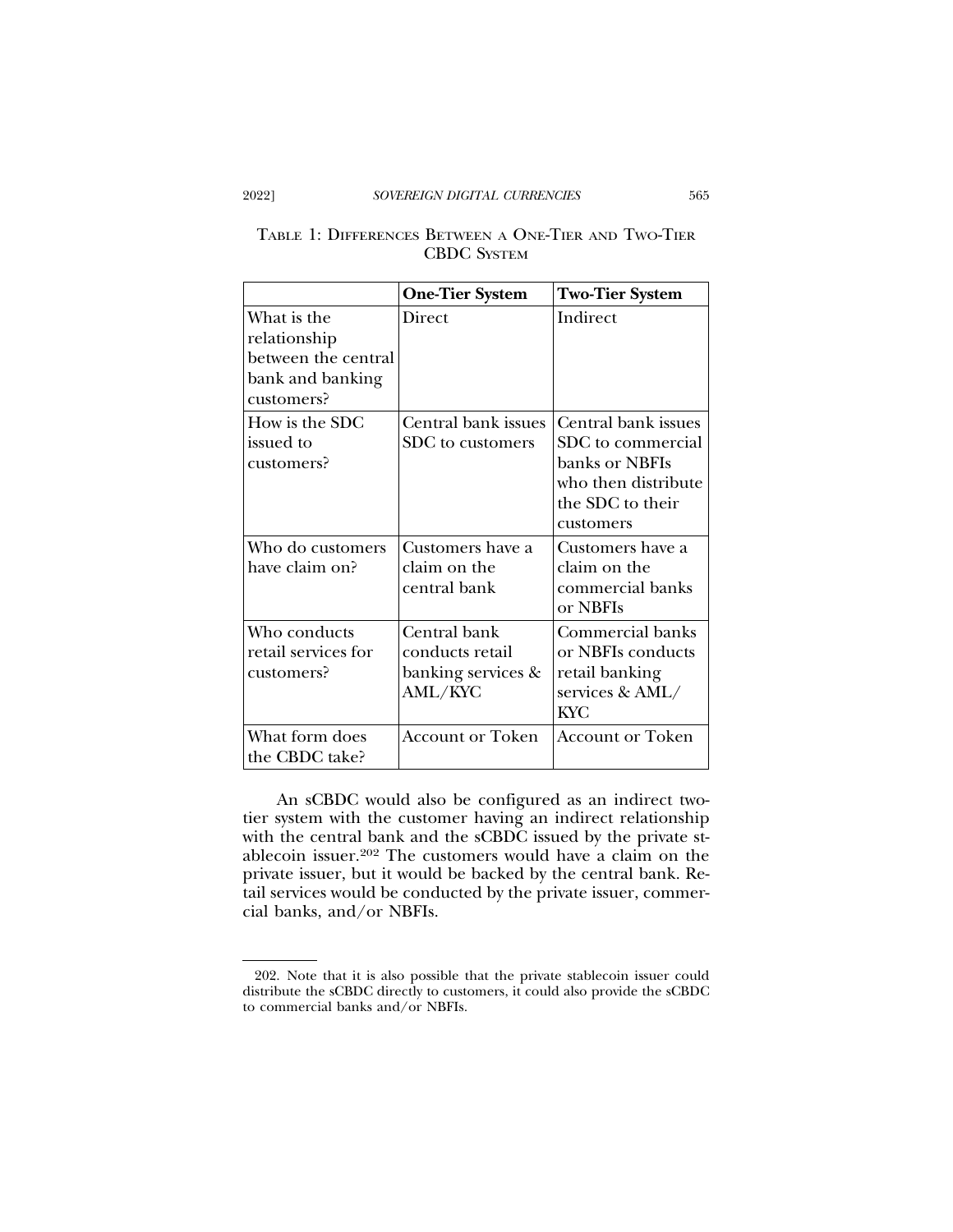TABLE 1: DIFFERENCES BETWEEN A ONE-TIER AND TWO-TIER CBDC SYSTEM

| | **One-Tier System** | **Two-Tier System** |
|---|---|---|
| What is the relationship between the central bank and banking customers? | Direct | Indirect |
| How is the SDC issued to customers? | Central bank issues SDC to customers | Central bank issues SDC to commercial banks or NBFIs who then distribute the SDC to their customers |
| Who do customers have claim on? | Customers have a claim on the central bank | Customers have a claim on the commercial banks or NBFIs |
| Who conducts retail services for customers? | Central bank conducts retail banking services & AML/KYC | Commercial banks or NBFIs conducts retail banking services & AML/KYC |
| What form does the CBDC take? | Account or Token | Account or Token |

An sCBDC would also be configured as an indirect two-tier system with the customer having an indirect relationship with the central bank and the sCBDC issued by the private stablecoin issuer.[202] The customers would have a claim on the private issuer, but it would be backed by the central bank. Retail services would be conducted by the private issuer, commercial banks, and/or NBFIs.

202. Note that it is also possible that the private stablecoin issuer could distribute the sCBDC directly to customers, it could also provide the sCBDC to commercial banks and/or NBFIs.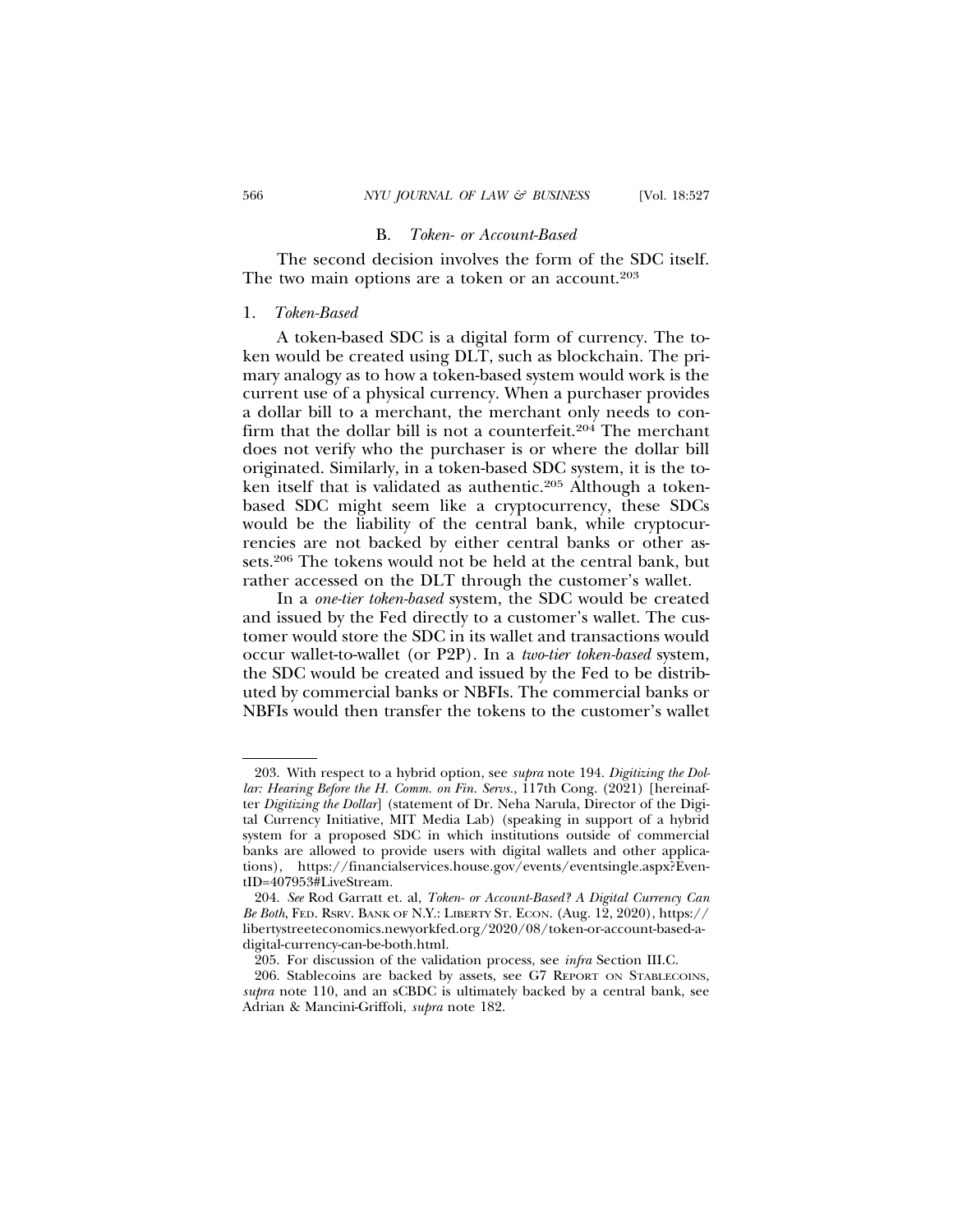### B. *Token- or Account-Based*

The second decision involves the form of the SDC itself. The two main options are a token or an account.[203]

#### 1. *Token-Based*

A token-based SDC is a digital form of currency. The token would be created using DLT, such as blockchain. The primary analogy as to how a token-based system would work is the current use of a physical currency. When a purchaser provides a dollar bill to a merchant, the merchant only needs to confirm that the dollar bill is not a counterfeit.[204] The merchant does not verify who the purchaser is or where the dollar bill originated. Similarly, in a token-based SDC system, it is the token itself that is validated as authentic.[205] Although a token-based SDC might seem like a cryptocurrency, these SDCs would be the liability of the central bank, while cryptocurrencies are not backed by either central banks or other assets.[206] The tokens would not be held at the central bank, but rather accessed on the DLT through the customer's wallet.

In a *one-tier token-based* system, the SDC would be created and issued by the Fed directly to a customer's wallet. The customer would store the SDC in its wallet and transactions would occur wallet-to-wallet (or P2P). In a *two-tier token-based* system, the SDC would be created and issued by the Fed to be distributed by commercial banks or NBFIs. The commercial banks or NBFIs would then transfer the tokens to the customer's wallet

---

203. With respect to a hybrid option, see *supra* note 194. *Digitizing the Dollar: Hearing Before the H. Comm. on Fin. Servs.*, 117th Cong. (2021) [hereinafter *Digitizing the Dollar*] (statement of Dr. Neha Narula, Director of the Digital Currency Initiative, MIT Media Lab) (speaking in support of a hybrid system for a proposed SDC in which institutions outside of commercial banks are allowed to provide users with digital wallets and other applications), https://financialservices.house.gov/events/eventsingle.aspx?EventID=407953#LiveStream.

204. *See* Rod Garratt et. al, *Token- or Account-Based? A Digital Currency Can Be Both*, FED. RSRV. BANK OF N.Y.: LIBERTY ST. ECON. (Aug. 12, 2020), https://libertystreeteconomics.newyorkfed.org/2020/08/token-or-account-based-a-digital-currency-can-be-both.html.

205. For discussion of the validation process, see *infra* Section III.C.

206. Stablecoins are backed by assets, see G7 REPORT ON STABLECOINS, *supra* note 110, and an sCBDC is ultimately backed by a central bank, see Adrian & Mancini-Griffoli, *supra* note 182.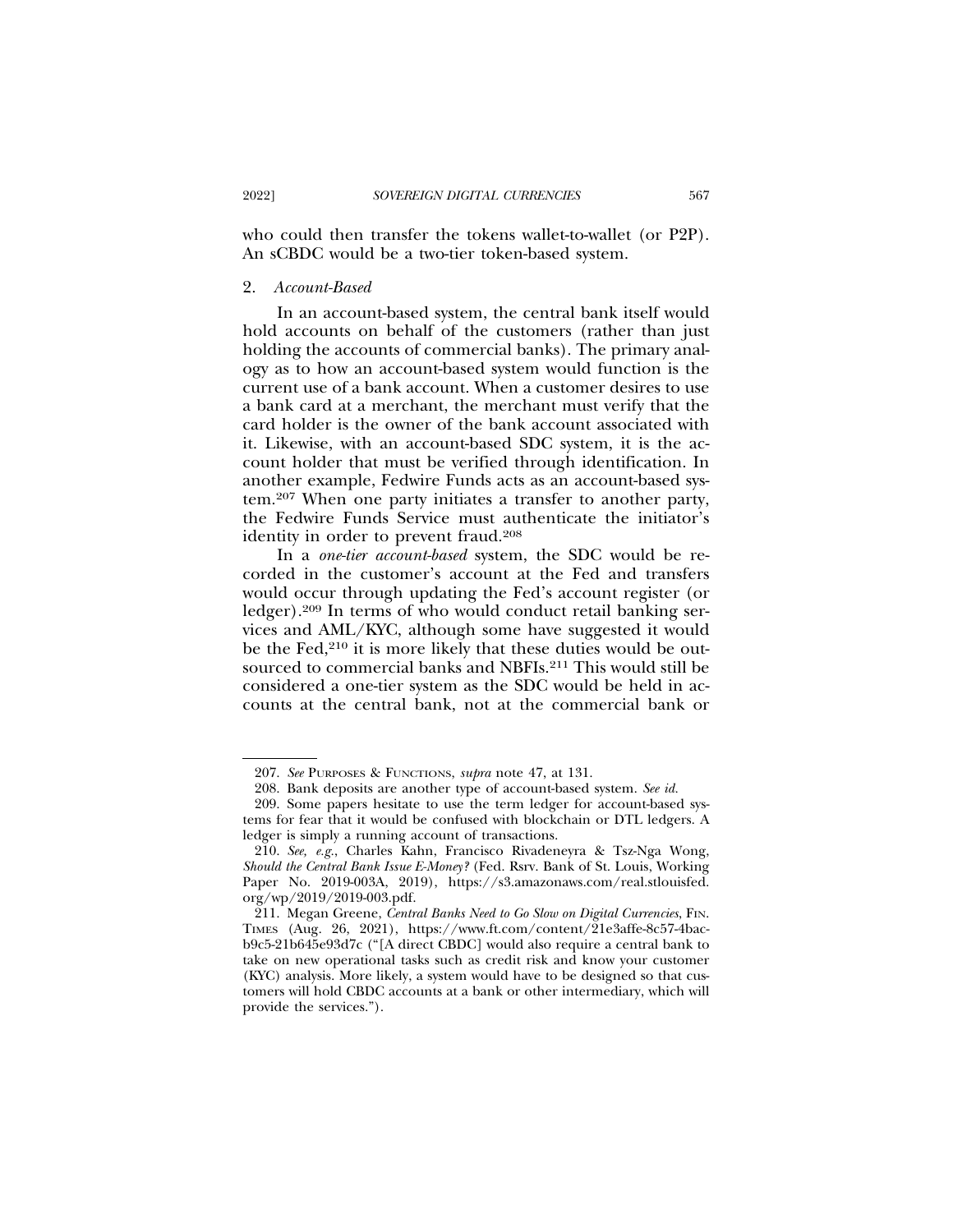who could then transfer the tokens wallet-to-wallet (or P2P). An sCBDC would be a two-tier token-based system.

### 2. *Account-Based*

In an account-based system, the central bank itself would hold accounts on behalf of the customers (rather than just holding the accounts of commercial banks). The primary analogy as to how an account-based system would function is the current use of a bank account. When a customer desires to use a bank card at a merchant, the merchant must verify that the card holder is the owner of the bank account associated with it. Likewise, with an account-based SDC system, it is the account holder that must be verified through identification. In another example, Fedwire Funds acts as an account-based system.[207] When one party initiates a transfer to another party, the Fedwire Funds Service must authenticate the initiator's identity in order to prevent fraud.[208]

In a *one-tier account-based* system, the SDC would be recorded in the customer's account at the Fed and transfers would occur through updating the Fed's account register (or ledger).[209] In terms of who would conduct retail banking services and AML/KYC, although some have suggested it would be the Fed,[210] it is more likely that these duties would be outsourced to commercial banks and NBFIs.[211] This would still be considered a one-tier system as the SDC would be held in accounts at the central bank, not at the commercial bank or

---

207. *See* PURPOSES & FUNCTIONS, *supra* note 47, at 131.

208. Bank deposits are another type of account-based system. *See id.*

209. Some papers hesitate to use the term ledger for account-based systems for fear that it would be confused with blockchain or DTL ledgers. A ledger is simply a running account of transactions.

210. *See, e.g.*, Charles Kahn, Francisco Rivadeneyra & Tsz-Nga Wong, *Should the Central Bank Issue E-Money?* (Fed. Rsrv. Bank of St. Louis, Working Paper No. 2019-003A, 2019), https://s3.amazonaws.com/real.stlouisfed.org/wp/2019/2019-003.pdf.

211. Megan Greene, *Central Banks Need to Go Slow on Digital Currencies*, FIN. TIMES (Aug. 26, 2021), https://www.ft.com/content/21e3affe-8c57-4bacb9c5-21b645e93d7c ("[A direct CBDC] would also require a central bank to take on new operational tasks such as credit risk and know your customer (KYC) analysis. More likely, a system would have to be designed so that customers will hold CBDC accounts at a bank or other intermediary, which will provide the services.").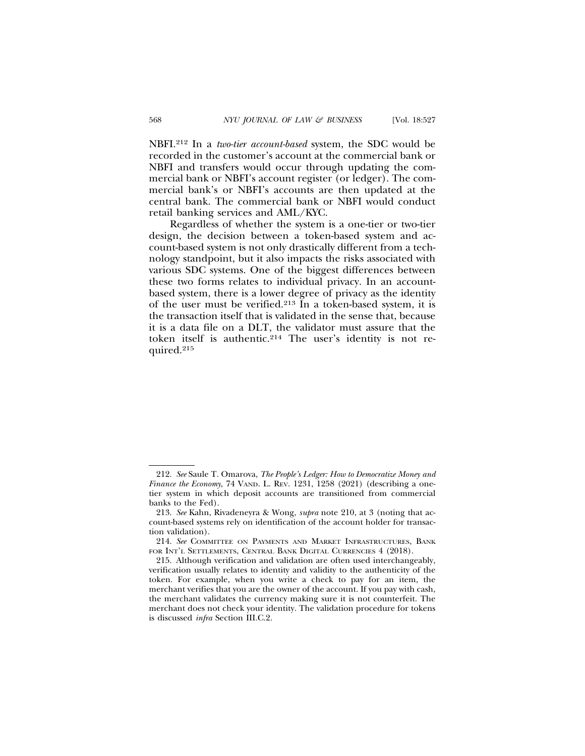NBFI.[212] In a *two-tier account-based* system, the SDC would be recorded in the customer's account at the commercial bank or NBFI and transfers would occur through updating the commercial bank or NBFI's account register (or ledger). The commercial bank's or NBFI's accounts are then updated at the central bank. The commercial bank or NBFI would conduct retail banking services and AML/KYC.

Regardless of whether the system is a one-tier or two-tier design, the decision between a token-based system and account-based system is not only drastically different from a technology standpoint, but it also impacts the risks associated with various SDC systems. One of the biggest differences between these two forms relates to individual privacy. In an account-based system, there is a lower degree of privacy as the identity of the user must be verified.[213] In a token-based system, it is the transaction itself that is validated in the sense that, because it is a data file on a DLT, the validator must assure that the token itself is authentic.[214] The user's identity is not required.[215]

---

212. *See* Saule T. Omarova, *The People's Ledger: How to Democratize Money and Finance the Economy*, 74 VAND. L. REV. 1231, 1258 (2021) (describing a one-tier system in which deposit accounts are transitioned from commercial banks to the Fed).

213. *See* Kahn, Rivadeneyra & Wong, *supra* note 210, at 3 (noting that account-based systems rely on identification of the account holder for transaction validation).

214. *See* COMMITTEE ON PAYMENTS AND MARKET INFRASTRUCTURES, BANK FOR INT'L SETTLEMENTS, CENTRAL BANK DIGITAL CURRENCIES 4 (2018).

215. Although verification and validation are often used interchangeably, verification usually relates to identity and validity to the authenticity of the token. For example, when you write a check to pay for an item, the merchant verifies that you are the owner of the account. If you pay with cash, the merchant validates the currency making sure it is not counterfeit. The merchant does not check your identity. The validation procedure for tokens is discussed *infra* Section III.C.2.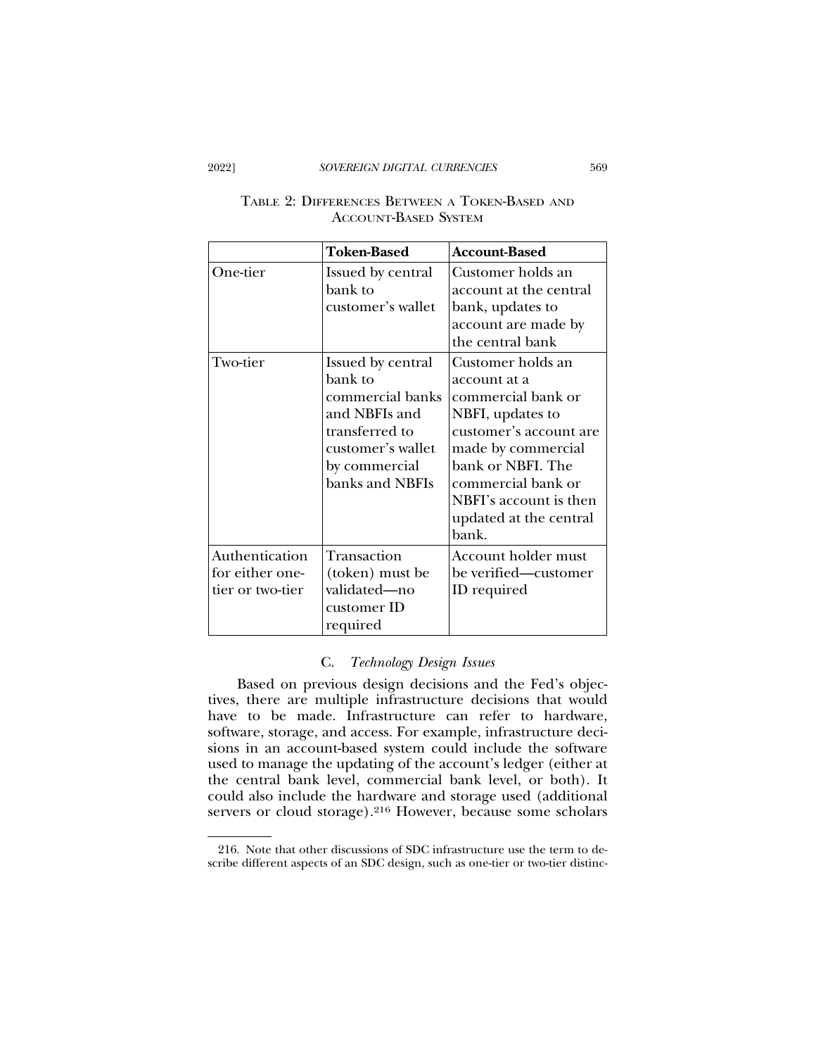TABLE 2: DIFFERENCES BETWEEN A TOKEN-BASED AND ACCOUNT-BASED SYSTEM

| | **Token-Based** | **Account-Based** |
|---|---|---|
| One-tier | Issued by central bank to customer's wallet | Customer holds an account at the central bank, updates to account are made by the central bank |
| Two-tier | Issued by central bank to commercial banks and NBFIs and transferred to customer's wallet by commercial banks and NBFIs | Customer holds an account at a commercial bank or NBFI, updates to customer's account are made by commercial bank or NBFI. The commercial bank or NBFI's account is then updated at the central bank. |
| Authentication for either one-tier or two-tier | Transaction (token) must be validated—no customer ID required | Account holder must be verified—customer ID required |

### C. *Technology Design Issues*

Based on previous design decisions and the Fed's objectives, there are multiple infrastructure decisions that would have to be made. Infrastructure can refer to hardware, software, storage, and access. For example, infrastructure decisions in an account-based system could include the software used to manage the updating of the account's ledger (either at the central bank level, commercial bank level, or both). It could also include the hardware and storage used (additional servers or cloud storage).[216] However, because some scholars

216. Note that other discussions of SDC infrastructure use the term to describe different aspects of an SDC design, such as one-tier or two-tier distinc-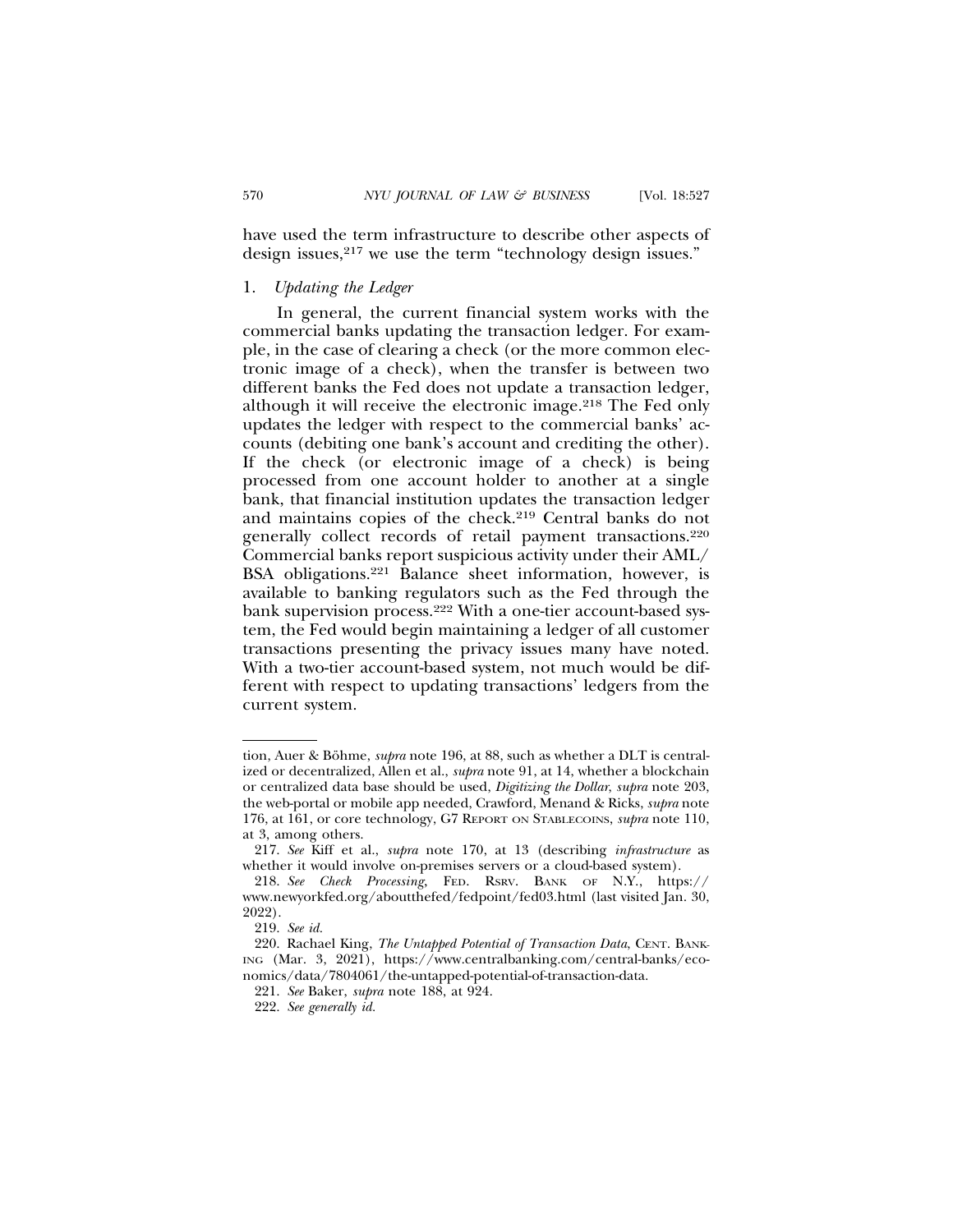have used the term infrastructure to describe other aspects of design issues,[217] we use the term "technology design issues."

### 1. *Updating the Ledger*

In general, the current financial system works with the commercial banks updating the transaction ledger. For example, in the case of clearing a check (or the more common electronic image of a check), when the transfer is between two different banks the Fed does not update a transaction ledger, although it will receive the electronic image.[218] The Fed only updates the ledger with respect to the commercial banks' accounts (debiting one bank's account and crediting the other). If the check (or electronic image of a check) is being processed from one account holder to another at a single bank, that financial institution updates the transaction ledger and maintains copies of the check.[219] Central banks do not generally collect records of retail payment transactions.[220] Commercial banks report suspicious activity under their AML/BSA obligations.[221] Balance sheet information, however, is available to banking regulators such as the Fed through the bank supervision process.[222] With a one-tier account-based system, the Fed would begin maintaining a ledger of all customer transactions presenting the privacy issues many have noted. With a two-tier account-based system, not much would be different with respect to updating transactions' ledgers from the current system.

---

tion, Auer & Böhme, *supra* note 196, at 88, such as whether a DLT is centralized or decentralized, Allen et al., *supra* note 91, at 14, whether a blockchain or centralized data base should be used, *Digitizing the Dollar*, *supra* note 203, the web-portal or mobile app needed, Crawford, Menand & Ricks, *supra* note 176, at 161, or core technology, G7 REPORT ON STABLECOINS, *supra* note 110, at 3, among others.

217. *See* Kiff et al., *supra* note 170, at 13 (describing *infrastructure* as whether it would involve on-premises servers or a cloud-based system).

218. *See Check Processing*, FED. RSRV. BANK OF N.Y., https://www.newyorkfed.org/aboutthefed/fedpoint/fed03.html (last visited Jan. 30, 2022).

219. *See id.*

220. Rachael King, *The Untapped Potential of Transaction Data*, CENT. BANKING (Mar. 3, 2021), https://www.centralbanking.com/central-banks/economics/data/7804061/the-untapped-potential-of-transaction-data.

221. *See* Baker, *supra* note 188, at 924.

222. *See generally id.*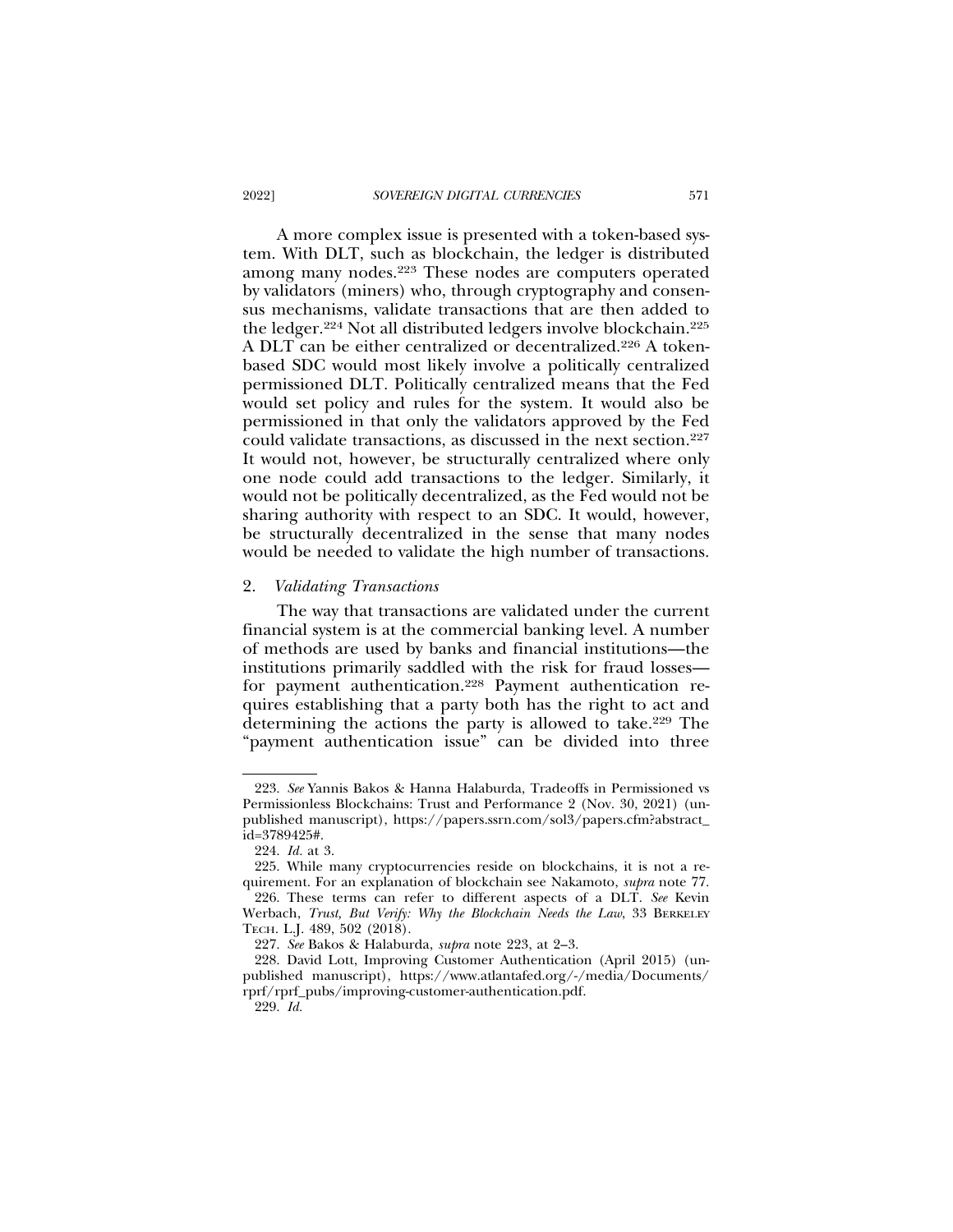A more complex issue is presented with a token-based system. With DLT, such as blockchain, the ledger is distributed among many nodes.[223] These nodes are computers operated by validators (miners) who, through cryptography and consensus mechanisms, validate transactions that are then added to the ledger.[224] Not all distributed ledgers involve blockchain.[225] A DLT can be either centralized or decentralized.[226] A token-based SDC would most likely involve a politically centralized permissioned DLT. Politically centralized means that the Fed would set policy and rules for the system. It would also be permissioned in that only the validators approved by the Fed could validate transactions, as discussed in the next section.[227] It would not, however, be structurally centralized where only one node could add transactions to the ledger. Similarly, it would not be politically decentralized, as the Fed would not be sharing authority with respect to an SDC. It would, however, be structurally decentralized in the sense that many nodes would be needed to validate the high number of transactions.

### 2. *Validating Transactions*

The way that transactions are validated under the current financial system is at the commercial banking level. A number of methods are used by banks and financial institutions—the institutions primarily saddled with the risk for fraud losses—for payment authentication.[228] Payment authentication requires establishing that a party both has the right to act and determining the actions the party is allowed to take.[229] The "payment authentication issue" can be divided into three

---

223. *See* Yannis Bakos & Hanna Halaburda, Tradeoffs in Permissioned vs Permissionless Blockchains: Trust and Performance 2 (Nov. 30, 2021) (unpublished manuscript), https://papers.ssrn.com/sol3/papers.cfm?abstract_id=3789425#.

224. *Id.* at 3.

225. While many cryptocurrencies reside on blockchains, it is not a requirement. For an explanation of blockchain see Nakamoto, *supra* note 77.

226. These terms can refer to different aspects of a DLT. *See* Kevin Werbach, *Trust, But Verify: Why the Blockchain Needs the Law*, 33 BERKELEY TECH. L.J. 489, 502 (2018).

227. *See* Bakos & Halaburda, *supra* note 223, at 2–3.

228. David Lott, Improving Customer Authentication (April 2015) (unpublished manuscript), https://www.atlantafed.org/-/media/Documents/rprf/rprf_pubs/improving-customer-authentication.pdf.

229. *Id.*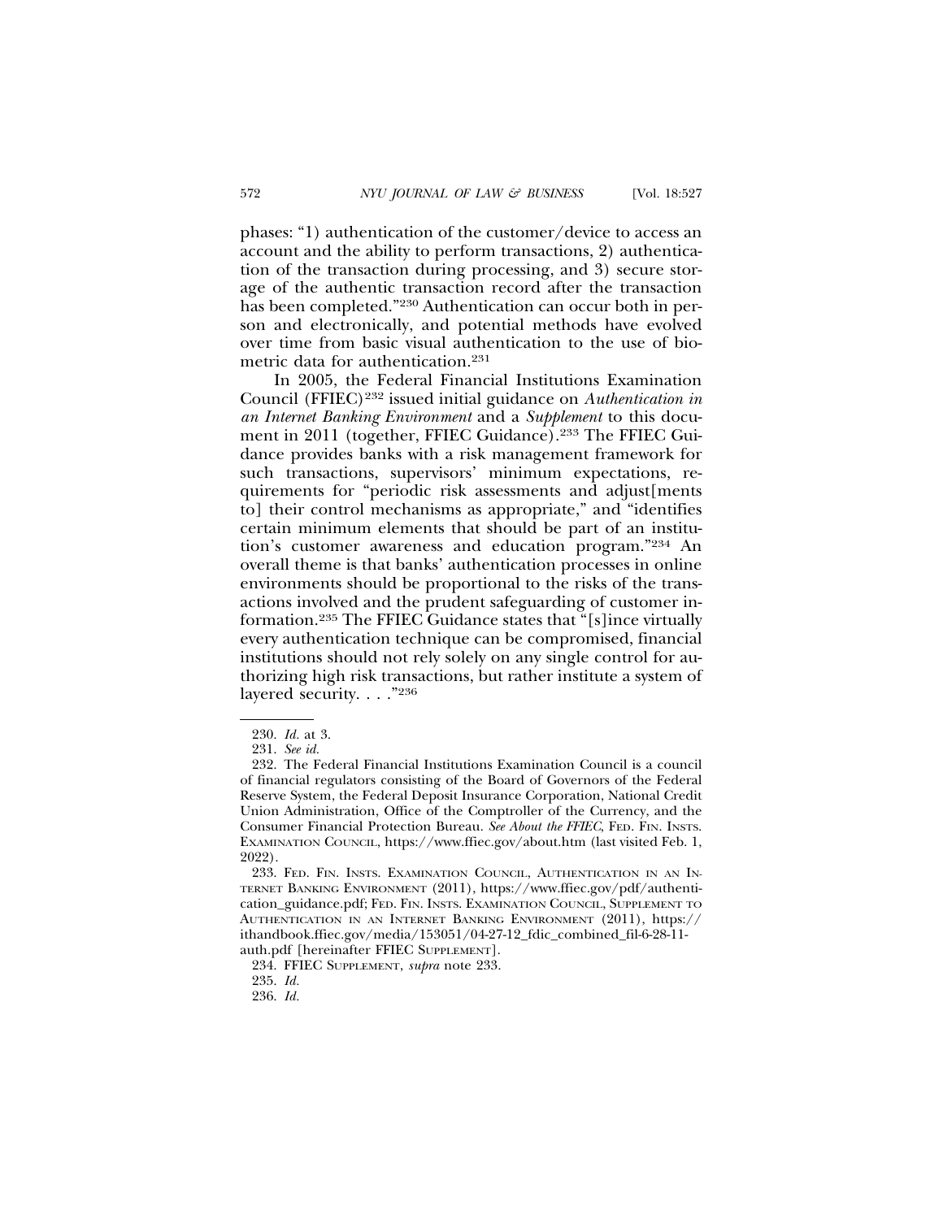phases: "1) authentication of the customer/device to access an account and the ability to perform transactions, 2) authentication of the transaction during processing, and 3) secure storage of the authentic transaction record after the transaction has been completed."[230] Authentication can occur both in person and electronically, and potential methods have evolved over time from basic visual authentication to the use of biometric data for authentication.[231]

In 2005, the Federal Financial Institutions Examination Council (FFIEC)[232] issued initial guidance on *Authentication in an Internet Banking Environment* and a *Supplement* to this document in 2011 (together, FFIEC Guidance).[233] The FFIEC Guidance provides banks with a risk management framework for such transactions, supervisors' minimum expectations, requirements for "periodic risk assessments and adjust[ments to] their control mechanisms as appropriate," and "identifies certain minimum elements that should be part of an institution's customer awareness and education program."[234] An overall theme is that banks' authentication processes in online environments should be proportional to the risks of the transactions involved and the prudent safeguarding of customer information.[235] The FFIEC Guidance states that "[s]ince virtually every authentication technique can be compromised, financial institutions should not rely solely on any single control for authorizing high risk transactions, but rather institute a system of layered security. . . ."[236]

---

230. *Id.* at 3.

231. *See id.*

232. The Federal Financial Institutions Examination Council is a council of financial regulators consisting of the Board of Governors of the Federal Reserve System, the Federal Deposit Insurance Corporation, National Credit Union Administration, Office of the Comptroller of the Currency, and the Consumer Financial Protection Bureau. *See About the FFIEC*, FED. FIN. INSTS. EXAMINATION COUNCIL, https://www.ffiec.gov/about.htm (last visited Feb. 1, 2022).

233. FED. FIN. INSTS. EXAMINATION COUNCIL, AUTHENTICATION IN AN INTERNET BANKING ENVIRONMENT (2011), https://www.ffiec.gov/pdf/authentication_guidance.pdf; FED. FIN. INSTS. EXAMINATION COUNCIL, SUPPLEMENT TO AUTHENTICATION IN AN INTERNET BANKING ENVIRONMENT (2011), https://ithandbook.ffiec.gov/media/153051/04-27-12_fdic_combined_fil-6-28-11-auth.pdf [hereinafter FFIEC SUPPLEMENT].

234. FFIEC SUPPLEMENT, *supra* note 233.

235. *Id.*

236. *Id.*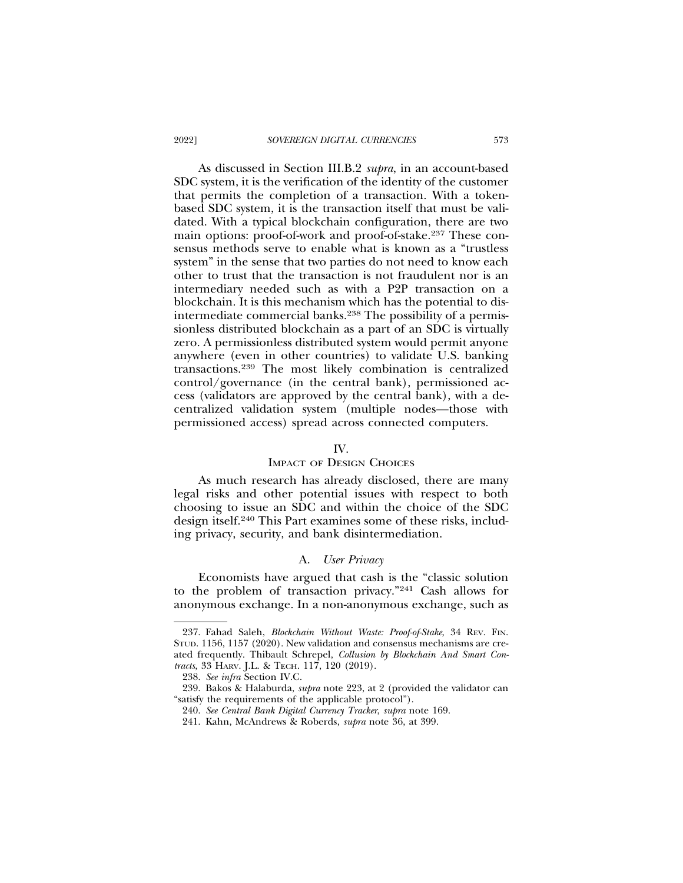As discussed in Section III.B.2 *supra*, in an account-based SDC system, it is the verification of the identity of the customer that permits the completion of a transaction. With a token-based SDC system, it is the transaction itself that must be validated. With a typical blockchain configuration, there are two main options: proof-of-work and proof-of-stake.[237] These consensus methods serve to enable what is known as a "trustless system" in the sense that two parties do not need to know each other to trust that the transaction is not fraudulent nor is an intermediary needed such as with a P2P transaction on a blockchain. It is this mechanism which has the potential to disintermediate commercial banks.[238] The possibility of a permissionless distributed blockchain as a part of an SDC is virtually zero. A permissionless distributed system would permit anyone anywhere (even in other countries) to validate U.S. banking transactions.[239] The most likely combination is centralized control/governance (in the central bank), permissioned access (validators are approved by the central bank), with a decentralized validation system (multiple nodes—those with permissioned access) spread across connected computers.

## IV.
## Impact of Design Choices

As much research has already disclosed, there are many legal risks and other potential issues with respect to both choosing to issue an SDC and within the choice of the SDC design itself.[240] This Part examines some of these risks, including privacy, security, and bank disintermediation.

### A. *User Privacy*

Economists have argued that cash is the "classic solution to the problem of transaction privacy."[241] Cash allows for anonymous exchange. In a non-anonymous exchange, such as

---

237. Fahad Saleh, *Blockchain Without Waste: Proof-of-Stake*, 34 Rev. Fin. Stud. 1156, 1157 (2020). New validation and consensus mechanisms are created frequently. Thibault Schrepel, *Collusion by Blockchain And Smart Contracts*, 33 Harv. J.L. & Tech. 117, 120 (2019).

238. *See infra* Section IV.C.

239. Bakos & Halaburda, *supra* note 223, at 2 (provided the validator can "satisfy the requirements of the applicable protocol").

240. *See Central Bank Digital Currency Tracker*, *supra* note 169.

241. Kahn, McAndrews & Roberds, *supra* note 36, at 399.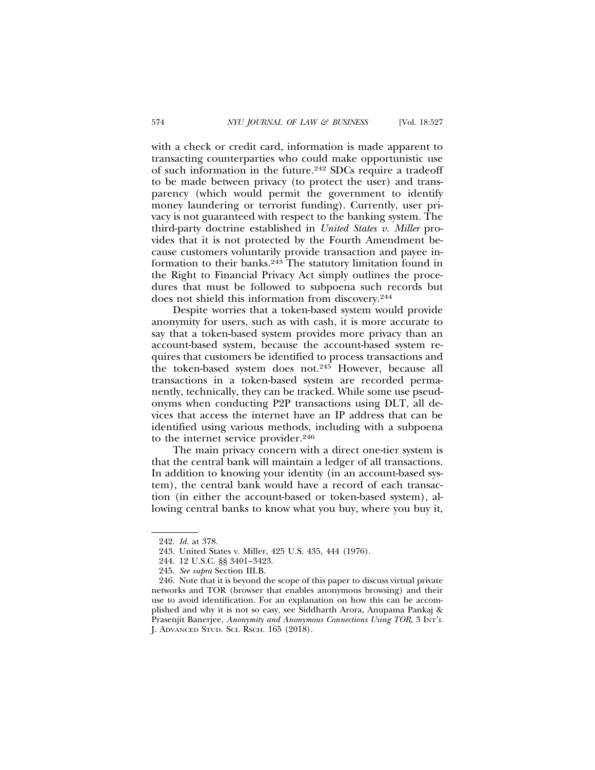with a check or credit card, information is made apparent to transacting counterparties who could make opportunistic use of such information in the future.[242] SDCs require a tradeoff to be made between privacy (to protect the user) and transparency (which would permit the government to identify money laundering or terrorist funding). Currently, user privacy is not guaranteed with respect to the banking system. The third-party doctrine established in *United States v. Miller* provides that it is not protected by the Fourth Amendment because customers voluntarily provide transaction and payee information to their banks.[243] The statutory limitation found in the Right to Financial Privacy Act simply outlines the procedures that must be followed to subpoena such records but does not shield this information from discovery.[244]

Despite worries that a token-based system would provide anonymity for users, such as with cash, it is more accurate to say that a token-based system provides more privacy than an account-based system, because the account-based system requires that customers be identified to process transactions and the token-based system does not.[245] However, because all transactions in a token-based system are recorded permanently, technically, they can be tracked. While some use pseudonyms when conducting P2P transactions using DLT, all devices that access the internet have an IP address that can be identified using various methods, including with a subpoena to the internet service provider.[246]

The main privacy concern with a direct one-tier system is that the central bank will maintain a ledger of all transactions. In addition to knowing your identity (in an account-based system), the central bank would have a record of each transaction (in either the account-based or token-based system), allowing central banks to know what you buy, where you buy it,

---

242. *Id.* at 378.

243. United States v. Miller, 425 U.S. 435, 444 (1976).

244. 12 U.S.C. §§ 3401–3423.

245. *See supra* Section III.B.

246. Note that it is beyond the scope of this paper to discuss virtual private networks and TOR (browser that enables anonymous browsing) and their use to avoid identification. For an explanation on how this can be accomplished and why it is not so easy, see Siddharth Arora, Anupama Pankaj & Prasenjit Banerjee, *Anonymity and Anonymous Connections Using TOR*, 3 INT'L J. ADVANCED STUD. SCI. RSCH. 165 (2018).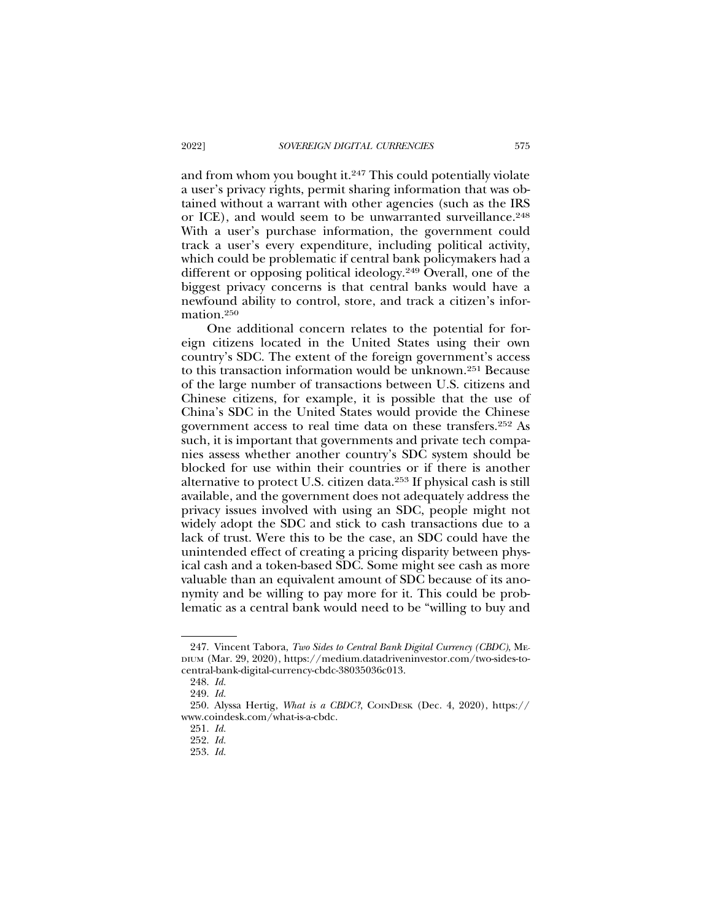and from whom you bought it.[247] This could potentially violate a user's privacy rights, permit sharing information that was obtained without a warrant with other agencies (such as the IRS or ICE), and would seem to be unwarranted surveillance.[248] With a user's purchase information, the government could track a user's every expenditure, including political activity, which could be problematic if central bank policymakers had a different or opposing political ideology.[249] Overall, one of the biggest privacy concerns is that central banks would have a newfound ability to control, store, and track a citizen's information.[250]

One additional concern relates to the potential for foreign citizens located in the United States using their own country's SDC. The extent of the foreign government's access to this transaction information would be unknown.[251] Because of the large number of transactions between U.S. citizens and Chinese citizens, for example, it is possible that the use of China's SDC in the United States would provide the Chinese government access to real time data on these transfers.[252] As such, it is important that governments and private tech companies assess whether another country's SDC system should be blocked for use within their countries or if there is another alternative to protect U.S. citizen data.[253] If physical cash is still available, and the government does not adequately address the privacy issues involved with using an SDC, people might not widely adopt the SDC and stick to cash transactions due to a lack of trust. Were this to be the case, an SDC could have the unintended effect of creating a pricing disparity between physical cash and a token-based SDC. Some might see cash as more valuable than an equivalent amount of SDC because of its anonymity and be willing to pay more for it. This could be problematic as a central bank would need to be "willing to buy and

---

247. Vincent Tabora, *Two Sides to Central Bank Digital Currency (CBDC)*, MEDIUM (Mar. 29, 2020), https://medium.datadriveninvestor.com/two-sides-to-central-bank-digital-currency-cbdc-38035036c013.

248. *Id.*

249. *Id.*

250. Alyssa Hertig, *What is a CBDC?*, COINDESK (Dec. 4, 2020), https://www.coindesk.com/what-is-a-cbdc.

251. *Id.*

252. *Id.*

253. *Id.*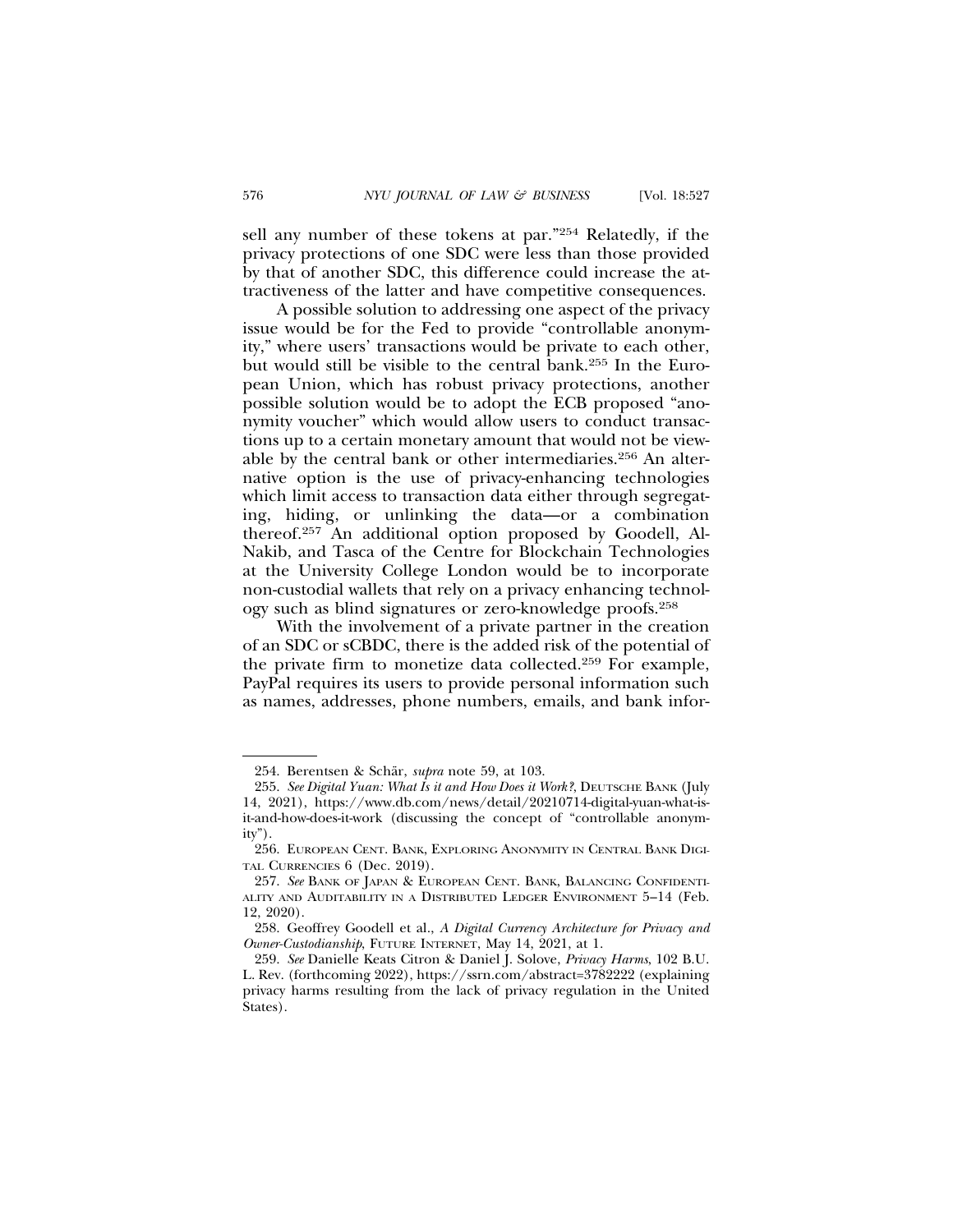sell any number of these tokens at par."[254] Relatedly, if the privacy protections of one SDC were less than those provided by that of another SDC, this difference could increase the attractiveness of the latter and have competitive consequences.

A possible solution to addressing one aspect of the privacy issue would be for the Fed to provide "controllable anonymity," where users' transactions would be private to each other, but would still be visible to the central bank.[255] In the European Union, which has robust privacy protections, another possible solution would be to adopt the ECB proposed "anonymity voucher" which would allow users to conduct transactions up to a certain monetary amount that would not be viewable by the central bank or other intermediaries.[256] An alternative option is the use of privacy-enhancing technologies which limit access to transaction data either through segregating, hiding, or unlinking the data—or a combination thereof.[257] An additional option proposed by Goodell, Al-Nakib, and Tasca of the Centre for Blockchain Technologies at the University College London would be to incorporate non-custodial wallets that rely on a privacy enhancing technology such as blind signatures or zero-knowledge proofs.[258]

With the involvement of a private partner in the creation of an SDC or sCBDC, there is the added risk of the potential of the private firm to monetize data collected.[259] For example, PayPal requires its users to provide personal information such as names, addresses, phone numbers, emails, and bank infor-

---

254. Berentsen & Schär, *supra* note 59, at 103.

255. *See Digital Yuan: What Is it and How Does it Work?*, DEUTSCHE BANK (July 14, 2021), https://www.db.com/news/detail/20210714-digital-yuan-what-is-it-and-how-does-it-work (discussing the concept of "controllable anonymity").

256. EUROPEAN CENT. BANK, EXPLORING ANONYMITY IN CENTRAL BANK DIGITAL CURRENCIES 6 (Dec. 2019).

257. *See* BANK OF JAPAN & EUROPEAN CENT. BANK, BALANCING CONFIDENTIALITY AND AUDITABILITY IN A DISTRIBUTED LEDGER ENVIRONMENT 5–14 (Feb. 12, 2020).

258. Geoffrey Goodell et al., *A Digital Currency Architecture for Privacy and Owner-Custodianship*, FUTURE INTERNET, May 14, 2021, at 1.

259. *See* Danielle Keats Citron & Daniel J. Solove, *Privacy Harms*, 102 B.U. L. Rev. (forthcoming 2022), https://ssrn.com/abstract=3782222 (explaining privacy harms resulting from the lack of privacy regulation in the United States).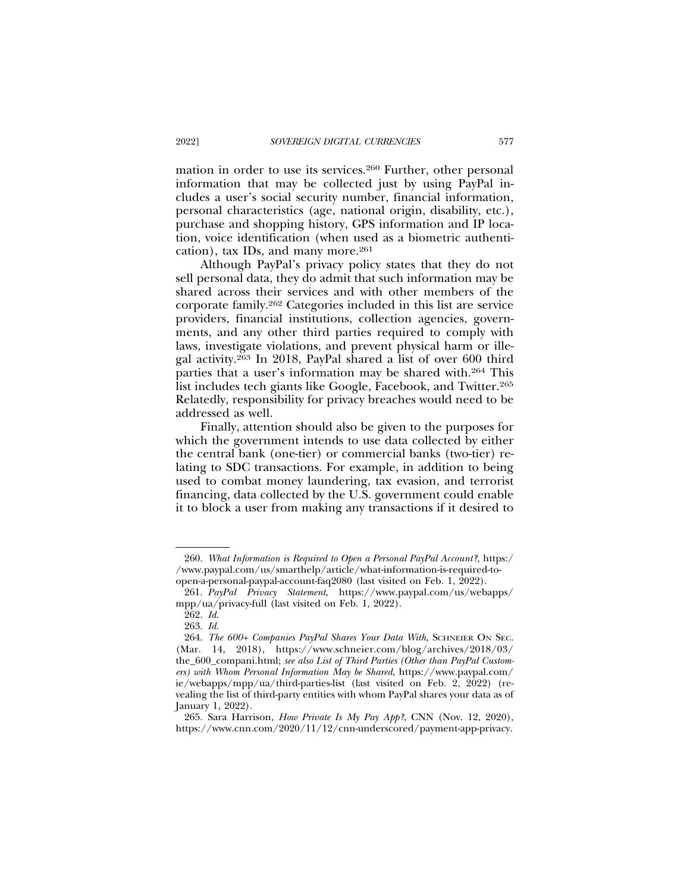mation in order to use its services.[260] Further, other personal information that may be collected just by using PayPal includes a user's social security number, financial information, personal characteristics (age, national origin, disability, etc.), purchase and shopping history, GPS information and IP location, voice identification (when used as a biometric authentication), tax IDs, and many more.[261]

Although PayPal's privacy policy states that they do not sell personal data, they do admit that such information may be shared across their services and with other members of the corporate family.[262] Categories included in this list are service providers, financial institutions, collection agencies, governments, and any other third parties required to comply with laws, investigate violations, and prevent physical harm or illegal activity.[263] In 2018, PayPal shared a list of over 600 third parties that a user's information may be shared with.[264] This list includes tech giants like Google, Facebook, and Twitter.[265] Relatedly, responsibility for privacy breaches would need to be addressed as well.

Finally, attention should also be given to the purposes for which the government intends to use data collected by either the central bank (one-tier) or commercial banks (two-tier) relating to SDC transactions. For example, in addition to being used to combat money laundering, tax evasion, and terrorist financing, data collected by the U.S. government could enable it to block a user from making any transactions if it desired to

---

260. *What Information is Required to Open a Personal PayPal Account?*, https://www.paypal.com/us/smarthelp/article/what-information-is-required-to-open-a-personal-paypal-account-faq2080 (last visited on Feb. 1, 2022).

261. *PayPal Privacy Statement*, https://www.paypal.com/us/webapps/mpp/ua/privacy-full (last visited on Feb. 1, 2022).

262. *Id.*

263. *Id.*

264. *The 600+ Companies PayPal Shares Your Data With*, SCHNEIER ON SEC. (Mar. 14, 2018), https://www.schneier.com/blog/archives/2018/03/the_600_compani.html; *see also List of Third Parties (Other than PayPal Customers) with Whom Personal Information May be Shared*, https://www.paypal.com/ie/webapps/mpp/ua/third-parties-list (last visited on Feb. 2, 2022) (revealing the list of third-party entities with whom PayPal shares your data as of January 1, 2022).

265. Sara Harrison, *How Private Is My Pay App?*, CNN (Nov. 12, 2020), https://www.cnn.com/2020/11/12/cnn-underscored/payment-app-privacy.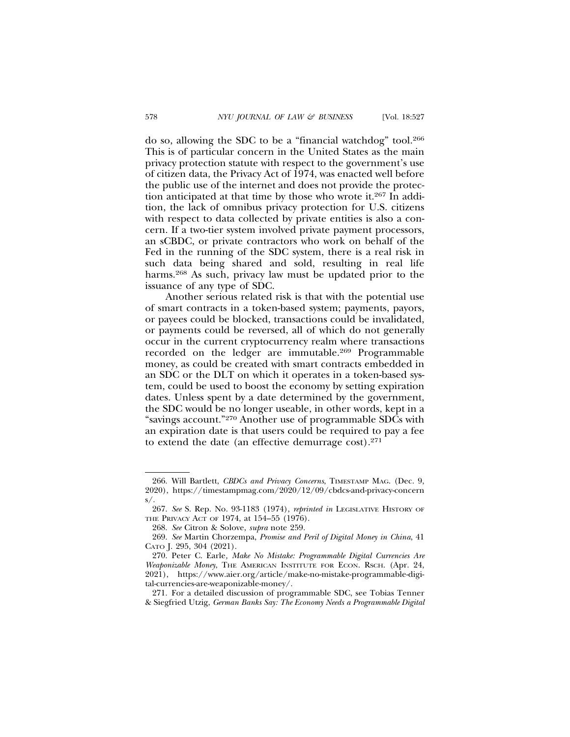do so, allowing the SDC to be a "financial watchdog" tool.[266] This is of particular concern in the United States as the main privacy protection statute with respect to the government's use of citizen data, the Privacy Act of 1974, was enacted well before the public use of the internet and does not provide the protection anticipated at that time by those who wrote it.[267] In addition, the lack of omnibus privacy protection for U.S. citizens with respect to data collected by private entities is also a concern. If a two-tier system involved private payment processors, an sCBDC, or private contractors who work on behalf of the Fed in the running of the SDC system, there is a real risk in such data being shared and sold, resulting in real life harms.[268] As such, privacy law must be updated prior to the issuance of any type of SDC.

Another serious related risk is that with the potential use of smart contracts in a token-based system; payments, payors, or payees could be blocked, transactions could be invalidated, or payments could be reversed, all of which do not generally occur in the current cryptocurrency realm where transactions recorded on the ledger are immutable.[269] Programmable money, as could be created with smart contracts embedded in an SDC or the DLT on which it operates in a token-based system, could be used to boost the economy by setting expiration dates. Unless spent by a date determined by the government, the SDC would be no longer useable, in other words, kept in a "savings account."[270] Another use of programmable SDCs with an expiration date is that users could be required to pay a fee to extend the date (an effective demurrage cost).[271]

---

266. Will Bartlett, *CBDCs and Privacy Concerns*, TIMESTAMP MAG. (Dec. 9, 2020), https://timestampmag.com/2020/12/09/cbdcs-and-privacy-concerns/.

267. *See* S. Rep. No. 93-1183 (1974), *reprinted in* LEGISLATIVE HISTORY OF THE PRIVACY ACT OF 1974, at 154–55 (1976).

268. *See* Citron & Solove, *supra* note 259.

269. *See* Martin Chorzempa, *Promise and Peril of Digital Money in China*, 41 CATO J. 295, 304 (2021).

270. Peter C. Earle, *Make No Mistake: Programmable Digital Currencies Are Weaponizable Money*, THE AMERICAN INSTITUTE FOR ECON. RSCH. (Apr. 24, 2021), https://www.aier.org/article/make-no-mistake-programmable-digital-currencies-are-weaponizable-money/.

271. For a detailed discussion of programmable SDC, see Tobias Tenner & Siegfried Utzig, *German Banks Say: The Economy Needs a Programmable Digital*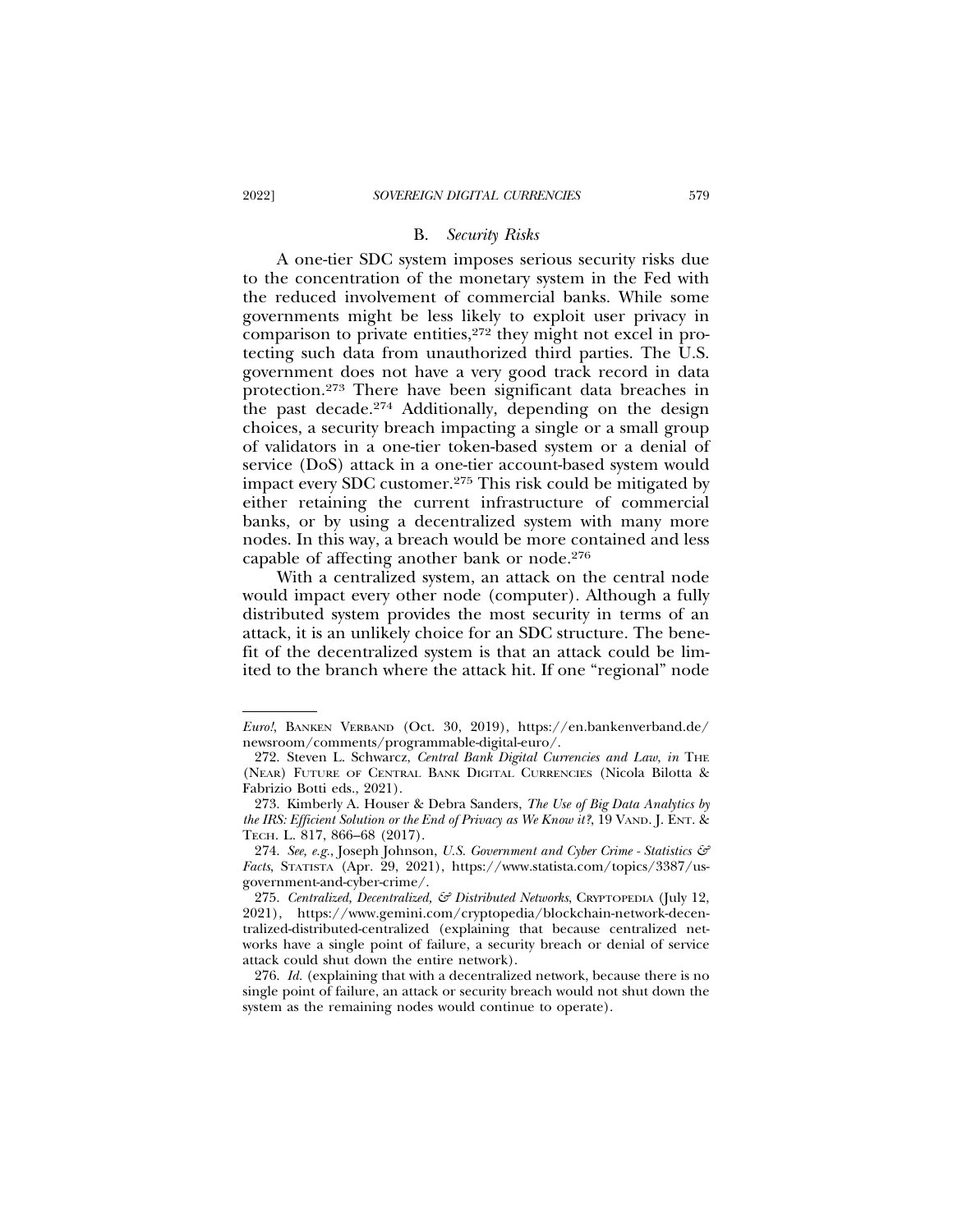### B. *Security Risks*

A one-tier SDC system imposes serious security risks due to the concentration of the monetary system in the Fed with the reduced involvement of commercial banks. While some governments might be less likely to exploit user privacy in comparison to private entities,[272] they might not excel in protecting such data from unauthorized third parties. The U.S. government does not have a very good track record in data protection.[273] There have been significant data breaches in the past decade.[274] Additionally, depending on the design choices, a security breach impacting a single or a small group of validators in a one-tier token-based system or a denial of service (DoS) attack in a one-tier account-based system would impact every SDC customer.[275] This risk could be mitigated by either retaining the current infrastructure of commercial banks, or by using a decentralized system with many more nodes. In this way, a breach would be more contained and less capable of affecting another bank or node.[276]

With a centralized system, an attack on the central node would impact every other node (computer). Although a fully distributed system provides the most security in terms of an attack, it is an unlikely choice for an SDC structure. The benefit of the decentralized system is that an attack could be limited to the branch where the attack hit. If one "regional" node

---

*Euro!*, BANKEN VERBAND (Oct. 30, 2019), https://en.bankenverband.de/newsroom/comments/programmable-digital-euro/.

272. Steven L. Schwarcz, *Central Bank Digital Currencies and Law*, *in* THE (NEAR) FUTURE OF CENTRAL BANK DIGITAL CURRENCIES (Nicola Bilotta & Fabrizio Botti eds., 2021).

273. Kimberly A. Houser & Debra Sanders, *The Use of Big Data Analytics by the IRS: Efficient Solution or the End of Privacy as We Know it?*, 19 VAND. J. ENT. & TECH. L. 817, 866–68 (2017).

274. *See, e.g.*, Joseph Johnson, *U.S. Government and Cyber Crime - Statistics & Facts*, STATISTA (Apr. 29, 2021), https://www.statista.com/topics/3387/us-government-and-cyber-crime/.

275. *Centralized, Decentralized, & Distributed Networks*, CRYPTOPEDIA (July 12, 2021), https://www.gemini.com/cryptopedia/blockchain-network-decentralized-distributed-centralized (explaining that because centralized networks have a single point of failure, a security breach or denial of service attack could shut down the entire network).

276. *Id.* (explaining that with a decentralized network, because there is no single point of failure, an attack or security breach would not shut down the system as the remaining nodes would continue to operate).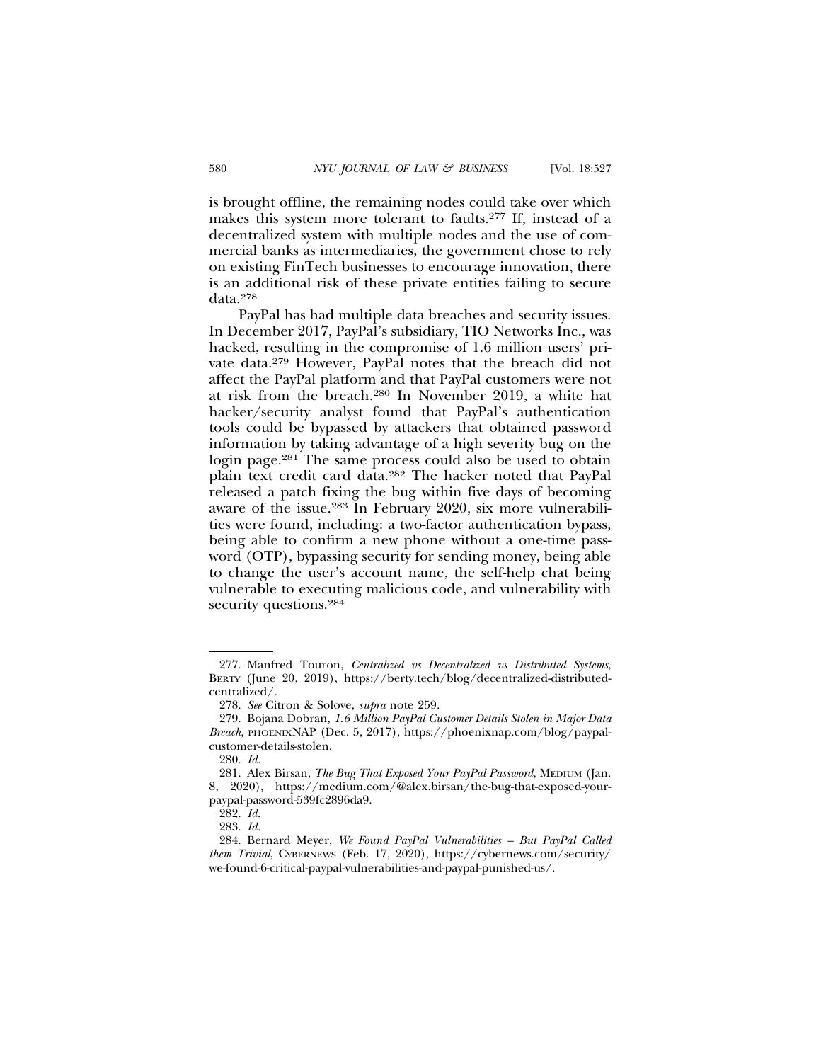is brought offline, the remaining nodes could take over which makes this system more tolerant to faults.[277] If, instead of a decentralized system with multiple nodes and the use of commercial banks as intermediaries, the government chose to rely on existing FinTech businesses to encourage innovation, there is an additional risk of these private entities failing to secure data.[278]

PayPal has had multiple data breaches and security issues. In December 2017, PayPal's subsidiary, TIO Networks Inc., was hacked, resulting in the compromise of 1.6 million users' private data.[279] However, PayPal notes that the breach did not affect the PayPal platform and that PayPal customers were not at risk from the breach.[280] In November 2019, a white hat hacker/security analyst found that PayPal's authentication tools could be bypassed by attackers that obtained password information by taking advantage of a high severity bug on the login page.[281] The same process could also be used to obtain plain text credit card data.[282] The hacker noted that PayPal released a patch fixing the bug within five days of becoming aware of the issue.[283] In February 2020, six more vulnerabilities were found, including: a two-factor authentication bypass, being able to confirm a new phone without a one-time password (OTP), bypassing security for sending money, being able to change the user's account name, the self-help chat being vulnerable to executing malicious code, and vulnerability with security questions.[284]

---

277. Manfred Touron, *Centralized vs Decentralized vs Distributed Systems*, BERTY (June 20, 2019), https://berty.tech/blog/decentralized-distributed-centralized/.

278. *See* Citron & Solove, *supra* note 259.

279. Bojana Dobran, *1.6 Million PayPal Customer Details Stolen in Major Data Breach*, PHOENIXNAP (Dec. 5, 2017), https://phoenixnap.com/blog/paypal-customer-details-stolen.

280. *Id.*

281. Alex Birsan, *The Bug That Exposed Your PayPal Password*, MEDIUM (Jan. 8, 2020), https://medium.com/@alex.birsan/the-bug-that-exposed-your-paypal-password-539fc2896da9.

282. *Id.*

283. *Id.*

284. Bernard Meyer, *We Found PayPal Vulnerabilities – But PayPal Called them Trivial*, CYBERNEWS (Feb. 17, 2020), https://cybernews.com/security/we-found-6-critical-paypal-vulnerabilities-and-paypal-punished-us/.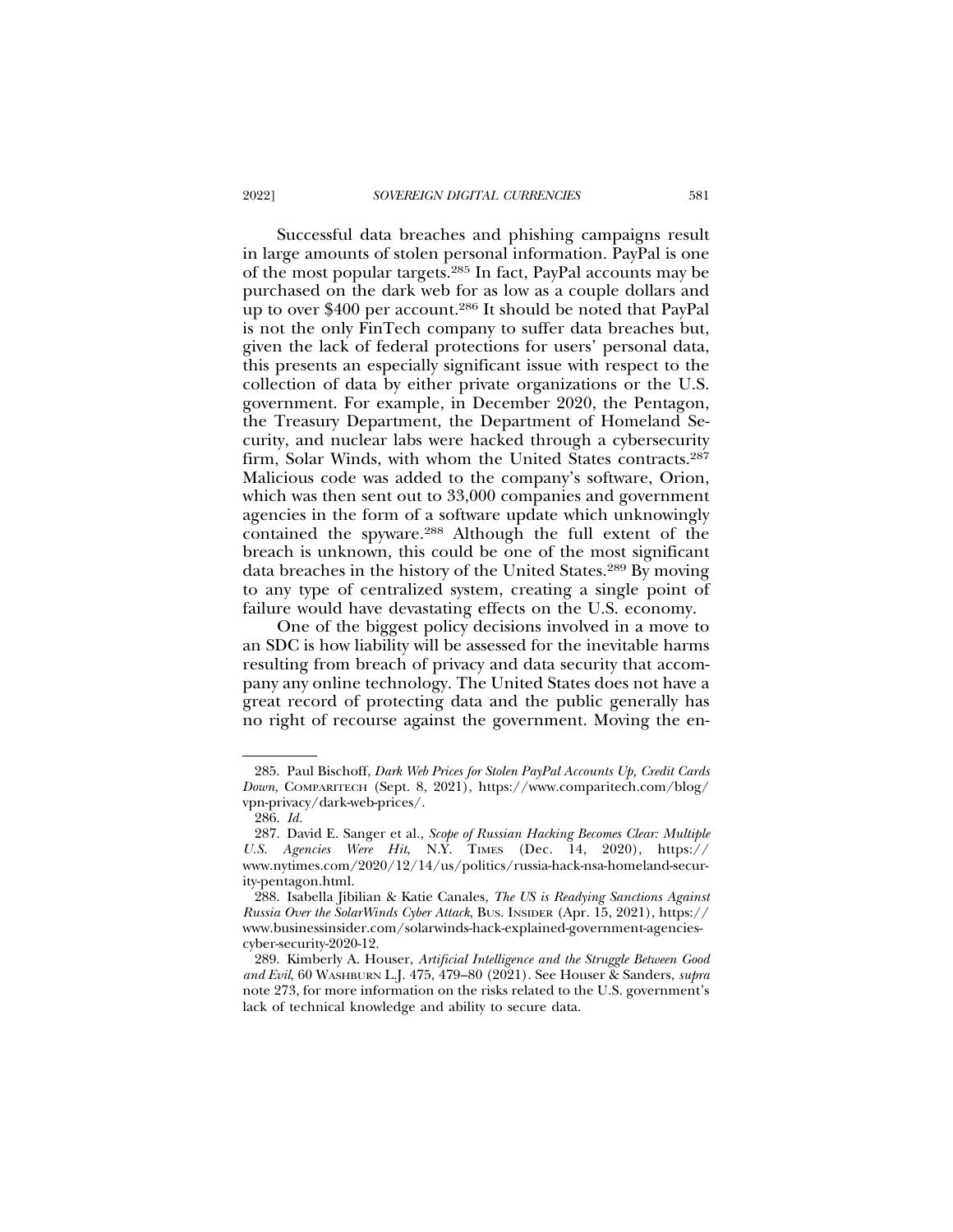Successful data breaches and phishing campaigns result in large amounts of stolen personal information. PayPal is one of the most popular targets.[285] In fact, PayPal accounts may be purchased on the dark web for as low as a couple dollars and up to over $400 per account.[286] It should be noted that PayPal is not the only FinTech company to suffer data breaches but, given the lack of federal protections for users' personal data, this presents an especially significant issue with respect to the collection of data by either private organizations or the U.S. government. For example, in December 2020, the Pentagon, the Treasury Department, the Department of Homeland Security, and nuclear labs were hacked through a cybersecurity firm, Solar Winds, with whom the United States contracts.[287] Malicious code was added to the company's software, Orion, which was then sent out to 33,000 companies and government agencies in the form of a software update which unknowingly contained the spyware.[288] Although the full extent of the breach is unknown, this could be one of the most significant data breaches in the history of the United States.[289] By moving to any type of centralized system, creating a single point of failure would have devastating effects on the U.S. economy.

One of the biggest policy decisions involved in a move to an SDC is how liability will be assessed for the inevitable harms resulting from breach of privacy and data security that accompany any online technology. The United States does not have a great record of protecting data and the public generally has no right of recourse against the government. Moving the en-

---

285. Paul Bischoff, *Dark Web Prices for Stolen PayPal Accounts Up, Credit Cards Down*, COMPARITECH (Sept. 8, 2021), https://www.comparitech.com/blog/vpn-privacy/dark-web-prices/.

286. *Id.*

287. David E. Sanger et al., *Scope of Russian Hacking Becomes Clear: Multiple U.S. Agencies Were Hit*, N.Y. TIMES (Dec. 14, 2020), https://www.nytimes.com/2020/12/14/us/politics/russia-hack-nsa-homeland-security-pentagon.html.

288. Isabella Jibilian & Katie Canales, *The US is Readying Sanctions Against Russia Over the SolarWinds Cyber Attack*, BUS. INSIDER (Apr. 15, 2021), https://www.businessinsider.com/solarwinds-hack-explained-government-agencies-cyber-security-2020-12.

289. Kimberly A. Houser, *Artificial Intelligence and the Struggle Between Good and Evil*, 60 WASHBURN L.J. 475, 479–80 (2021). See Houser & Sanders, *supra* note 273, for more information on the risks related to the U.S. government's lack of technical knowledge and ability to secure data.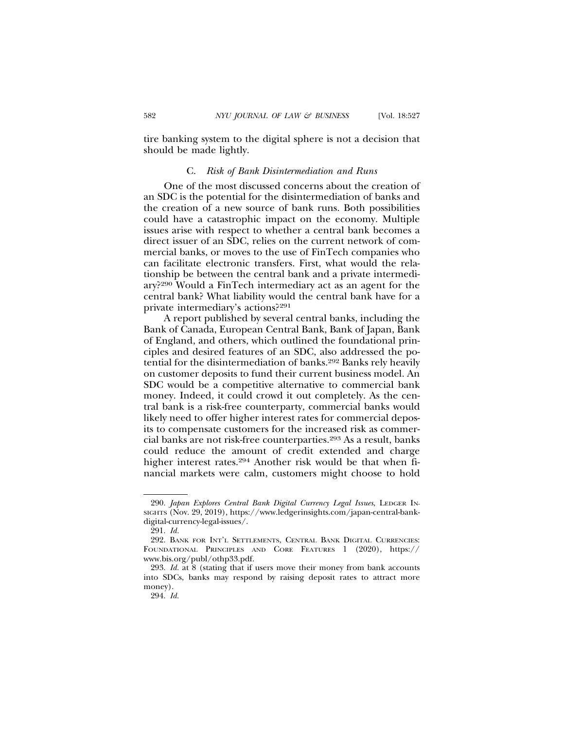tire banking system to the digital sphere is not a decision that should be made lightly.

### C. *Risk of Bank Disintermediation and Runs*

One of the most discussed concerns about the creation of an SDC is the potential for the disintermediation of banks and the creation of a new source of bank runs. Both possibilities could have a catastrophic impact on the economy. Multiple issues arise with respect to whether a central bank becomes a direct issuer of an SDC, relies on the current network of commercial banks, or moves to the use of FinTech companies who can facilitate electronic transfers. First, what would the relationship be between the central bank and a private intermediary?[290] Would a FinTech intermediary act as an agent for the central bank? What liability would the central bank have for a private intermediary's actions?[291]

A report published by several central banks, including the Bank of Canada, European Central Bank, Bank of Japan, Bank of England, and others, which outlined the foundational principles and desired features of an SDC, also addressed the potential for the disintermediation of banks.[292] Banks rely heavily on customer deposits to fund their current business model. An SDC would be a competitive alternative to commercial bank money. Indeed, it could crowd it out completely. As the central bank is a risk-free counterparty, commercial banks would likely need to offer higher interest rates for commercial deposits to compensate customers for the increased risk as commercial banks are not risk-free counterparties.[293] As a result, banks could reduce the amount of credit extended and charge higher interest rates.[294] Another risk would be that when financial markets were calm, customers might choose to hold

---

290. *Japan Explores Central Bank Digital Currency Legal Issues*, LEDGER INSIGHTS (Nov. 29, 2019), https://www.ledgerinsights.com/japan-central-bank-digital-currency-legal-issues/.

291. *Id.*

292. BANK FOR INT'L SETTLEMENTS, CENTRAL BANK DIGITAL CURRENCIES: FOUNDATIONAL PRINCIPLES AND CORE FEATURES 1 (2020), https://www.bis.org/publ/othp33.pdf.

293. *Id.* at 8 (stating that if users move their money from bank accounts into SDCs, banks may respond by raising deposit rates to attract more money).

294. *Id.*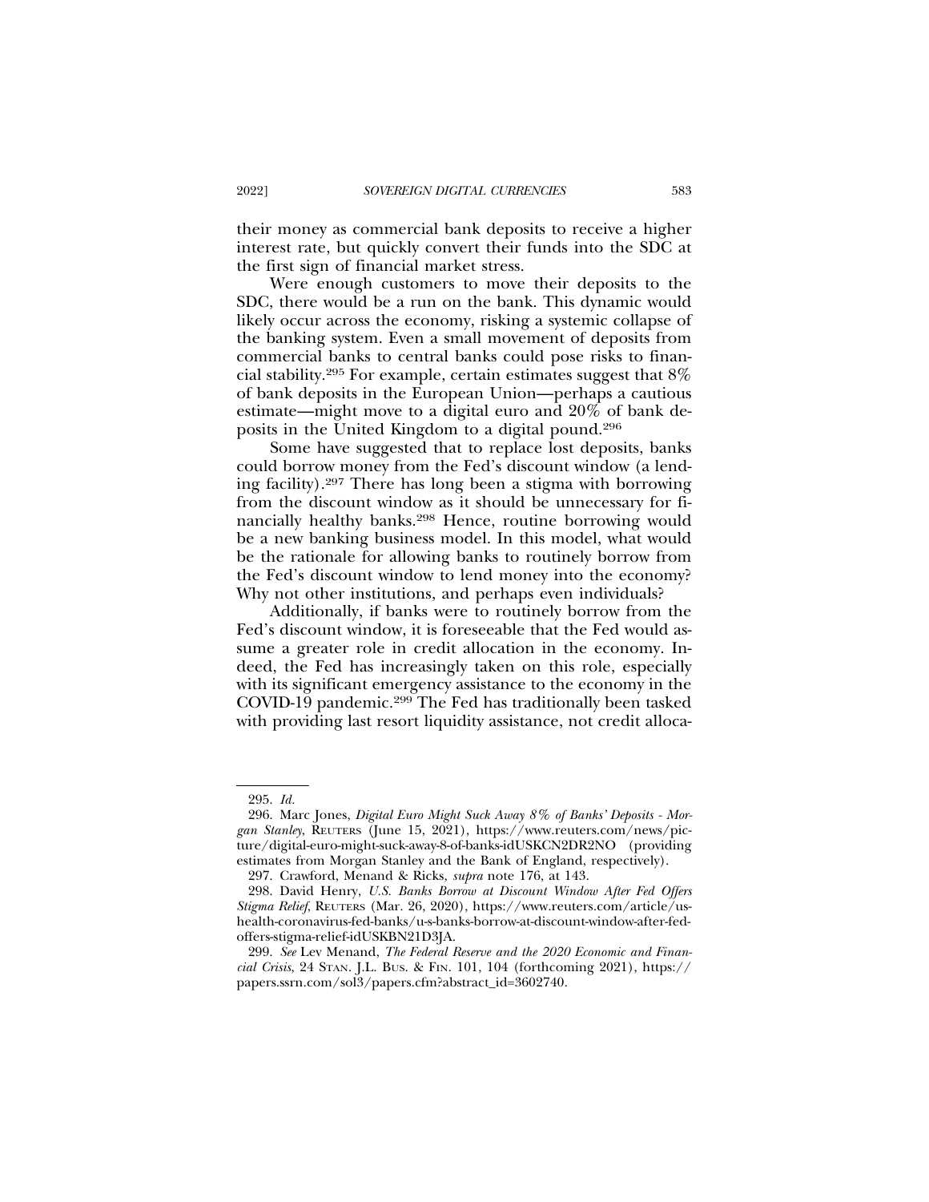their money as commercial bank deposits to receive a higher interest rate, but quickly convert their funds into the SDC at the first sign of financial market stress.

Were enough customers to move their deposits to the SDC, there would be a run on the bank. This dynamic would likely occur across the economy, risking a systemic collapse of the banking system. Even a small movement of deposits from commercial banks to central banks could pose risks to financial stability.[295] For example, certain estimates suggest that 8% of bank deposits in the European Union—perhaps a cautious estimate—might move to a digital euro and 20% of bank deposits in the United Kingdom to a digital pound.[296]

Some have suggested that to replace lost deposits, banks could borrow money from the Fed's discount window (a lending facility).[297] There has long been a stigma with borrowing from the discount window as it should be unnecessary for financially healthy banks.[298] Hence, routine borrowing would be a new banking business model. In this model, what would be the rationale for allowing banks to routinely borrow from the Fed's discount window to lend money into the economy? Why not other institutions, and perhaps even individuals?

Additionally, if banks were to routinely borrow from the Fed's discount window, it is foreseeable that the Fed would assume a greater role in credit allocation in the economy. Indeed, the Fed has increasingly taken on this role, especially with its significant emergency assistance to the economy in the COVID-19 pandemic.[299] The Fed has traditionally been tasked with providing last resort liquidity assistance, not credit alloca-

---

295. *Id.*

296. Marc Jones, *Digital Euro Might Suck Away 8% of Banks' Deposits - Morgan Stanley*, REUTERS (June 15, 2021), https://www.reuters.com/news/picture/digital-euro-might-suck-away-8-of-banks-idUSKCN2DR2NO (providing estimates from Morgan Stanley and the Bank of England, respectively).

297. Crawford, Menand & Ricks, *supra* note 176, at 143.

298. David Henry, *U.S. Banks Borrow at Discount Window After Fed Offers Stigma Relief*, REUTERS (Mar. 26, 2020), https://www.reuters.com/article/us-health-coronavirus-fed-banks/u-s-banks-borrow-at-discount-window-after-fed-offers-stigma-relief-idUSKBN21D3JA.

299. *See* Lev Menand, *The Federal Reserve and the 2020 Economic and Financial Crisis*, 24 STAN. J.L. BUS. & FIN. 101, 104 (forthcoming 2021), https://papers.ssrn.com/sol3/papers.cfm?abstract_id=3602740.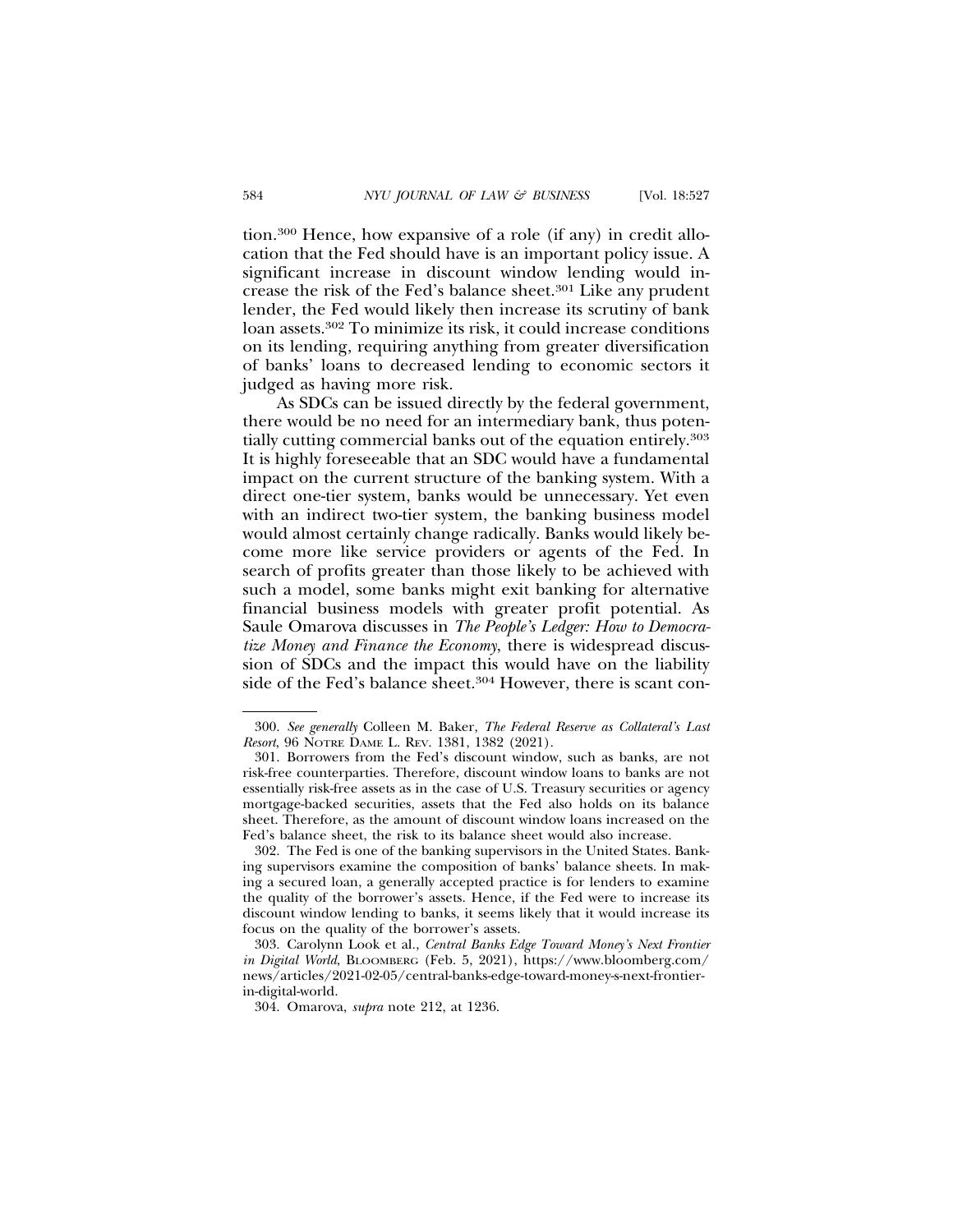tion.[300] Hence, how expansive of a role (if any) in credit allocation that the Fed should have is an important policy issue. A significant increase in discount window lending would increase the risk of the Fed's balance sheet.[301] Like any prudent lender, the Fed would likely then increase its scrutiny of bank loan assets.[302] To minimize its risk, it could increase conditions on its lending, requiring anything from greater diversification of banks' loans to decreased lending to economic sectors it judged as having more risk.

As SDCs can be issued directly by the federal government, there would be no need for an intermediary bank, thus potentially cutting commercial banks out of the equation entirely.[303] It is highly foreseeable that an SDC would have a fundamental impact on the current structure of the banking system. With a direct one-tier system, banks would be unnecessary. Yet even with an indirect two-tier system, the banking business model would almost certainly change radically. Banks would likely become more like service providers or agents of the Fed. In search of profits greater than those likely to be achieved with such a model, some banks might exit banking for alternative financial business models with greater profit potential. As Saule Omarova discusses in *The People's Ledger: How to Democratize Money and Finance the Economy*, there is widespread discussion of SDCs and the impact this would have on the liability side of the Fed's balance sheet.[304] However, there is scant con-

---

300. *See generally* Colleen M. Baker, *The Federal Reserve as Collateral's Last Resort*, 96 NOTRE DAME L. REV. 1381, 1382 (2021).

301. Borrowers from the Fed's discount window, such as banks, are not risk-free counterparties. Therefore, discount window loans to banks are not essentially risk-free assets as in the case of U.S. Treasury securities or agency mortgage-backed securities, assets that the Fed also holds on its balance sheet. Therefore, as the amount of discount window loans increased on the Fed's balance sheet, the risk to its balance sheet would also increase.

302. The Fed is one of the banking supervisors in the United States. Banking supervisors examine the composition of banks' balance sheets. In making a secured loan, a generally accepted practice is for lenders to examine the quality of the borrower's assets. Hence, if the Fed were to increase its discount window lending to banks, it seems likely that it would increase its focus on the quality of the borrower's assets.

303. Carolynn Look et al., *Central Banks Edge Toward Money's Next Frontier in Digital World*, BLOOMBERG (Feb. 5, 2021), https://www.bloomberg.com/news/articles/2021-02-05/central-banks-edge-toward-money-s-next-frontier-in-digital-world.

304. Omarova, *supra* note 212, at 1236.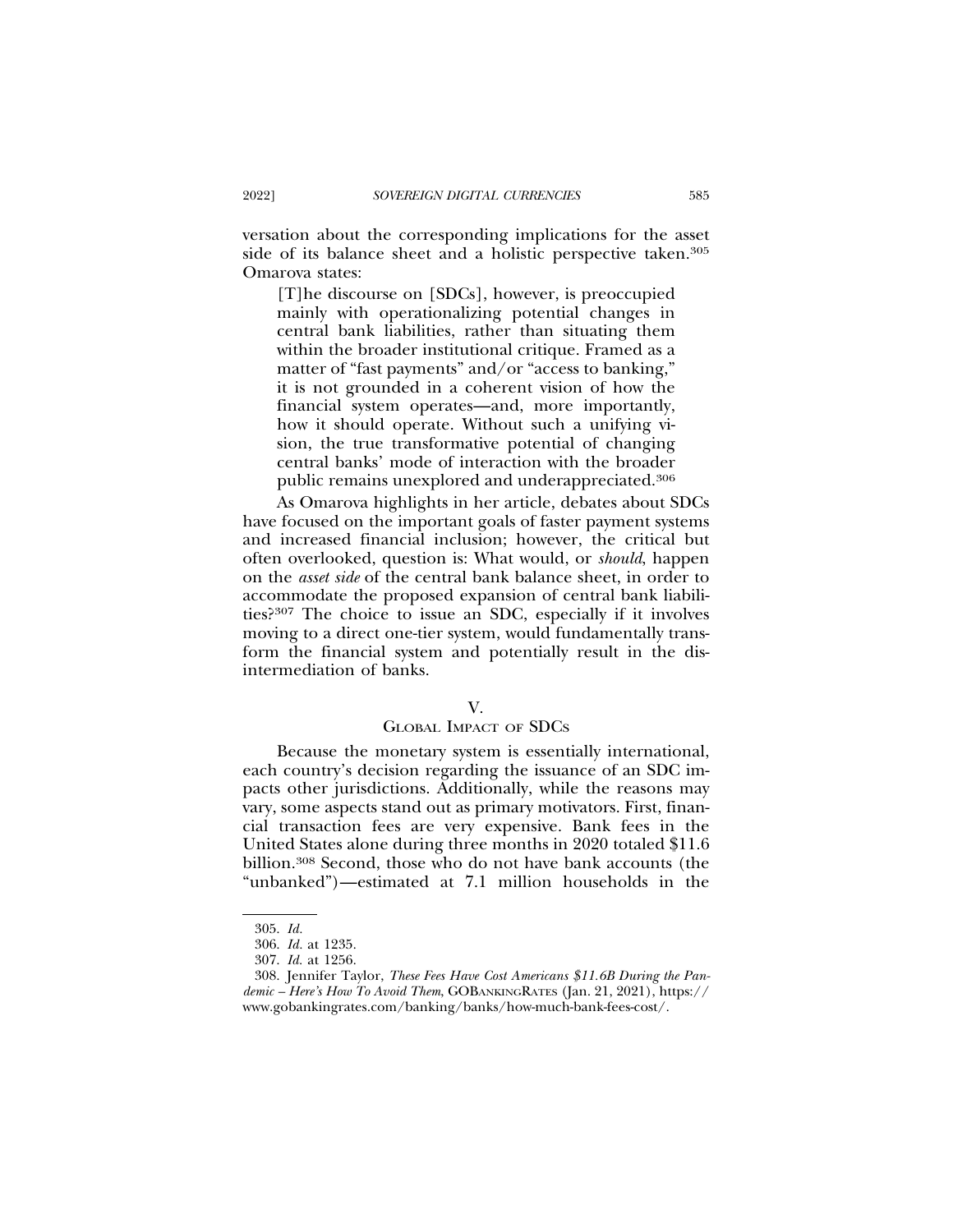versation about the corresponding implications for the asset side of its balance sheet and a holistic perspective taken.[305] Omarova states:

> [T]he discourse on [SDCs], however, is preoccupied mainly with operationalizing potential changes in central bank liabilities, rather than situating them within the broader institutional critique. Framed as a matter of "fast payments" and/or "access to banking," it is not grounded in a coherent vision of how the financial system operates—and, more importantly, how it should operate. Without such a unifying vision, the true transformative potential of changing central banks' mode of interaction with the broader public remains unexplored and underappreciated.[306]

As Omarova highlights in her article, debates about SDCs have focused on the important goals of faster payment systems and increased financial inclusion; however, the critical but often overlooked, question is: What would, or *should*, happen on the *asset side* of the central bank balance sheet, in order to accommodate the proposed expansion of central bank liabilities?[307] The choice to issue an SDC, especially if it involves moving to a direct one-tier system, would fundamentally transform the financial system and potentially result in the disintermediation of banks.

## V. GLOBAL IMPACT OF SDCS

Because the monetary system is essentially international, each country's decision regarding the issuance of an SDC impacts other jurisdictions. Additionally, while the reasons may vary, some aspects stand out as primary motivators. First, financial transaction fees are very expensive. Bank fees in the United States alone during three months in 2020 totaled $11.6 billion.[308] Second, those who do not have bank accounts (the "unbanked")—estimated at 7.1 million households in the

---

305. *Id.*

306. *Id.* at 1235.

307. *Id.* at 1256.

308. Jennifer Taylor, *These Fees Have Cost Americans $11.6B During the Pandemic – Here's How To Avoid Them*, GOBANKINGRATES (Jan. 21, 2021), https://www.gobankingrates.com/banking/banks/how-much-bank-fees-cost/.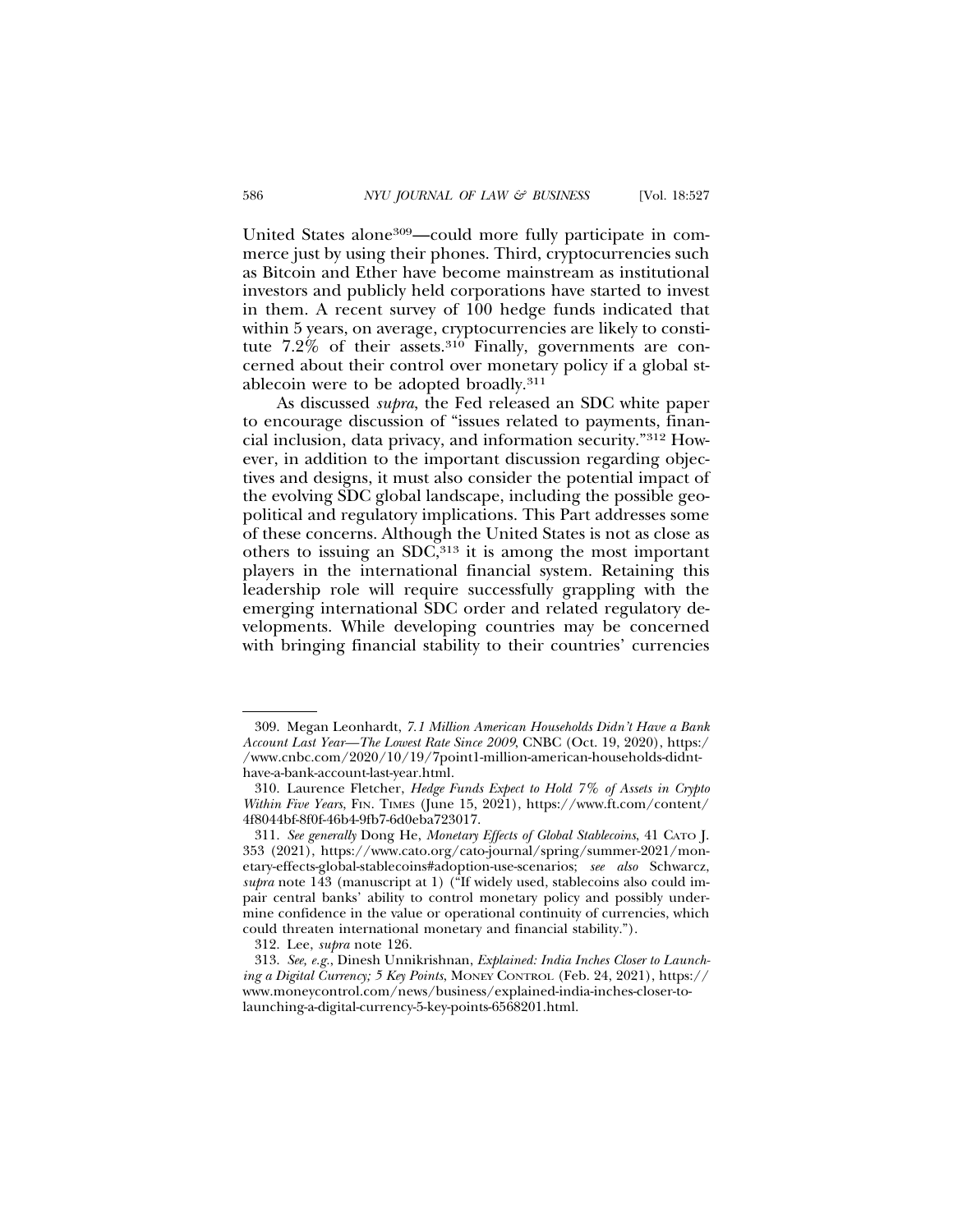United States alone[309]—could more fully participate in commerce just by using their phones. Third, cryptocurrencies such as Bitcoin and Ether have become mainstream as institutional investors and publicly held corporations have started to invest in them. A recent survey of 100 hedge funds indicated that within 5 years, on average, cryptocurrencies are likely to constitute 7.2% of their assets.[310] Finally, governments are concerned about their control over monetary policy if a global stablecoin were to be adopted broadly.[311]

As discussed *supra*, the Fed released an SDC white paper to encourage discussion of "issues related to payments, financial inclusion, data privacy, and information security."[312] However, in addition to the important discussion regarding objectives and designs, it must also consider the potential impact of the evolving SDC global landscape, including the possible geopolitical and regulatory implications. This Part addresses some of these concerns. Although the United States is not as close as others to issuing an SDC,[313] it is among the most important players in the international financial system. Retaining this leadership role will require successfully grappling with the emerging international SDC order and related regulatory developments. While developing countries may be concerned with bringing financial stability to their countries' currencies

---

309. Megan Leonhardt, *7.1 Million American Households Didn't Have a Bank Account Last Year—The Lowest Rate Since 2009*, CNBC (Oct. 19, 2020), https://www.cnbc.com/2020/10/19/7point1-million-american-households-didnt-have-a-bank-account-last-year.html.

310. Laurence Fletcher, *Hedge Funds Expect to Hold 7% of Assets in Crypto Within Five Years*, FIN. TIMES (June 15, 2021), https://www.ft.com/content/4f8044bf-8f0f-46b4-9fb7-6d0eba723017.

311. *See generally* Dong He, *Monetary Effects of Global Stablecoins*, 41 CATO J. 353 (2021), https://www.cato.org/cato-journal/spring/summer-2021/monetary-effects-global-stablecoins#adoption-use-scenarios; *see also* Schwarcz, *supra* note 143 (manuscript at 1) ("If widely used, stablecoins also could impair central banks' ability to control monetary policy and possibly undermine confidence in the value or operational continuity of currencies, which could threaten international monetary and financial stability.").

312. Lee, *supra* note 126.

313. *See, e.g.*, Dinesh Unnikrishnan, *Explained: India Inches Closer to Launching a Digital Currency; 5 Key Points*, MONEY CONTROL (Feb. 24, 2021), https://www.moneycontrol.com/news/business/explained-india-inches-closer-to-launching-a-digital-currency-5-key-points-6568201.html.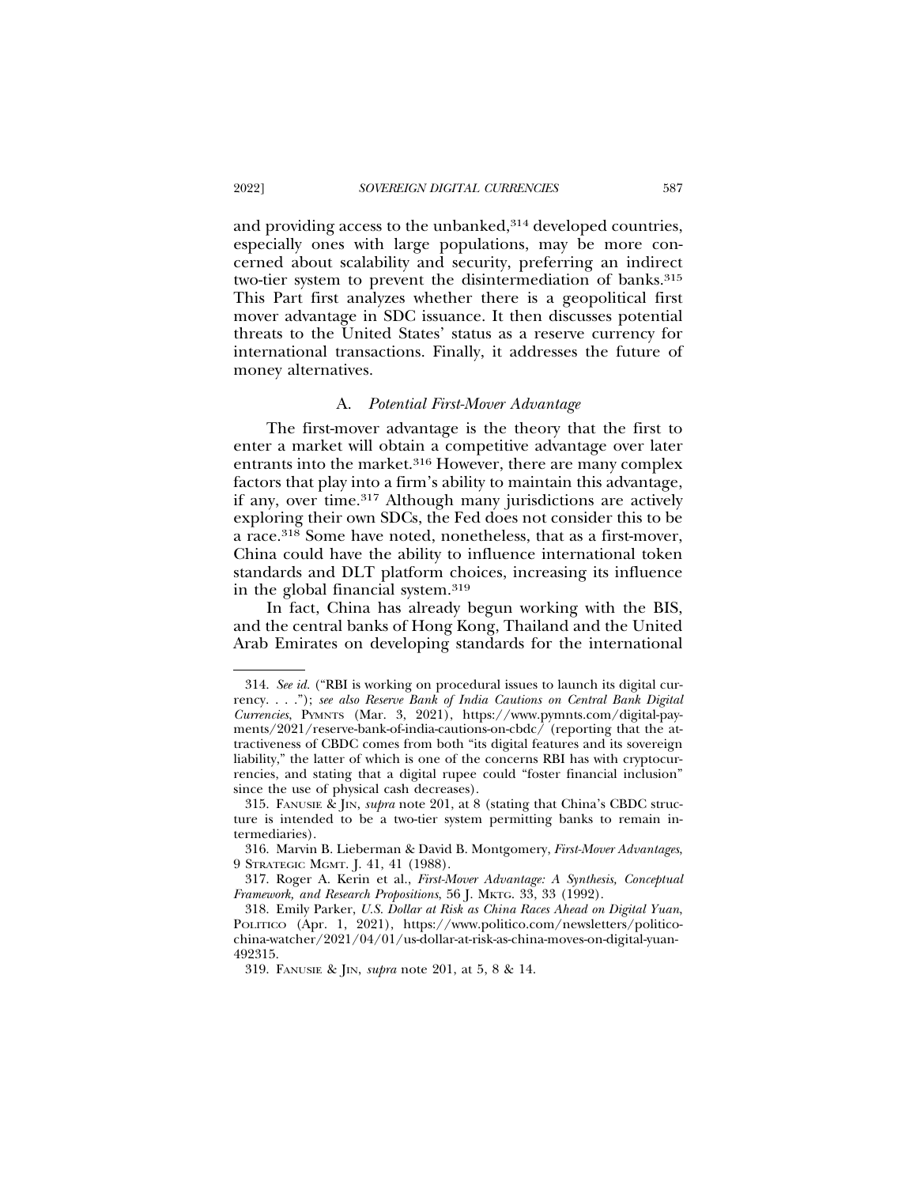and providing access to the unbanked,[314] developed countries, especially ones with large populations, may be more concerned about scalability and security, preferring an indirect two-tier system to prevent the disintermediation of banks.[315] This Part first analyzes whether there is a geopolitical first mover advantage in SDC issuance. It then discusses potential threats to the United States' status as a reserve currency for international transactions. Finally, it addresses the future of money alternatives.

### A. *Potential First-Mover Advantage*

The first-mover advantage is the theory that the first to enter a market will obtain a competitive advantage over later entrants into the market.[316] However, there are many complex factors that play into a firm's ability to maintain this advantage, if any, over time.[317] Although many jurisdictions are actively exploring their own SDCs, the Fed does not consider this to be a race.[318] Some have noted, nonetheless, that as a first-mover, China could have the ability to influence international token standards and DLT platform choices, increasing its influence in the global financial system.[319]

In fact, China has already begun working with the BIS, and the central banks of Hong Kong, Thailand and the United Arab Emirates on developing standards for the international

---

314. *See id.* ("RBI is working on procedural issues to launch its digital currency. . . ."); *see also Reserve Bank of India Cautions on Central Bank Digital Currencies*, PYMNTS (Mar. 3, 2021), https://www.pymnts.com/digital-payments/2021/reserve-bank-of-india-cautions-on-cbdc/ (reporting that the attractiveness of CBDC comes from both "its digital features and its sovereign liability," the latter of which is one of the concerns RBI has with cryptocurrencies, and stating that a digital rupee could "foster financial inclusion" since the use of physical cash decreases).

315. FANUSIE & JIN, *supra* note 201, at 8 (stating that China's CBDC structure is intended to be a two-tier system permitting banks to remain intermediaries).

316. Marvin B. Lieberman & David B. Montgomery, *First-Mover Advantages*, 9 STRATEGIC MGMT. J. 41, 41 (1988).

317. Roger A. Kerin et al., *First-Mover Advantage: A Synthesis, Conceptual Framework, and Research Propositions*, 56 J. MKTG. 33, 33 (1992).

318. Emily Parker, *U.S. Dollar at Risk as China Races Ahead on Digital Yuan*, POLITICO (Apr. 1, 2021), https://www.politico.com/newsletters/politico-china-watcher/2021/04/01/us-dollar-at-risk-as-china-moves-on-digital-yuan-492315.

319. FANUSIE & JIN, *supra* note 201, at 5, 8 & 14.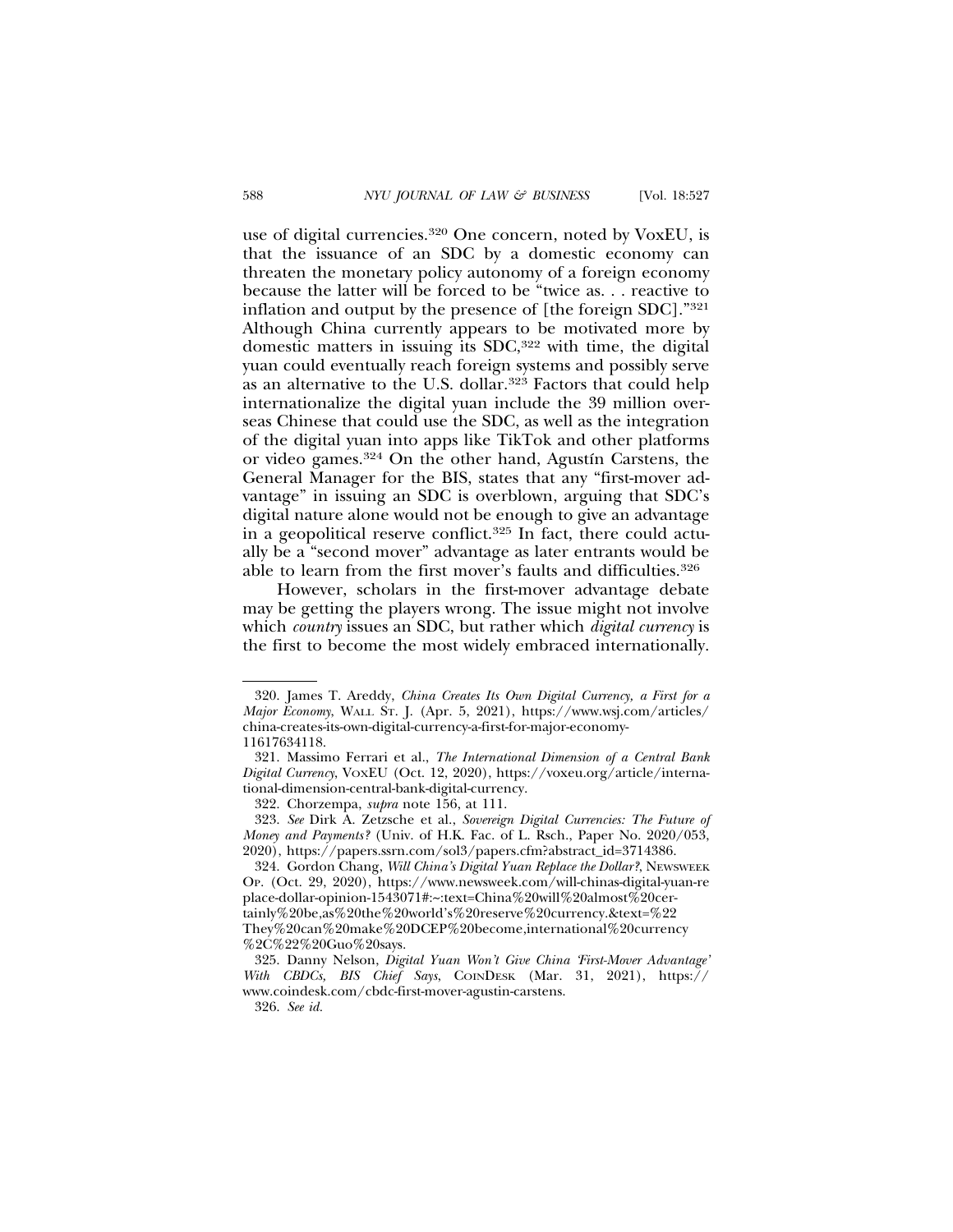use of digital currencies.[320] One concern, noted by VoxEU, is that the issuance of an SDC by a domestic economy can threaten the monetary policy autonomy of a foreign economy because the latter will be forced to be "twice as. . . reactive to inflation and output by the presence of [the foreign SDC]."[321] Although China currently appears to be motivated more by domestic matters in issuing its SDC,[322] with time, the digital yuan could eventually reach foreign systems and possibly serve as an alternative to the U.S. dollar.[323] Factors that could help internationalize the digital yuan include the 39 million overseas Chinese that could use the SDC, as well as the integration of the digital yuan into apps like TikTok and other platforms or video games.[324] On the other hand, Agustín Carstens, the General Manager for the BIS, states that any "first-mover advantage" in issuing an SDC is overblown, arguing that SDC's digital nature alone would not be enough to give an advantage in a geopolitical reserve conflict.[325] In fact, there could actually be a "second mover" advantage as later entrants would be able to learn from the first mover's faults and difficulties.[326]

However, scholars in the first-mover advantage debate may be getting the players wrong. The issue might not involve which *country* issues an SDC, but rather which *digital currency* is the first to become the most widely embraced internationally.

---

320. James T. Areddy, *China Creates Its Own Digital Currency, a First for a Major Economy*, WALL ST. J. (Apr. 5, 2021), https://www.wsj.com/articles/china-creates-its-own-digital-currency-a-first-for-major-economy-11617634118.

321. Massimo Ferrari et al., *The International Dimension of a Central Bank Digital Currency*, VOXEU (Oct. 12, 2020), https://voxeu.org/article/international-dimension-central-bank-digital-currency.

322. Chorzempa, *supra* note 156, at 111.

323. *See* Dirk A. Zetzsche et al., *Sovereign Digital Currencies: The Future of Money and Payments?* (Univ. of H.K. Fac. of L. Rsch., Paper No. 2020/053, 2020), https://papers.ssrn.com/sol3/papers.cfm?abstract_id=3714386.

324. Gordon Chang, *Will China's Digital Yuan Replace the Dollar?*, NEWSWEEK OP. (Oct. 29, 2020), https://www.newsweek.com/will-chinas-digital-yuan-replace-dollar-opinion-1543071#:~:text=China%20will%20almost%20certainly%20be,as%20the%20world's%20reserve%20currency.&text=%22They%20can%20make%20DCEP%20become,international%20currency%2C%22%20Guo%20says.

325. Danny Nelson, *Digital Yuan Won't Give China 'First-Mover Advantage' With CBDCs, BIS Chief Says*, COINDESK (Mar. 31, 2021), https://www.coindesk.com/cbdc-first-mover-agustin-carstens.

326. *See id.*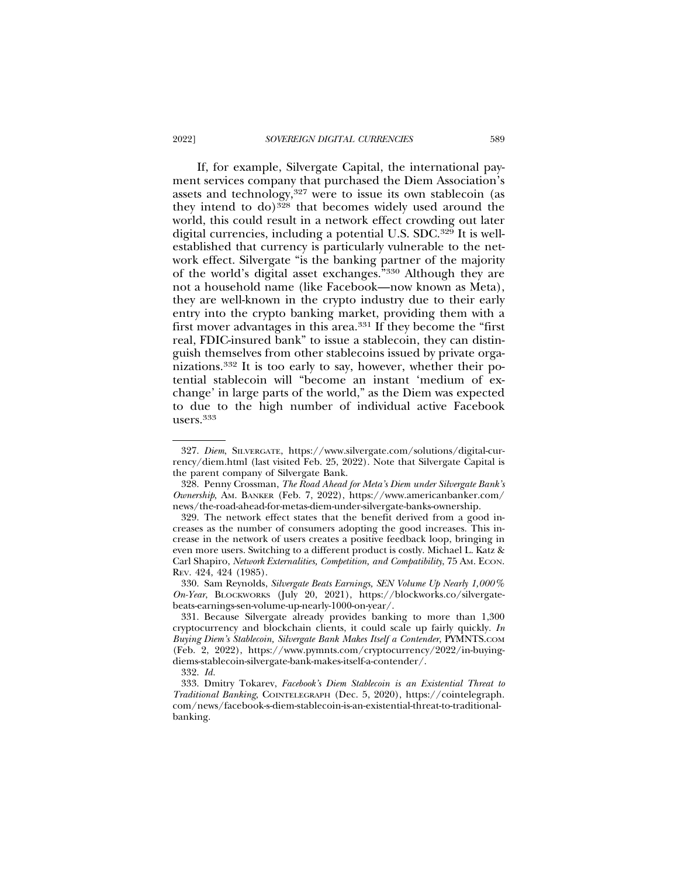If, for example, Silvergate Capital, the international payment services company that purchased the Diem Association's assets and technology,[327] were to issue its own stablecoin (as they intend to do)[328] that becomes widely used around the world, this could result in a network effect crowding out later digital currencies, including a potential U.S. SDC.[329] It is well-established that currency is particularly vulnerable to the network effect. Silvergate "is the banking partner of the majority of the world's digital asset exchanges."[330] Although they are not a household name (like Facebook—now known as Meta), they are well-known in the crypto industry due to their early entry into the crypto banking market, providing them with a first mover advantages in this area.[331] If they become the "first real, FDIC-insured bank" to issue a stablecoin, they can distinguish themselves from other stablecoins issued by private organizations.[332] It is too early to say, however, whether their potential stablecoin will "become an instant 'medium of exchange' in large parts of the world," as the Diem was expected to due to the high number of individual active Facebook users.[333]

---

327. *Diem*, SILVERGATE, https://www.silvergate.com/solutions/digital-currency/diem.html (last visited Feb. 25, 2022). Note that Silvergate Capital is the parent company of Silvergate Bank.

328. Penny Crossman, *The Road Ahead for Meta's Diem under Silvergate Bank's Ownership*, AM. BANKER (Feb. 7, 2022), https://www.americanbanker.com/news/the-road-ahead-for-metas-diem-under-silvergate-banks-ownership.

329. The network effect states that the benefit derived from a good increases as the number of consumers adopting the good increases. This increase in the network of users creates a positive feedback loop, bringing in even more users. Switching to a different product is costly. Michael L. Katz & Carl Shapiro, *Network Externalities, Competition, and Compatibility*, 75 AM. ECON. REV. 424, 424 (1985).

330. Sam Reynolds, *Silvergate Beats Earnings, SEN Volume Up Nearly 1,000% On-Year*, BLOCKWORKS (July 20, 2021), https://blockworks.co/silvergate-beats-earnings-sen-volume-up-nearly-1000-on-year/.

331. Because Silvergate already provides banking to more than 1,300 cryptocurrency and blockchain clients, it could scale up fairly quickly. *In Buying Diem's Stablecoin, Silvergate Bank Makes Itself a Contender*, PYMNTS.COM (Feb. 2, 2022), https://www.pymnts.com/cryptocurrency/2022/in-buying-diems-stablecoin-silvergate-bank-makes-itself-a-contender/.

332. *Id.*

333. Dmitry Tokarev, *Facebook's Diem Stablecoin is an Existential Threat to Traditional Banking*, COINTELEGRAPH (Dec. 5, 2020), https://cointelegraph.com/news/facebook-s-diem-stablecoin-is-an-existential-threat-to-traditional-banking.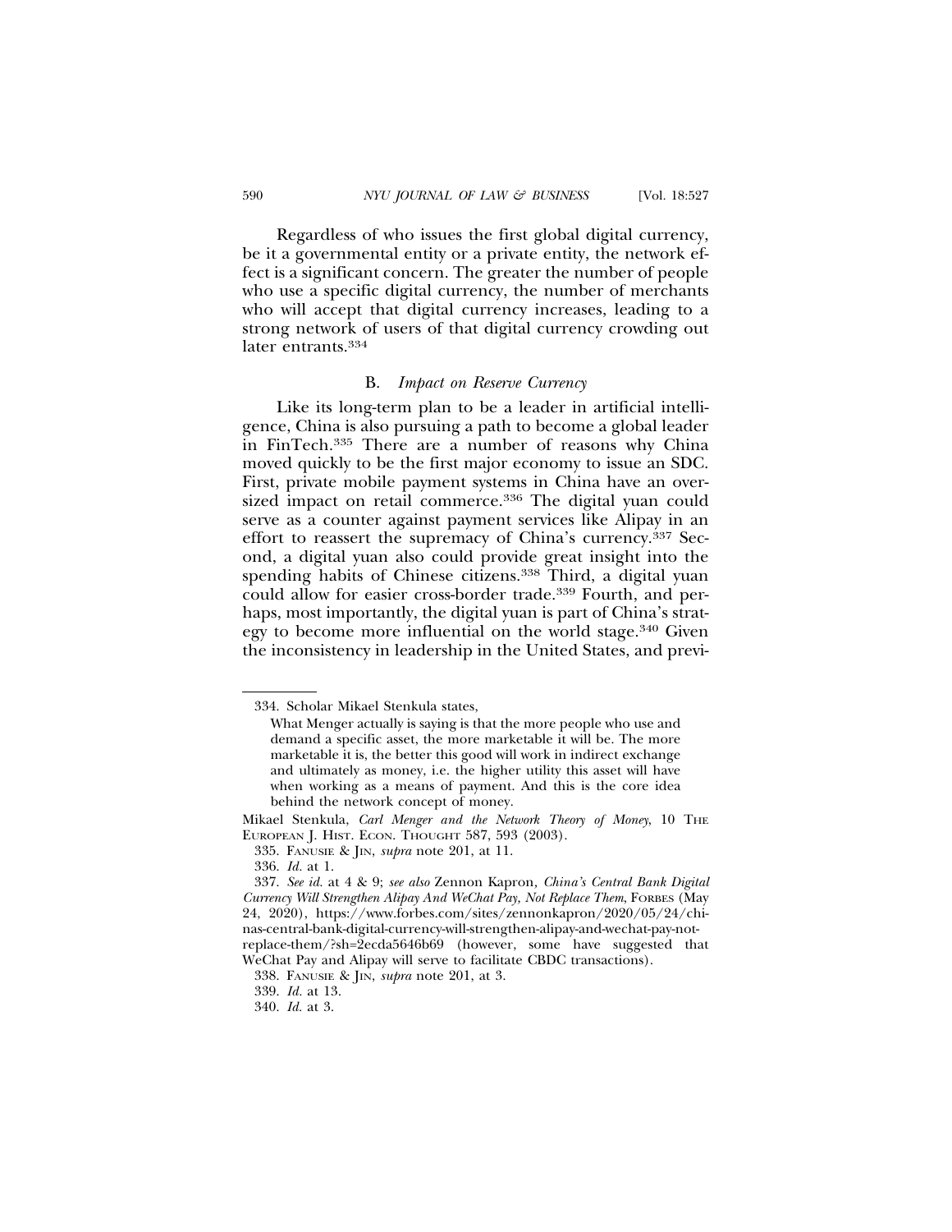Regardless of who issues the first global digital currency, be it a governmental entity or a private entity, the network effect is a significant concern. The greater the number of people who use a specific digital currency, the number of merchants who will accept that digital currency increases, leading to a strong network of users of that digital currency crowding out later entrants.[334]

## B. *Impact on Reserve Currency*

Like its long-term plan to be a leader in artificial intelligence, China is also pursuing a path to become a global leader in FinTech.[335] There are a number of reasons why China moved quickly to be the first major economy to issue an SDC. First, private mobile payment systems in China have an oversized impact on retail commerce.[336] The digital yuan could serve as a counter against payment services like Alipay in an effort to reassert the supremacy of China's currency.[337] Second, a digital yuan also could provide great insight into the spending habits of Chinese citizens.[338] Third, a digital yuan could allow for easier cross-border trade.[339] Fourth, and perhaps, most importantly, the digital yuan is part of China's strategy to become more influential on the world stage.[340] Given the inconsistency in leadership in the United States, and previ-

---

334. Scholar Mikael Stenkula states,

> What Menger actually is saying is that the more people who use and demand a specific asset, the more marketable it will be. The more marketable it is, the better this good will work in indirect exchange and ultimately as money, i.e. the higher utility this asset will have when working as a means of payment. And this is the core idea behind the network concept of money.

Mikael Stenkula, *Carl Menger and the Network Theory of Money*, 10 THE EUROPEAN J. HIST. ECON. THOUGHT 587, 593 (2003).

335. FANUSIE & JIN, *supra* note 201, at 11.

336. *Id.* at 1.

337. *See id.* at 4 & 9; *see also* Zennon Kapron, *China's Central Bank Digital Currency Will Strengthen Alipay And WeChat Pay, Not Replace Them*, FORBES (May 24, 2020), https://www.forbes.com/sites/zennonkapron/2020/05/24/chinas-central-bank-digital-currency-will-strengthen-alipay-and-wechat-pay-not-replace-them/?sh=2ecda5646b69 (however, some have suggested that WeChat Pay and Alipay will serve to facilitate CBDC transactions).

338. FANUSIE & JIN, *supra* note 201, at 3.

339. *Id.* at 13.

340. *Id.* at 3.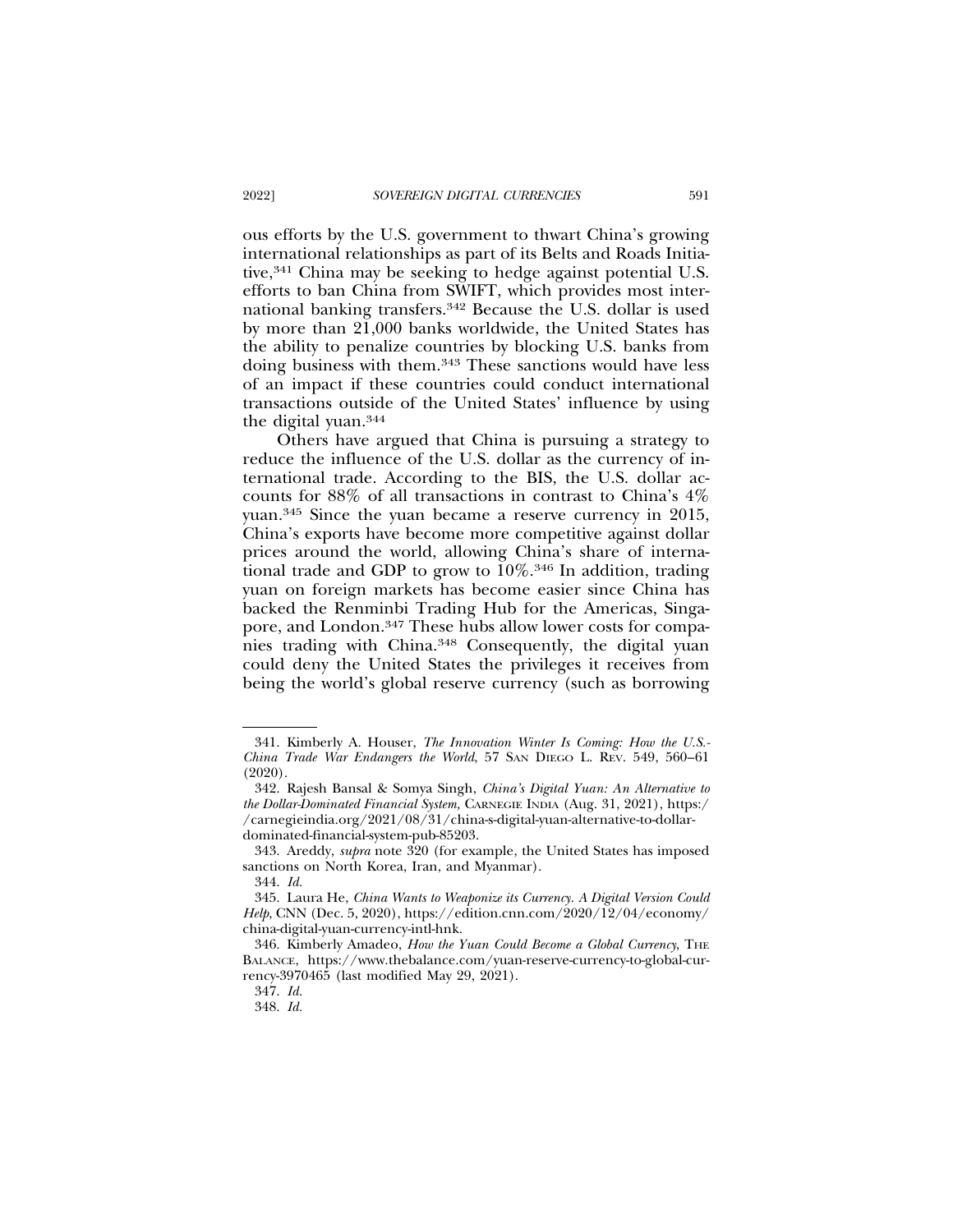ous efforts by the U.S. government to thwart China's growing international relationships as part of its Belts and Roads Initiative,[341] China may be seeking to hedge against potential U.S. efforts to ban China from SWIFT, which provides most international banking transfers.[342] Because the U.S. dollar is used by more than 21,000 banks worldwide, the United States has the ability to penalize countries by blocking U.S. banks from doing business with them.[343] These sanctions would have less of an impact if these countries could conduct international transactions outside of the United States' influence by using the digital yuan.[344]

Others have argued that China is pursuing a strategy to reduce the influence of the U.S. dollar as the currency of international trade. According to the BIS, the U.S. dollar accounts for 88% of all transactions in contrast to China's 4% yuan.[345] Since the yuan became a reserve currency in 2015, China's exports have become more competitive against dollar prices around the world, allowing China's share of international trade and GDP to grow to 10%.[346] In addition, trading yuan on foreign markets has become easier since China has backed the Renminbi Trading Hub for the Americas, Singapore, and London.[347] These hubs allow lower costs for companies trading with China.[348] Consequently, the digital yuan could deny the United States the privileges it receives from being the world's global reserve currency (such as borrowing

---

341. Kimberly A. Houser, *The Innovation Winter Is Coming: How the U.S.-China Trade War Endangers the World*, 57 SAN DIEGO L. REV. 549, 560–61 (2020).

342. Rajesh Bansal & Somya Singh, *China's Digital Yuan: An Alternative to the Dollar-Dominated Financial System*, CARNEGIE INDIA (Aug. 31, 2021), https://carnegieindia.org/2021/08/31/china-s-digital-yuan-alternative-to-dollar-dominated-financial-system-pub-85203.

343. Areddy, *supra* note 320 (for example, the United States has imposed sanctions on North Korea, Iran, and Myanmar).

344. *Id.*

345. Laura He, *China Wants to Weaponize its Currency. A Digital Version Could Help*, CNN (Dec. 5, 2020), https://edition.cnn.com/2020/12/04/economy/china-digital-yuan-currency-intl-hnk.

346. Kimberly Amadeo, *How the Yuan Could Become a Global Currency*, THE BALANCE, https://www.thebalance.com/yuan-reserve-currency-to-global-currency-3970465 (last modified May 29, 2021).

347. *Id.*

348. *Id.*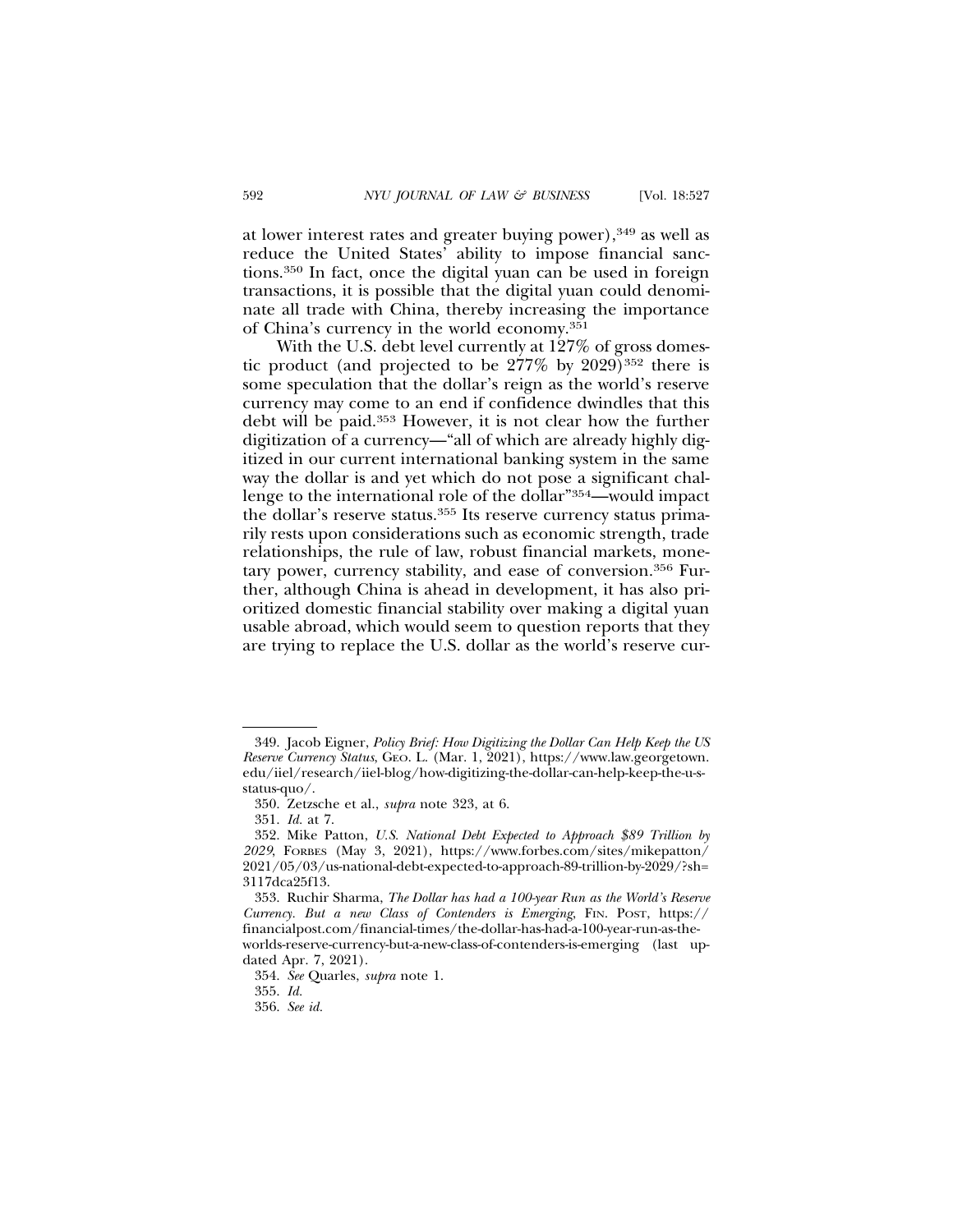at lower interest rates and greater buying power),[349] as well as reduce the United States' ability to impose financial sanctions.[350] In fact, once the digital yuan can be used in foreign transactions, it is possible that the digital yuan could denominate all trade with China, thereby increasing the importance of China's currency in the world economy.[351]

With the U.S. debt level currently at 127% of gross domestic product (and projected to be 277% by 2029)[352] there is some speculation that the dollar's reign as the world's reserve currency may come to an end if confidence dwindles that this debt will be paid.[353] However, it is not clear how the further digitization of a currency—"all of which are already highly digitized in our current international banking system in the same way the dollar is and yet which do not pose a significant challenge to the international role of the dollar"[354]—would impact the dollar's reserve status.[355] Its reserve currency status primarily rests upon considerations such as economic strength, trade relationships, the rule of law, robust financial markets, monetary power, currency stability, and ease of conversion.[356] Further, although China is ahead in development, it has also prioritized domestic financial stability over making a digital yuan usable abroad, which would seem to question reports that they are trying to replace the U.S. dollar as the world's reserve cur-

349. Jacob Eigner, *Policy Brief: How Digitizing the Dollar Can Help Keep the US Reserve Currency Status*, GEO. L. (Mar. 1, 2021), https://www.law.georgetown.edu/iiel/research/iiel-blog/how-digitizing-the-dollar-can-help-keep-the-u-s-status-quo/.

350. Zetzsche et al., *supra* note 323, at 6.

351. *Id.* at 7.

352. Mike Patton, *U.S. National Debt Expected to Approach $89 Trillion by 2029*, FORBES (May 3, 2021), https://www.forbes.com/sites/mikepatton/2021/05/03/us-national-debt-expected-to-approach-89-trillion-by-2029/?sh=3117dca25f13.

353. Ruchir Sharma, *The Dollar has had a 100-year Run as the World's Reserve Currency. But a new Class of Contenders is Emerging*, FIN. POST, https://financialpost.com/financial-times/the-dollar-has-had-a-100-year-run-as-the-worlds-reserve-currency-but-a-new-class-of-contenders-is-emerging (last updated Apr. 7, 2021).

354. *See* Quarles, *supra* note 1.

355. *Id.*

356. *See id.*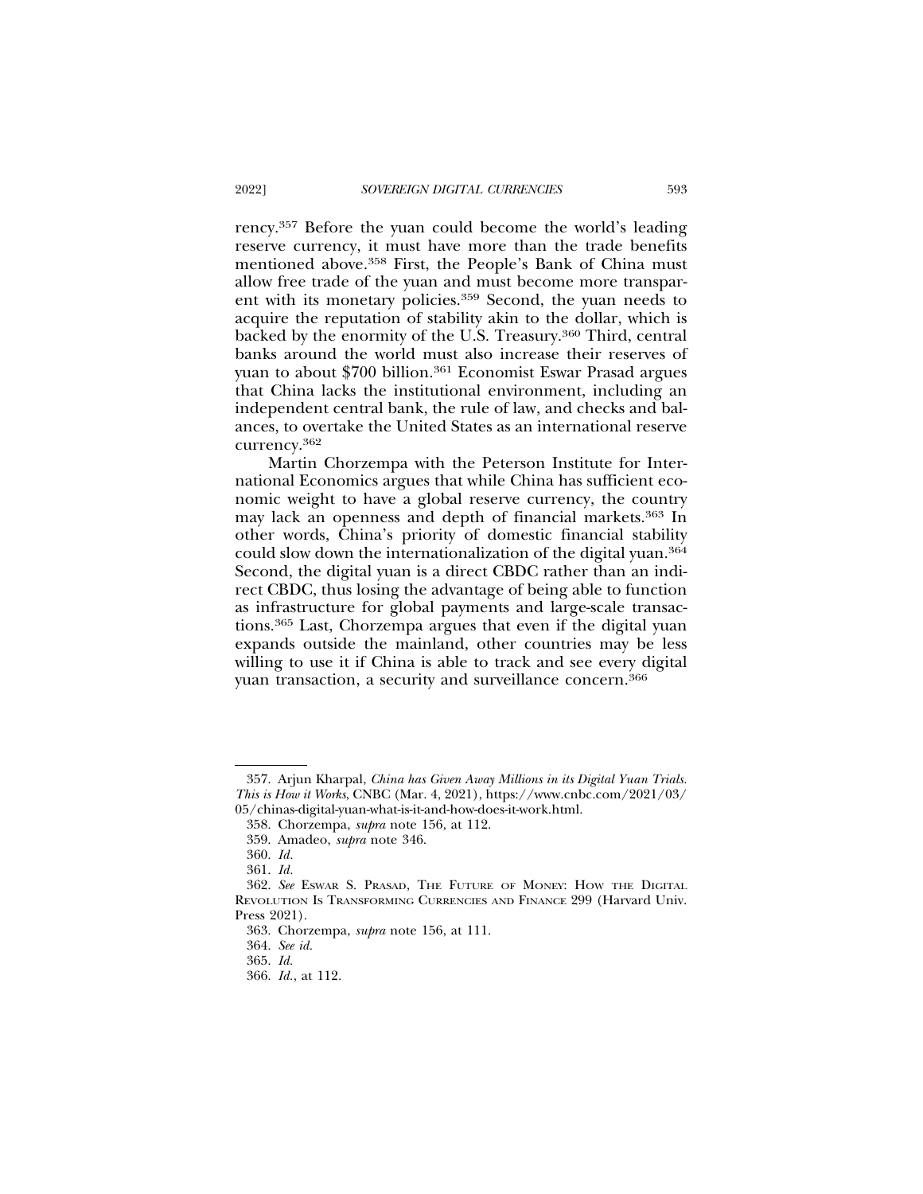rency.[357] Before the yuan could become the world's leading reserve currency, it must have more than the trade benefits mentioned above.[358] First, the People's Bank of China must allow free trade of the yuan and must become more transparent with its monetary policies.[359] Second, the yuan needs to acquire the reputation of stability akin to the dollar, which is backed by the enormity of the U.S. Treasury.[360] Third, central banks around the world must also increase their reserves of yuan to about $700 billion.[361] Economist Eswar Prasad argues that China lacks the institutional environment, including an independent central bank, the rule of law, and checks and balances, to overtake the United States as an international reserve currency.[362]

Martin Chorzempa with the Peterson Institute for International Economics argues that while China has sufficient economic weight to have a global reserve currency, the country may lack an openness and depth of financial markets.[363] In other words, China's priority of domestic financial stability could slow down the internationalization of the digital yuan.[364] Second, the digital yuan is a direct CBDC rather than an indirect CBDC, thus losing the advantage of being able to function as infrastructure for global payments and large-scale transactions.[365] Last, Chorzempa argues that even if the digital yuan expands outside the mainland, other countries may be less willing to use it if China is able to track and see every digital yuan transaction, a security and surveillance concern.[366]

---

357. Arjun Kharpal, *China has Given Away Millions in its Digital Yuan Trials. This is How it Works*, CNBC (Mar. 4, 2021), https://www.cnbc.com/2021/03/05/chinas-digital-yuan-what-is-it-and-how-does-it-work.html.

358. Chorzempa, *supra* note 156, at 112.

359. Amadeo, *supra* note 346.

360. *Id.*

361. *Id.*

362. *See* ESWAR S. PRASAD, THE FUTURE OF MONEY: HOW THE DIGITAL REVOLUTION IS TRANSFORMING CURRENCIES AND FINANCE 299 (Harvard Univ. Press 2021).

363. Chorzempa, *supra* note 156, at 111.

364. *See id.*

365. *Id.*

366. *Id.*, at 112.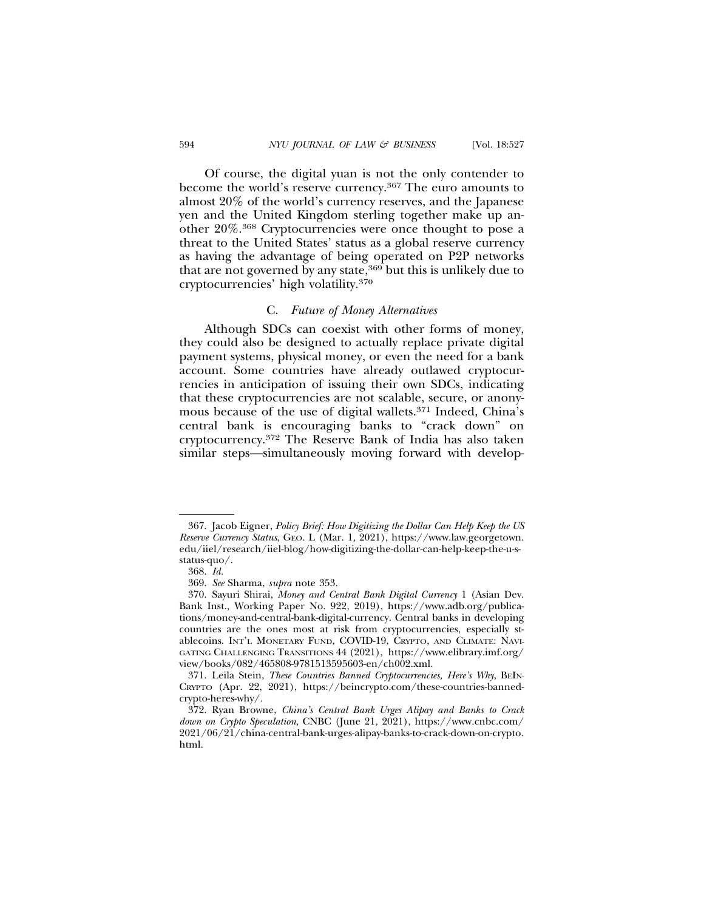Of course, the digital yuan is not the only contender to become the world's reserve currency.[367] The euro amounts to almost 20% of the world's currency reserves, and the Japanese yen and the United Kingdom sterling together make up another 20%.[368] Cryptocurrencies were once thought to pose a threat to the United States' status as a global reserve currency as having the advantage of being operated on P2P networks that are not governed by any state,[369] but this is unlikely due to cryptocurrencies' high volatility.[370]

### C. *Future of Money Alternatives*

Although SDCs can coexist with other forms of money, they could also be designed to actually replace private digital payment systems, physical money, or even the need for a bank account. Some countries have already outlawed cryptocurrencies in anticipation of issuing their own SDCs, indicating that these cryptocurrencies are not scalable, secure, or anonymous because of the use of digital wallets.[371] Indeed, China's central bank is encouraging banks to "crack down" on cryptocurrency.[372] The Reserve Bank of India has also taken similar steps—simultaneously moving forward with develop-

---

367. Jacob Eigner, *Policy Brief: How Digitizing the Dollar Can Help Keep the US Reserve Currency Status*, GEO. L (Mar. 1, 2021), https://www.law.georgetown.edu/iiel/research/iiel-blog/how-digitizing-the-dollar-can-help-keep-the-u-s-status-quo/.

368. *Id.*

369. *See* Sharma, *supra* note 353.

370. Sayuri Shirai, *Money and Central Bank Digital Currency* 1 (Asian Dev. Bank Inst., Working Paper No. 922, 2019), https://www.adb.org/publications/money-and-central-bank-digital-currency. Central banks in developing countries are the ones most at risk from cryptocurrencies, especially stablecoins. INT'L MONETARY FUND, COVID-19, CRYPTO, AND CLIMATE: NAVIGATING CHALLENGING TRANSITIONS 44 (2021), https://www.elibrary.imf.org/view/books/082/465808-9781513595603-en/ch002.xml.

371. Leila Stein, *These Countries Banned Cryptocurrencies, Here's Why*, BEINCRYPTO (Apr. 22, 2021), https://beincrypto.com/these-countries-banned-crypto-heres-why/.

372. Ryan Browne, *China's Central Bank Urges Alipay and Banks to Crack down on Crypto Speculation*, CNBC (June 21, 2021), https://www.cnbc.com/2021/06/21/china-central-bank-urges-alipay-banks-to-crack-down-on-crypto.html.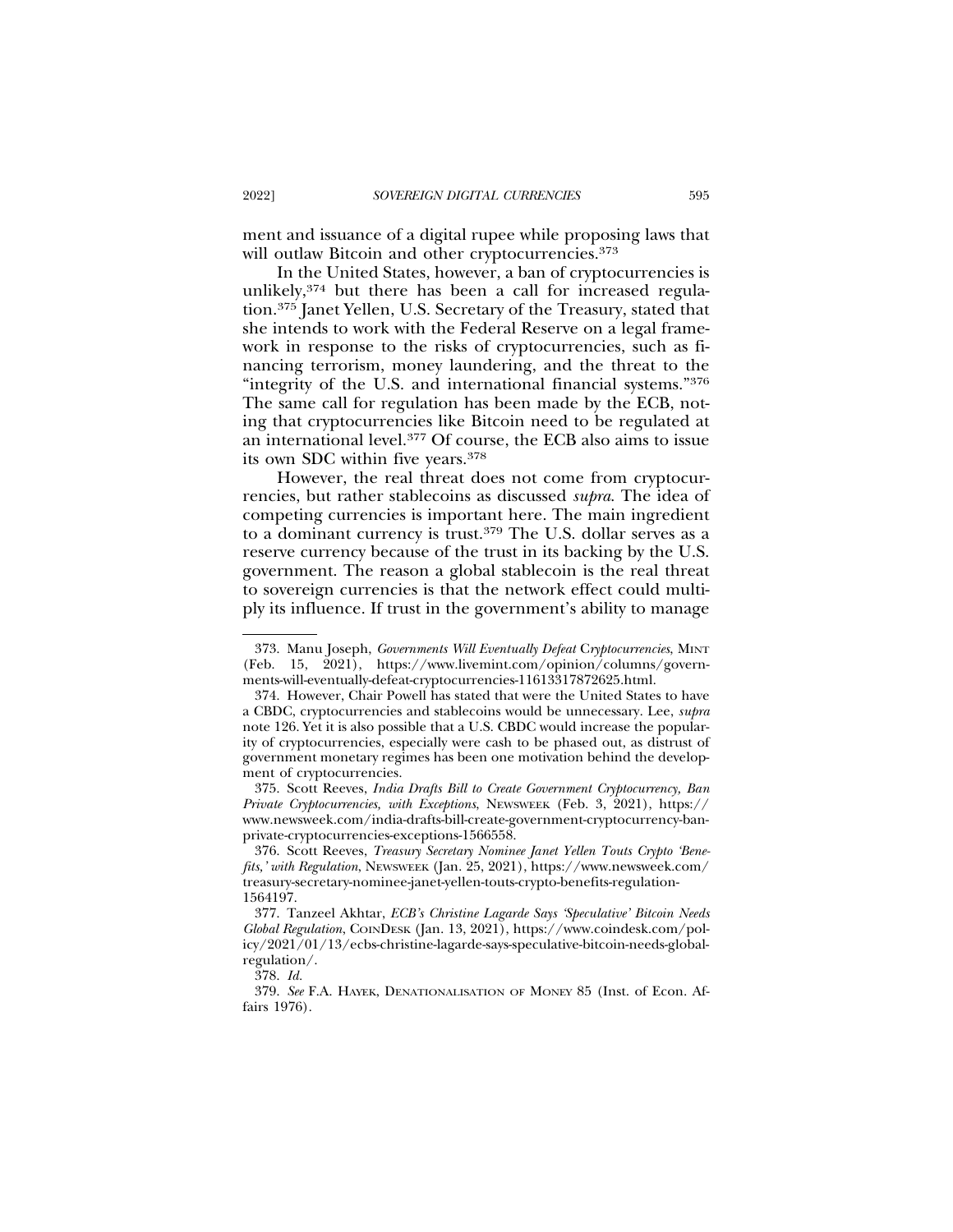ment and issuance of a digital rupee while proposing laws that will outlaw Bitcoin and other cryptocurrencies.[373]

In the United States, however, a ban of cryptocurrencies is unlikely,[374] but there has been a call for increased regulation.[375] Janet Yellen, U.S. Secretary of the Treasury, stated that she intends to work with the Federal Reserve on a legal framework in response to the risks of cryptocurrencies, such as financing terrorism, money laundering, and the threat to the "integrity of the U.S. and international financial systems."[376] The same call for regulation has been made by the ECB, noting that cryptocurrencies like Bitcoin need to be regulated at an international level.[377] Of course, the ECB also aims to issue its own SDC within five years.[378]

However, the real threat does not come from cryptocurrencies, but rather stablecoins as discussed *supra*. The idea of competing currencies is important here. The main ingredient to a dominant currency is trust.[379] The U.S. dollar serves as a reserve currency because of the trust in its backing by the U.S. government. The reason a global stablecoin is the real threat to sovereign currencies is that the network effect could multiply its influence. If trust in the government's ability to manage

---

373. Manu Joseph, *Governments Will Eventually Defeat Cryptocurrencies*, MINT (Feb. 15, 2021), https://www.livemint.com/opinion/columns/governments-will-eventually-defeat-cryptocurrencies-11613317872625.html.

374. However, Chair Powell has stated that were the United States to have a CBDC, cryptocurrencies and stablecoins would be unnecessary. Lee, *supra* note 126. Yet it is also possible that a U.S. CBDC would increase the popularity of cryptocurrencies, especially were cash to be phased out, as distrust of government monetary regimes has been one motivation behind the development of cryptocurrencies.

375. Scott Reeves, *India Drafts Bill to Create Government Cryptocurrency, Ban Private Cryptocurrencies, with Exceptions*, NEWSWEEK (Feb. 3, 2021), https://www.newsweek.com/india-drafts-bill-create-government-cryptocurrency-ban-private-cryptocurrencies-exceptions-1566558.

376. Scott Reeves, *Treasury Secretary Nominee Janet Yellen Touts Crypto 'Benefits,' with Regulation*, NEWSWEEK (Jan. 25, 2021), https://www.newsweek.com/treasury-secretary-nominee-janet-yellen-touts-crypto-benefits-regulation-1564197.

377. Tanzeel Akhtar, *ECB's Christine Lagarde Says 'Speculative' Bitcoin Needs Global Regulation*, COINDESK (Jan. 13, 2021), https://www.coindesk.com/policy/2021/01/13/ecbs-christine-lagarde-says-speculative-bitcoin-needs-global-regulation/.

378. *Id.*

379. *See* F.A. HAYEK, DENATIONALISATION OF MONEY 85 (Inst. of Econ. Affairs 1976).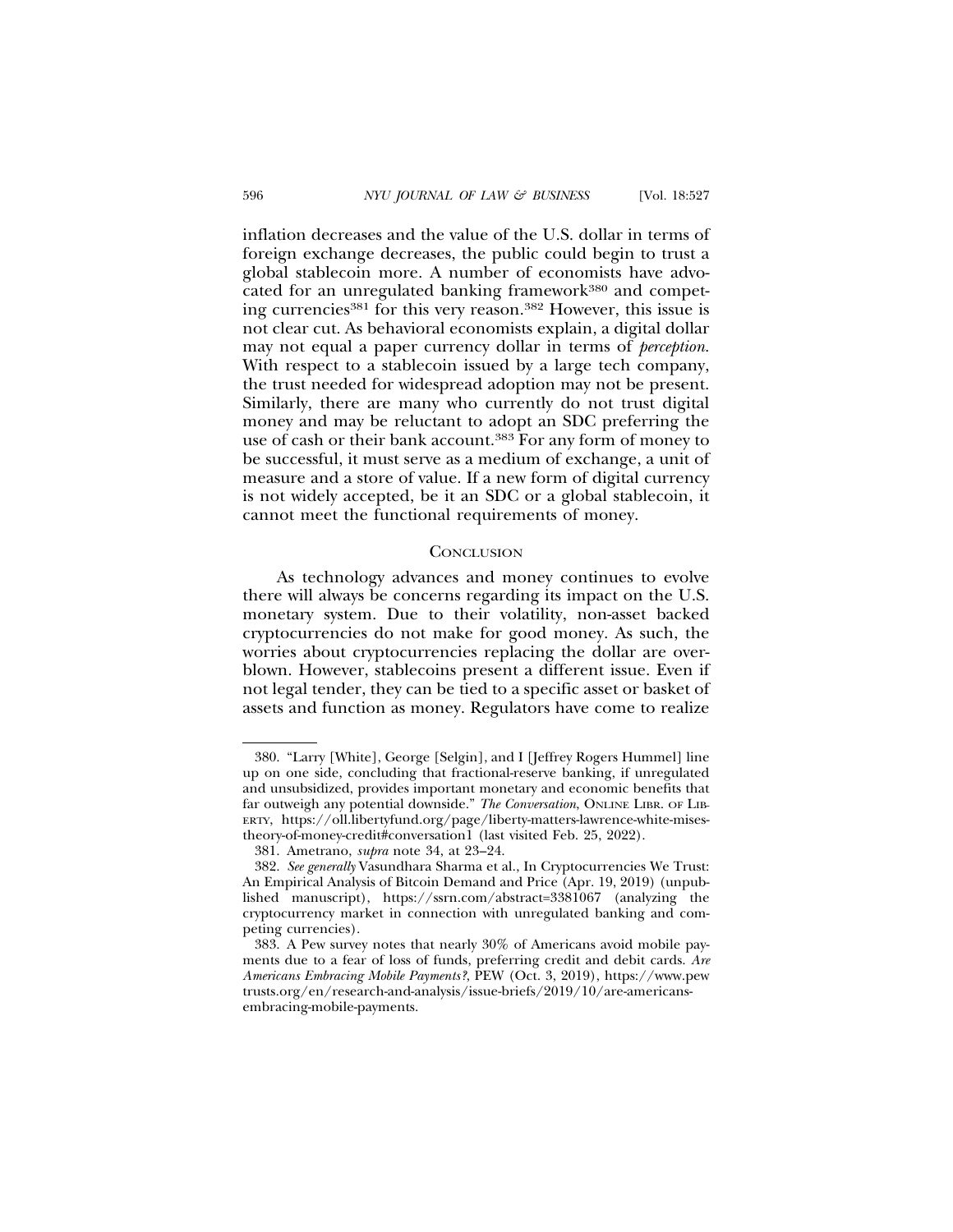inflation decreases and the value of the U.S. dollar in terms of foreign exchange decreases, the public could begin to trust a global stablecoin more. A number of economists have advocated for an unregulated banking framework[380] and competing currencies[381] for this very reason.[382] However, this issue is not clear cut. As behavioral economists explain, a digital dollar may not equal a paper currency dollar in terms of *perception*. With respect to a stablecoin issued by a large tech company, the trust needed for widespread adoption may not be present. Similarly, there are many who currently do not trust digital money and may be reluctant to adopt an SDC preferring the use of cash or their bank account.[383] For any form of money to be successful, it must serve as a medium of exchange, a unit of measure and a store of value. If a new form of digital currency is not widely accepted, be it an SDC or a global stablecoin, it cannot meet the functional requirements of money.

## CONCLUSION

As technology advances and money continues to evolve there will always be concerns regarding its impact on the U.S. monetary system. Due to their volatility, non-asset backed cryptocurrencies do not make for good money. As such, the worries about cryptocurrencies replacing the dollar are overblown. However, stablecoins present a different issue. Even if not legal tender, they can be tied to a specific asset or basket of assets and function as money. Regulators have come to realize

---

380. "Larry [White], George [Selgin], and I [Jeffrey Rogers Hummel] line up on one side, concluding that fractional-reserve banking, if unregulated and unsubsidized, provides important monetary and economic benefits that far outweigh any potential downside." *The Conversation*, ONLINE LIBR. OF LIBERTY, https://oll.libertyfund.org/page/liberty-matters-lawrence-white-mises-theory-of-money-credit#conversation1 (last visited Feb. 25, 2022).

381. Ametrano, *supra* note 34, at 23–24.

382. *See generally* Vasundhara Sharma et al., In Cryptocurrencies We Trust: An Empirical Analysis of Bitcoin Demand and Price (Apr. 19, 2019) (unpublished manuscript), https://ssrn.com/abstract=3381067 (analyzing the cryptocurrency market in connection with unregulated banking and competing currencies).

383. A Pew survey notes that nearly 30% of Americans avoid mobile payments due to a fear of loss of funds, preferring credit and debit cards. *Are Americans Embracing Mobile Payments?*, PEW (Oct. 3, 2019), https://www.pewtrusts.org/en/research-and-analysis/issue-briefs/2019/10/are-americans-embracing-mobile-payments.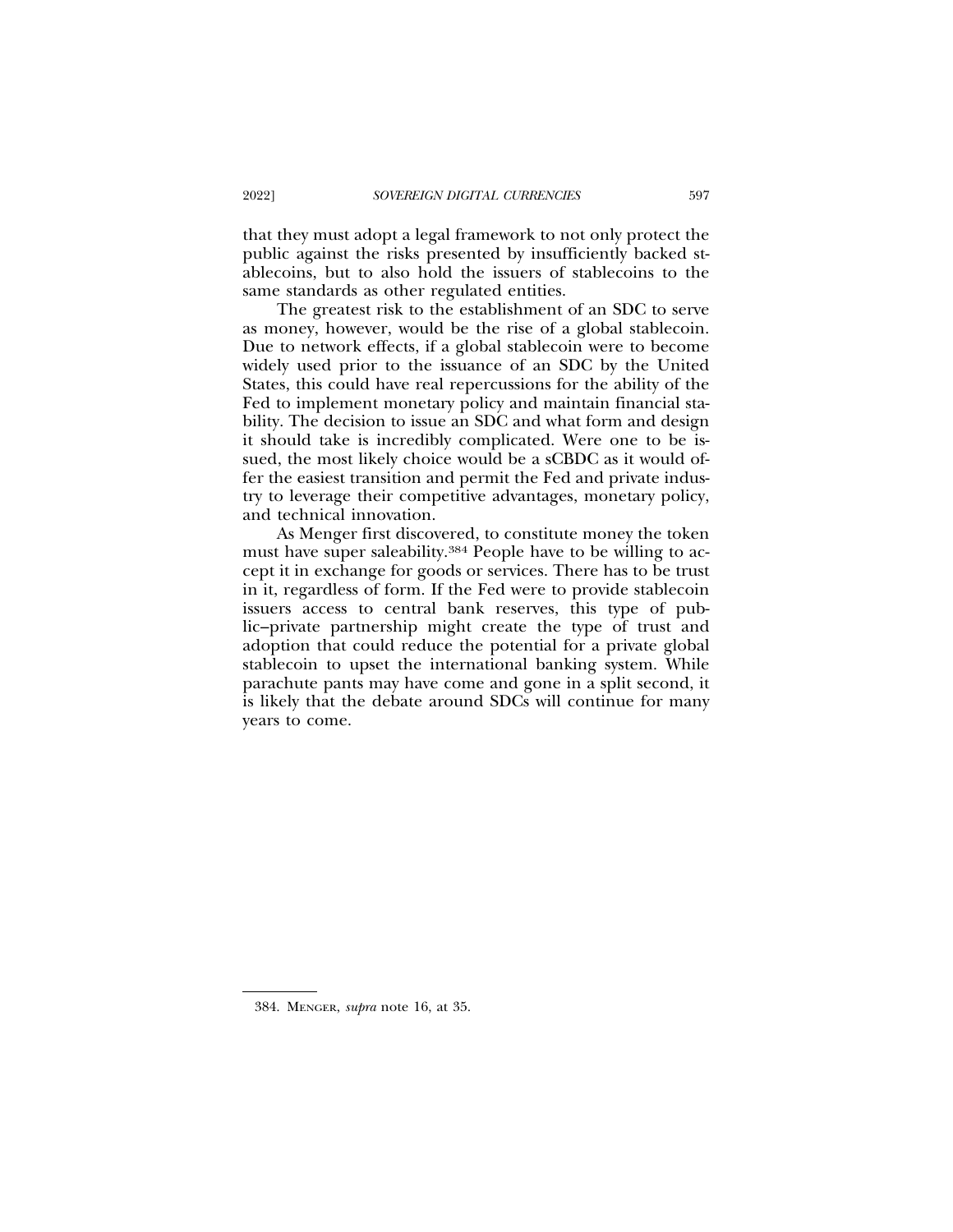that they must adopt a legal framework to not only protect the public against the risks presented by insufficiently backed stablecoins, but to also hold the issuers of stablecoins to the same standards as other regulated entities.

The greatest risk to the establishment of an SDC to serve as money, however, would be the rise of a global stablecoin. Due to network effects, if a global stablecoin were to become widely used prior to the issuance of an SDC by the United States, this could have real repercussions for the ability of the Fed to implement monetary policy and maintain financial stability. The decision to issue an SDC and what form and design it should take is incredibly complicated. Were one to be issued, the most likely choice would be a sCBDC as it would offer the easiest transition and permit the Fed and private industry to leverage their competitive advantages, monetary policy, and technical innovation.

As Menger first discovered, to constitute money the token must have super saleability.[384] People have to be willing to accept it in exchange for goods or services. There has to be trust in it, regardless of form. If the Fed were to provide stablecoin issuers access to central bank reserves, this type of public–private partnership might create the type of trust and adoption that could reduce the potential for a private global stablecoin to upset the international banking system. While parachute pants may have come and gone in a split second, it is likely that the debate around SDCs will continue for many years to come.

---

384. MENGER, *supra* note 16, at 35.